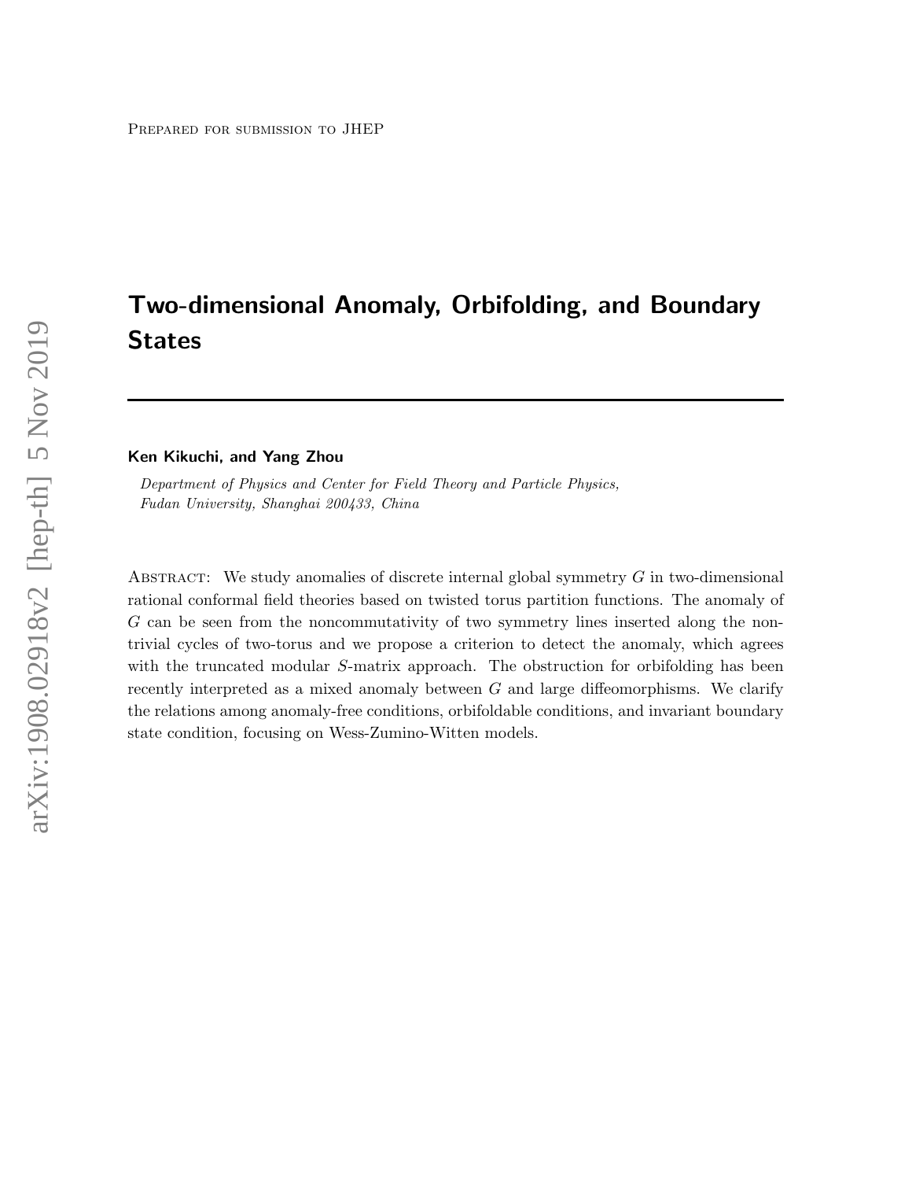Prepared for submission to JHEP

# Two-dimensional Anomaly, Orbifolding, and Boundary States

**Ken Kikuchi, and Yang Zhou**

*Department of Physics and Center for Field Theory and Particle Physics, Fudan University, Shanghai 200433, China*

Abstract: We study anomalies of discrete internal global symmetry $G$ in two-dimensional rational conformal field theories based on twisted torus partition functions. The anomaly of $G$ can be seen from the noncommutativity of two symmetry lines inserted along the nontrivial cycles of two-torus and we propose a criterion to detect the anomaly, which agrees with the truncated modular $S$-matrix approach. The obstruction for orbifolding has been recently interpreted as a mixed anomaly between $G$ and large diffeomorphisms. We clarify the relations among anomaly-free conditions, orbifoldable conditions, and invariant boundary state condition, focusing on Wess-Zumino-Witten models.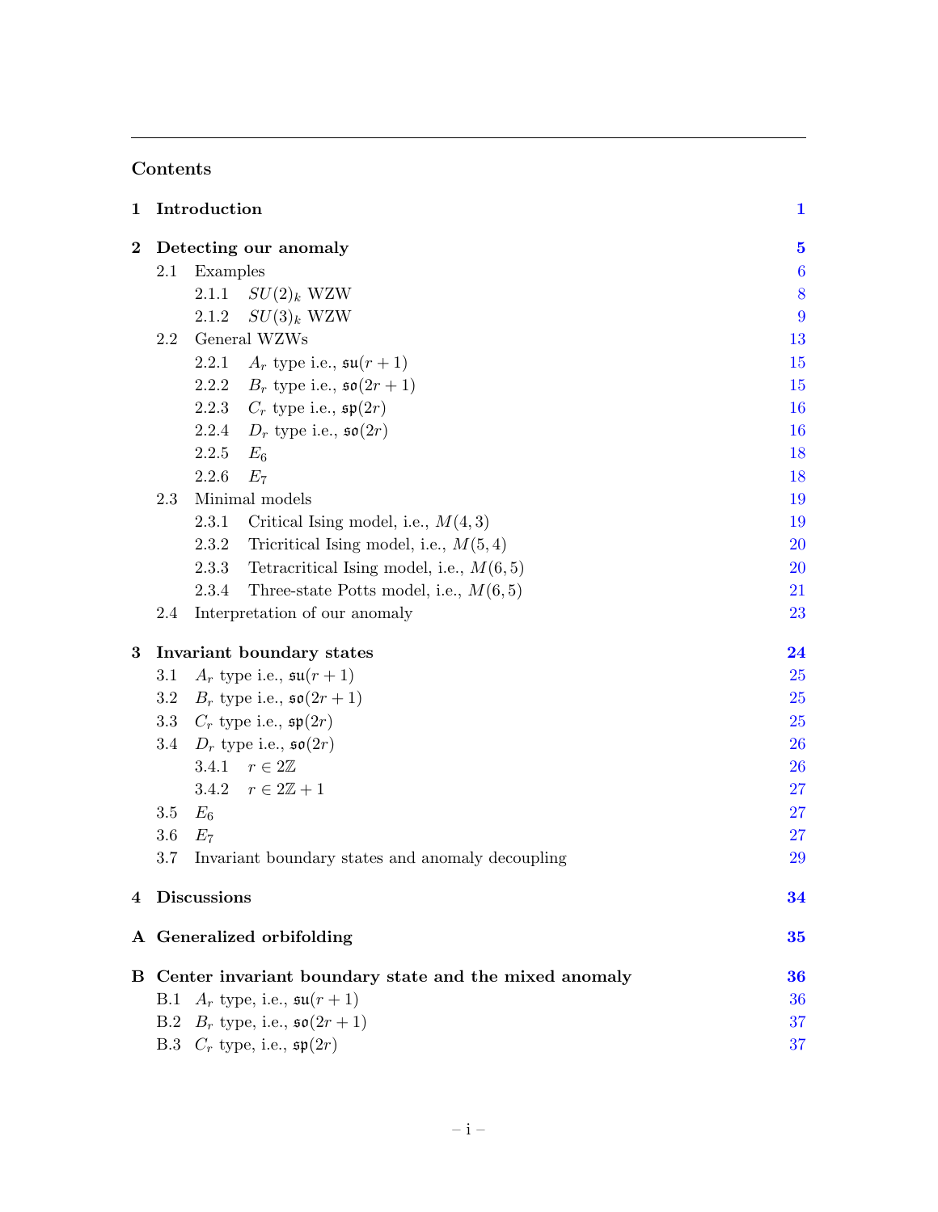## Contents

**1 Introduction** 1

**2 Detecting our anomaly** 5

- 2.1 Examples 6
  - 2.1.1 $SU(2)_k$ WZW 8
  - 2.1.2 $SU(3)_k$ WZW 9
- 2.2 General WZWs 13
  - 2.2.1 $A_r$ type i.e., $\mathfrak{su}(r+1)$ 15
  - 2.2.2 $B_r$ type i.e., $\mathfrak{so}(2r+1)$ 15
  - 2.2.3 $C_r$ type i.e., $\mathfrak{sp}(2r)$ 16
  - 2.2.4 $D_r$ type i.e., $\mathfrak{so}(2r)$ 16
  - 2.2.5 $E_6$ 18
  - 2.2.6 $E_7$ 18
- 2.3 Minimal models 19
  - 2.3.1 Critical Ising model, i.e., $M(4,3)$ 19
  - 2.3.2 Tricritical Ising model, i.e., $M(5,4)$ 20
  - 2.3.3 Tetracritical Ising model, i.e., $M(6,5)$ 20
  - 2.3.4 Three-state Potts model, i.e., $M(6,5)$ 21
- 2.4 Interpretation of our anomaly 23

**3 Invariant boundary states** 24

- 3.1 $A_r$ type i.e., $\mathfrak{su}(r+1)$ 25
- 3.2 $B_r$ type i.e., $\mathfrak{so}(2r+1)$ 25
- 3.3 $C_r$ type i.e., $\mathfrak{sp}(2r)$ 25
- 3.4 $D_r$ type i.e., $\mathfrak{so}(2r)$ 26
  - 3.4.1 $r \in 2\mathbb{Z}$ 26
  - 3.4.2 $r \in 2\mathbb{Z}+1$ 27
- 3.5 $E_6$ 27
- 3.6 $E_7$ 27
- 3.7 Invariant boundary states and anomaly decoupling 29

**4 Discussions** 34

**A Generalized orbifolding** 35

**B Center invariant boundary state and the mixed anomaly** 36

- B.1 $A_r$ type, i.e., $\mathfrak{su}(r+1)$ 36
- B.2 $B_r$ type, i.e., $\mathfrak{so}(2r+1)$ 37
- B.3 $C_r$ type, i.e., $\mathfrak{sp}(2r)$ 37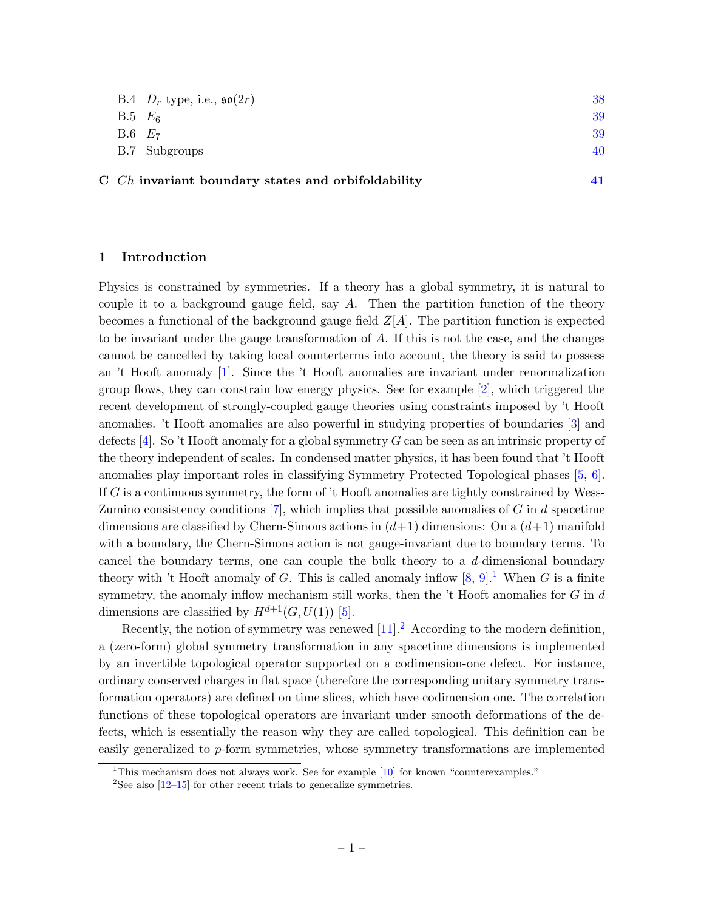B.4 $D_r$ type, i.e., $\mathfrak{so}(2r)$ 38

B.5 $E_6$ 39

B.6 $E_7$ 39

B.7 Subgroups 40

**C $Ch$ invariant boundary states and orbifoldability 41**

---

## 1 Introduction

Physics is constrained by symmetries. If a theory has a global symmetry, it is natural to couple it to a background gauge field, say $A$. Then the partition function of the theory becomes a functional of the background gauge field $Z[A]$. The partition function is expected to be invariant under the gauge transformation of $A$. If this is not the case, and the changes cannot be cancelled by taking local counterterms into account, the theory is said to possess an 't Hooft anomaly [1]. Since the 't Hooft anomalies are invariant under renormalization group flows, they can constrain low energy physics. See for example [2], which triggered the recent development of strongly-coupled gauge theories using constraints imposed by 't Hooft anomalies. 't Hooft anomalies are also powerful in studying properties of boundaries [3] and defects [4]. So 't Hooft anomaly for a global symmetry $G$ can be seen as an intrinsic property of the theory independent of scales. In condensed matter physics, it has been found that 't Hooft anomalies play important roles in classifying Symmetry Protected Topological phases [5, 6]. If $G$ is a continuous symmetry, the form of 't Hooft anomalies are tightly constrained by Wess-Zumino consistency conditions [7], which implies that possible anomalies of $G$ in $d$ spacetime dimensions are classified by Chern-Simons actions in $(d+1)$ dimensions: On a $(d+1)$ manifold with a boundary, the Chern-Simons action is not gauge-invariant due to boundary terms. To cancel the boundary terms, one can couple the bulk theory to a $d$-dimensional boundary theory with 't Hooft anomaly of $G$. This is called anomaly inflow [8, 9].[1] When $G$ is a finite symmetry, the anomaly inflow mechanism still works, then the 't Hooft anomalies for $G$ in $d$ dimensions are classified by $H^{d+1}(G, U(1))$ [5].

Recently, the notion of symmetry was renewed [11].[2] According to the modern definition, a (zero-form) global symmetry transformation in any spacetime dimensions is implemented by an invertible topological operator supported on a codimension-one defect. For instance, ordinary conserved charges in flat space (therefore the corresponding unitary symmetry transformation operators) are defined on time slices, which have codimension one. The correlation functions of these topological operators are invariant under smooth deformations of the defects, which is essentially the reason why they are called topological. This definition can be easily generalized to $p$-form symmetries, whose symmetry transformations are implemented

---

[1] This mechanism does not always work. See for example [10] for known "counterexamples."

[2] See also [12–15] for other recent trials to generalize symmetries.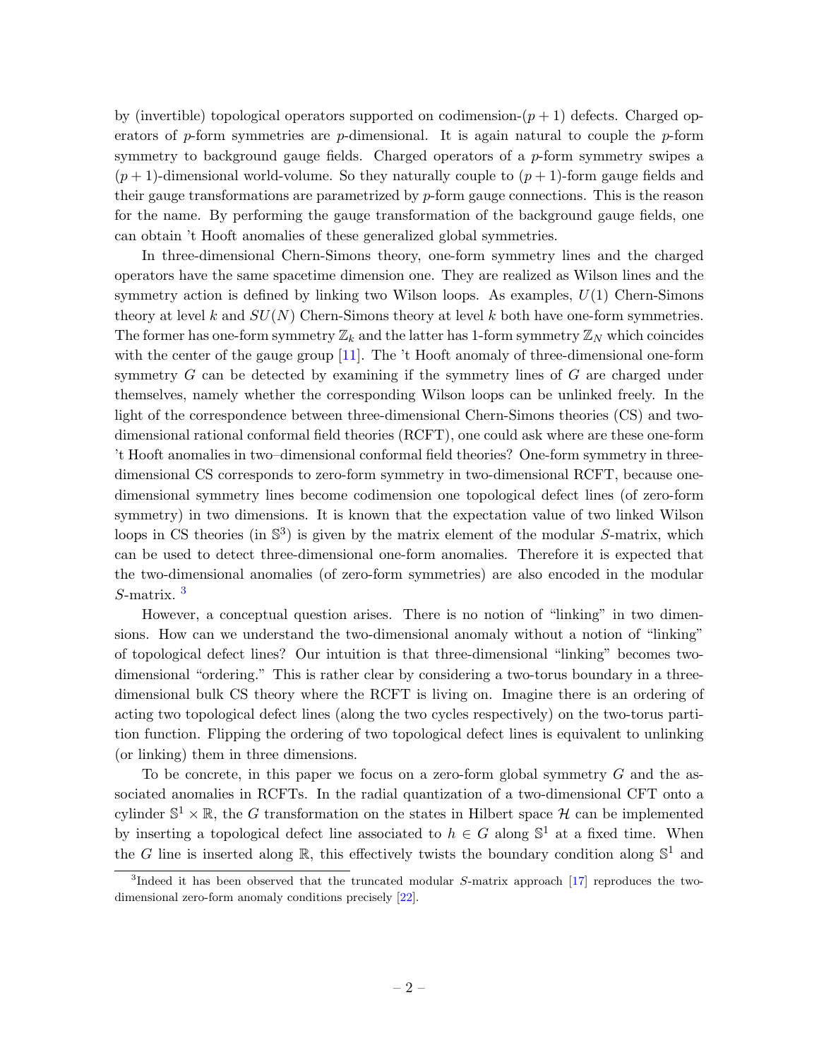by (invertible) topological operators supported on codimension-$(p+1)$ defects. Charged operators of $p$-form symmetries are $p$-dimensional. It is again natural to couple the $p$-form symmetry to background gauge fields. Charged operators of a $p$-form symmetry swipes a $(p+1)$-dimensional world-volume. So they naturally couple to $(p+1)$-form gauge fields and their gauge transformations are parametrized by $p$-form gauge connections. This is the reason for the name. By performing the gauge transformation of the background gauge fields, one can obtain 't Hooft anomalies of these generalized global symmetries.

In three-dimensional Chern-Simons theory, one-form symmetry lines and the charged operators have the same spacetime dimension one. They are realized as Wilson lines and the symmetry action is defined by linking two Wilson loops. As examples, $U(1)$ Chern-Simons theory at level $k$ and $SU(N)$ Chern-Simons theory at level $k$ both have one-form symmetries. The former has one-form symmetry $\mathbb{Z}_k$ and the latter has 1-form symmetry $\mathbb{Z}_N$ which coincides with the center of the gauge group [11]. The 't Hooft anomaly of three-dimensional one-form symmetry $G$ can be detected by examining if the symmetry lines of $G$ are charged under themselves, namely whether the corresponding Wilson loops can be unlinked freely. In the light of the correspondence between three-dimensional Chern-Simons theories (CS) and two-dimensional rational conformal field theories (RCFT), one could ask where are these one-form 't Hooft anomalies in two–dimensional conformal field theories? One-form symmetry in three-dimensional CS corresponds to zero-form symmetry in two-dimensional RCFT, because one-dimensional symmetry lines become codimension one topological defect lines (of zero-form symmetry) in two dimensions. It is known that the expectation value of two linked Wilson loops in CS theories (in $\mathbb{S}^3$) is given by the matrix element of the modular $S$-matrix, which can be used to detect three-dimensional one-form anomalies. Therefore it is expected that the two-dimensional anomalies (of zero-form symmetries) are also encoded in the modular $S$-matrix. [3]

However, a conceptual question arises. There is no notion of "linking" in two dimensions. How can we understand the two-dimensional anomaly without a notion of "linking" of topological defect lines? Our intuition is that three-dimensional "linking" becomes two-dimensional "ordering." This is rather clear by considering a two-torus boundary in a three-dimensional bulk CS theory where the RCFT is living on. Imagine there is an ordering of acting two topological defect lines (along the two cycles respectively) on the two-torus partition function. Flipping the ordering of two topological defect lines is equivalent to unlinking (or linking) them in three dimensions.

To be concrete, in this paper we focus on a zero-form global symmetry $G$ and the associated anomalies in RCFTs. In the radial quantization of a two-dimensional CFT onto a cylinder $\mathbb{S}^1 \times \mathbb{R}$, the $G$ transformation on the states in Hilbert space $\mathcal{H}$ can be implemented by inserting a topological defect line associated to $h \in G$ along $\mathbb{S}^1$ at a fixed time. When the $G$ line is inserted along $\mathbb{R}$, this effectively twists the boundary condition along $\mathbb{S}^1$ and

[3] Indeed it has been observed that the truncated modular $S$-matrix approach [17] reproduces the two-dimensional zero-form anomaly conditions precisely [22].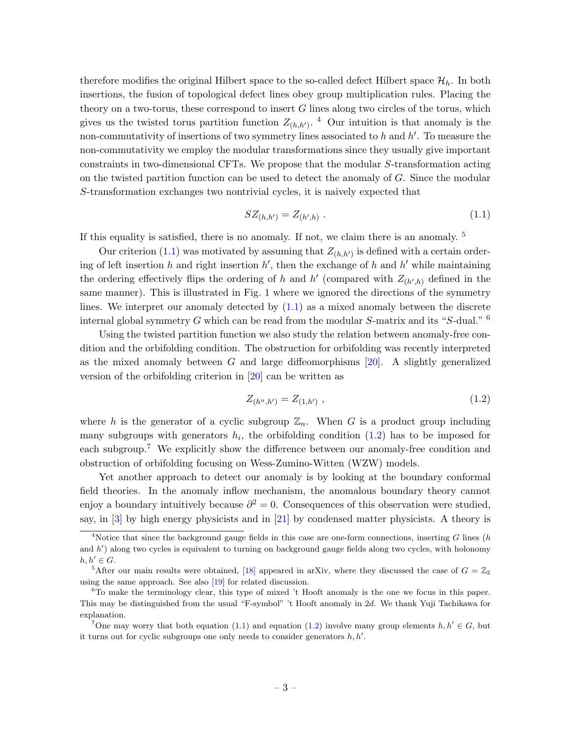therefore modifies the original Hilbert space to the so-called defect Hilbert space $\mathcal{H}_h$. In both insertions, the fusion of topological defect lines obey group multiplication rules. Placing the theory on a two-torus, these correspond to insert $G$ lines along two circles of the torus, which gives us the twisted torus partition function $Z_{(h,h')}$. [4] Our intuition is that anomaly is the non-commutativity of insertions of two symmetry lines associated to $h$ and $h'$. To measure the non-commutativity we employ the modular transformations since they usually give important constraints in two-dimensional CFTs. We propose that the modular $S$-transformation acting on the twisted partition function can be used to detect the anomaly of $G$. Since the modular $S$-transformation exchanges two nontrivial cycles, it is naively expected that

$$SZ_{(h,h')} = Z_{(h',h)} \ . \tag{1.1}$$

If this equality is satisfied, there is no anomaly. If not, we claim there is an anomaly. [5]

Our criterion (1.1) was motivated by assuming that $Z_{(h,h')}$ is defined with a certain ordering of left insertion $h$ and right insertion $h'$, then the exchange of $h$ and $h'$ while maintaining the ordering effectively flips the ordering of $h$ and $h'$ (compared with $Z_{(h',h)}$ defined in the same manner). This is illustrated in Fig. 1 where we ignored the directions of the symmetry lines. We interpret our anomaly detected by (1.1) as a mixed anomaly between the discrete internal global symmetry $G$ which can be read from the modular $S$-matrix and its "$S$-dual." [6]

Using the twisted partition function we also study the relation between anomaly-free condition and the orbifolding condition. The obstruction for orbifolding was recently interpreted as the mixed anomaly between $G$ and large diffeomorphisms [20]. A slightly generalized version of the orbifolding criterion in [20] can be written as

$$Z_{(h^n,h')} = Z_{(1,h')} \ , \tag{1.2}$$

where $h$ is the generator of a cyclic subgroup $\mathbb{Z}_n$. When $G$ is a product group including many subgroups with generators $h_i$, the orbifolding condition (1.2) has to be imposed for each subgroup.[7] We explicitly show the difference between our anomaly-free condition and obstruction of orbifolding focusing on Wess-Zumino-Witten (WZW) models.

Yet another approach to detect our anomaly is by looking at the boundary conformal field theories. In the anomaly inflow mechanism, the anomalous boundary theory cannot enjoy a boundary intuitively because $\partial^2 = 0$. Consequences of this observation were studied, say, in [3] by high energy physicists and in [21] by condensed matter physicists. A theory is

---

[4] Notice that since the background gauge fields in this case are one-form connections, inserting $G$ lines ($h$ and $h'$) along two cycles is equivalent to turning on background gauge fields along two cycles, with holonomy $h, h' \in G$.

[5] After our main results were obtained, [18] appeared in arXiv, where they discussed the case of $G = \mathbb{Z}_2$ using the same approach. See also [19] for related discussion.

[6] To make the terminology clear, this type of mixed 't Hooft anomaly is the one we focus in this paper. This may be distinguished from the usual "F-symbol" 't Hooft anomaly in $2d$. We thank Yuji Tachikawa for explanation.

[7] One may worry that both equation (1.1) and equation (1.2) involve many group elements $h, h' \in G$, but it turns out for cyclic subgroups one only needs to consider generators $h, h'$.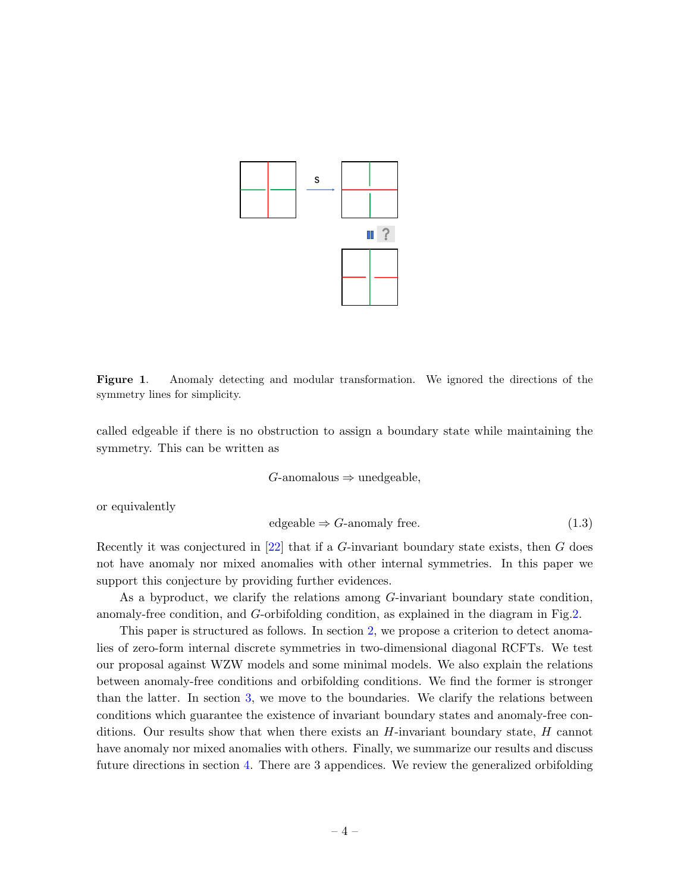Figure 1. Anomaly detecting and modular transformation. We ignored the directions of the symmetry lines for simplicity.

called edgeable if there is no obstruction to assign a boundary state while maintaining the symmetry. This can be written as

$$G\text{-anomalous} \Rightarrow \text{unedgeable},$$

or equivalently

$$\text{edgeable} \Rightarrow G\text{-anomaly free.} \tag{1.3}$$

Recently it was conjectured in [22] that if a $G$-invariant boundary state exists, then $G$ does not have anomaly nor mixed anomalies with other internal symmetries. In this paper we support this conjecture by providing further evidences.

As a byproduct, we clarify the relations among $G$-invariant boundary state condition, anomaly-free condition, and $G$-orbifolding condition, as explained in the diagram in Fig.2.

This paper is structured as follows. In section 2, we propose a criterion to detect anomalies of zero-form internal discrete symmetries in two-dimensional diagonal RCFTs. We test our proposal against WZW models and some minimal models. We also explain the relations between anomaly-free conditions and orbifolding conditions. We find the former is stronger than the latter. In section 3, we move to the boundaries. We clarify the relations between conditions which guarantee the existence of invariant boundary states and anomaly-free conditions. Our results show that when there exists an $H$-invariant boundary state, $H$ cannot have anomaly nor mixed anomalies with others. Finally, we summarize our results and discuss future directions in section 4. There are 3 appendices. We review the generalized orbifolding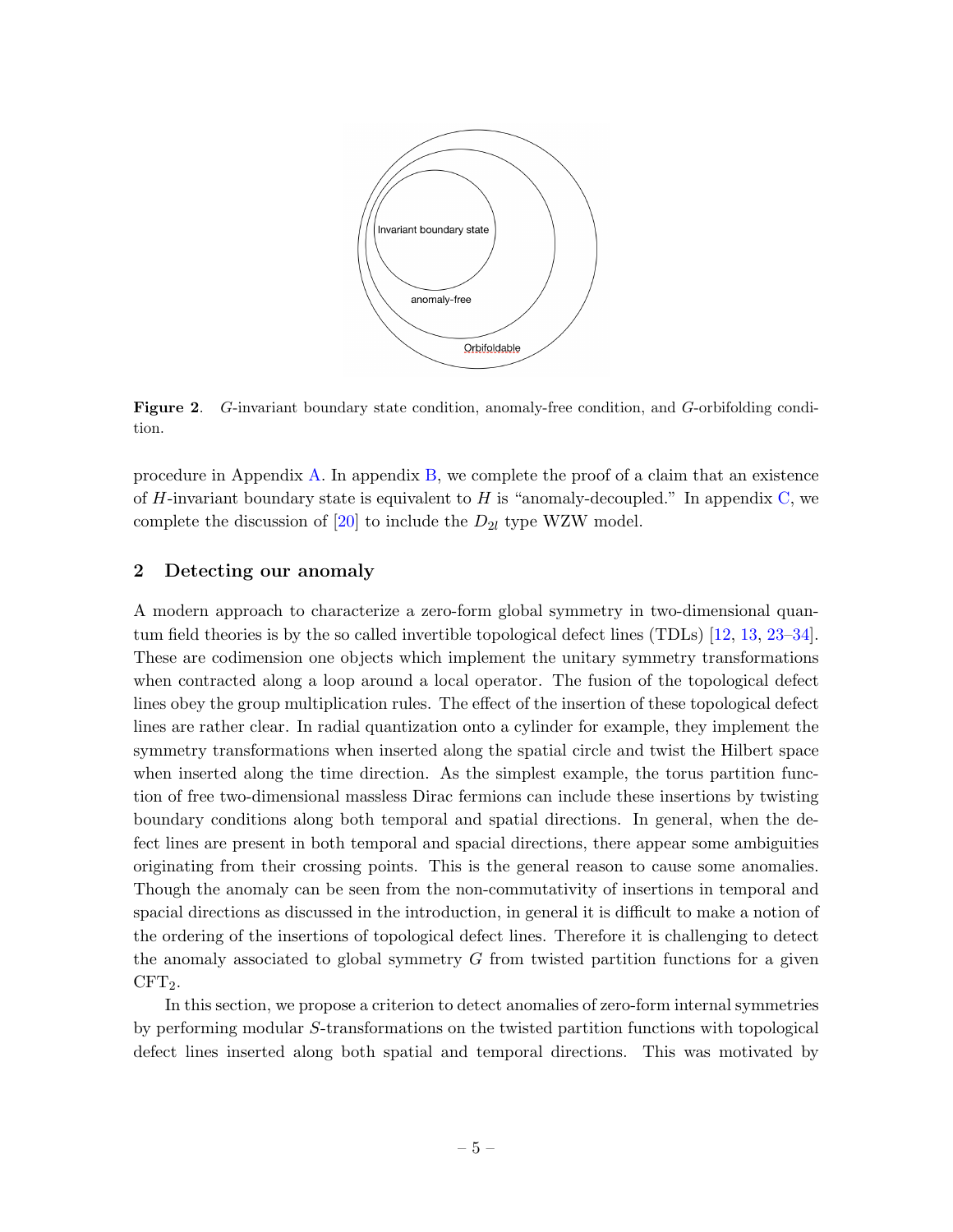Figure 2. $G$-invariant boundary state condition, anomaly-free condition, and $G$-orbifolding condition.

procedure in Appendix A. In appendix B, we complete the proof of a claim that an existence of $H$-invariant boundary state is equivalent to $H$ is "anomaly-decoupled." In appendix C, we complete the discussion of [20] to include the $D_{2l}$ type WZW model.

## 2 Detecting our anomaly

A modern approach to characterize a zero-form global symmetry in two-dimensional quantum field theories is by the so called invertible topological defect lines (TDLs) [12, 13, 23–34]. These are codimension one objects which implement the unitary symmetry transformations when contracted along a loop around a local operator. The fusion of the topological defect lines obey the group multiplication rules. The effect of the insertion of these topological defect lines are rather clear. In radial quantization onto a cylinder for example, they implement the symmetry transformations when inserted along the spatial circle and twist the Hilbert space when inserted along the time direction. As the simplest example, the torus partition function of free two-dimensional massless Dirac fermions can include these insertions by twisting boundary conditions along both temporal and spatial directions. In general, when the defect lines are present in both temporal and spacial directions, there appear some ambiguities originating from their crossing points. This is the general reason to cause some anomalies. Though the anomaly can be seen from the non-commutativity of insertions in temporal and spacial directions as discussed in the introduction, in general it is difficult to make a notion of the ordering of the insertions of topological defect lines. Therefore it is challenging to detect the anomaly associated to global symmetry $G$ from twisted partition functions for a given $\mathrm{CFT}_2$.

In this section, we propose a criterion to detect anomalies of zero-form internal symmetries by performing modular $S$-transformations on the twisted partition functions with topological defect lines inserted along both spatial and temporal directions. This was motivated by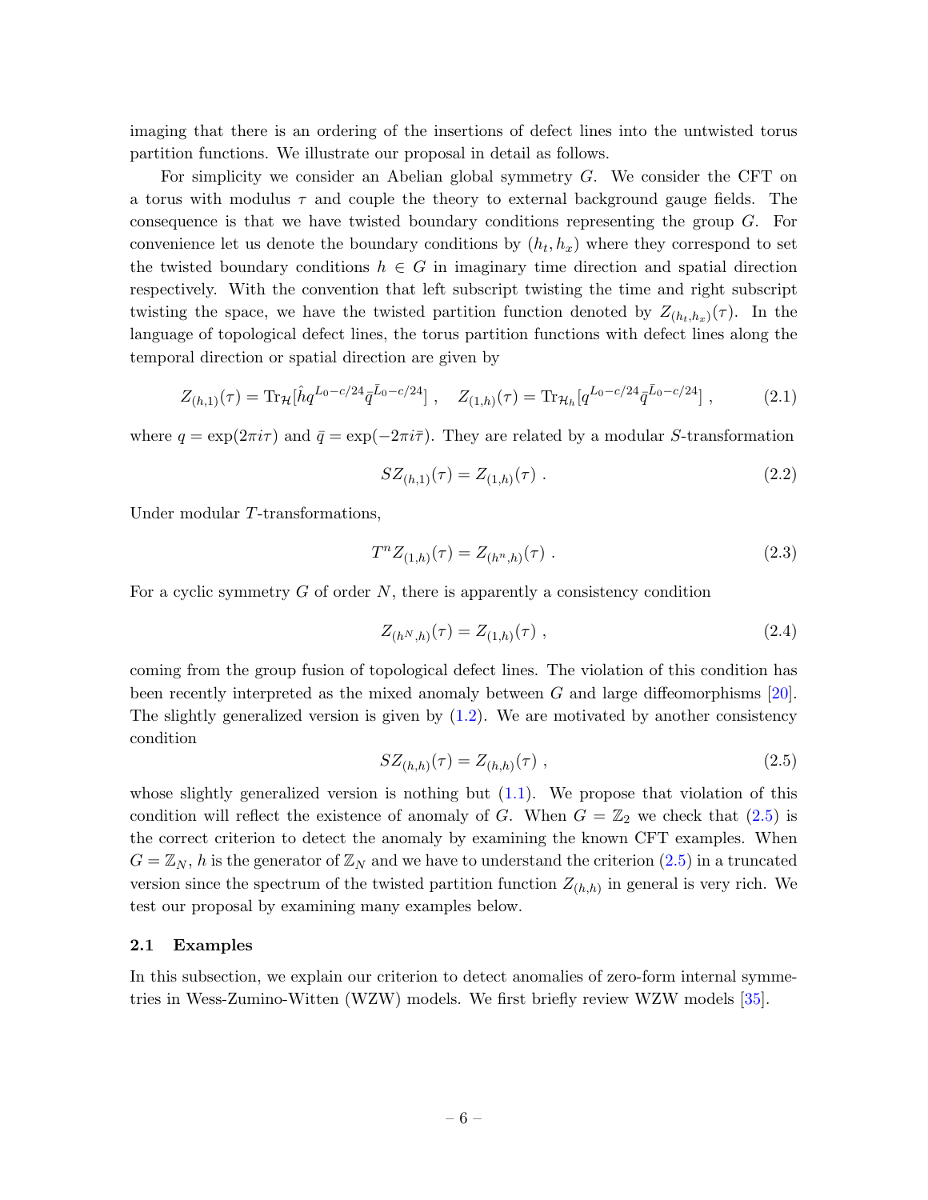imaging that there is an ordering of the insertions of defect lines into the untwisted torus partition functions. We illustrate our proposal in detail as follows.

For simplicity we consider an Abelian global symmetry $G$. We consider the CFT on a torus with modulus $\tau$ and couple the theory to external background gauge fields. The consequence is that we have twisted boundary conditions representing the group $G$. For convenience let us denote the boundary conditions by $(h_t, h_x)$ where they correspond to set the twisted boundary conditions $h \in G$ in imaginary time direction and spatial direction respectively. With the convention that left subscript twisting the time and right subscript twisting the space, we have the twisted partition function denoted by $Z_{(h_t,h_x)}(\tau)$. In the language of topological defect lines, the torus partition functions with defect lines along the temporal direction or spatial direction are given by

$$
Z_{(h,1)}(\tau) = \mathrm{Tr}_{\mathcal{H}}[\hat{h} q^{L_0 - c/24} \bar{q}^{\bar{L}_0 - c/24}] \ , \quad Z_{(1,h)}(\tau) = \mathrm{Tr}_{\mathcal{H}_h}[q^{L_0 - c/24} \bar{q}^{\bar{L}_0 - c/24}] \ , \tag{2.1}
$$

where $q = \exp(2\pi i \tau)$ and $\bar{q} = \exp(-2\pi i \bar{\tau})$. They are related by a modular $S$-transformation

$$
S Z_{(h,1)}(\tau) = Z_{(1,h)}(\tau) \ . \tag{2.2}
$$

Under modular $T$-transformations,

$$
T^n Z_{(1,h)}(\tau) = Z_{(h^n,h)}(\tau) \ . \tag{2.3}
$$

For a cyclic symmetry $G$ of order $N$, there is apparently a consistency condition

$$
Z_{(h^N,h)}(\tau) = Z_{(1,h)}(\tau) \ , \tag{2.4}
$$

coming from the group fusion of topological defect lines. The violation of this condition has been recently interpreted as the mixed anomaly between $G$ and large diffeomorphisms [20]. The slightly generalized version is given by (1.2). We are motivated by another consistency condition

$$
S Z_{(h,h)}(\tau) = Z_{(h,h)}(\tau) \ , \tag{2.5}
$$

whose slightly generalized version is nothing but (1.1). We propose that violation of this condition will reflect the existence of anomaly of $G$. When $G = \mathbb{Z}_2$ we check that (2.5) is the correct criterion to detect the anomaly by examining the known CFT examples. When $G = \mathbb{Z}_N$, $h$ is the generator of $\mathbb{Z}_N$ and we have to understand the criterion (2.5) in a truncated version since the spectrum of the twisted partition function $Z_{(h,h)}$ in general is very rich. We test our proposal by examining many examples below.

### 2.1 Examples

In this subsection, we explain our criterion to detect anomalies of zero-form internal symmetries in Wess-Zumino-Witten (WZW) models. We first briefly review WZW models [35].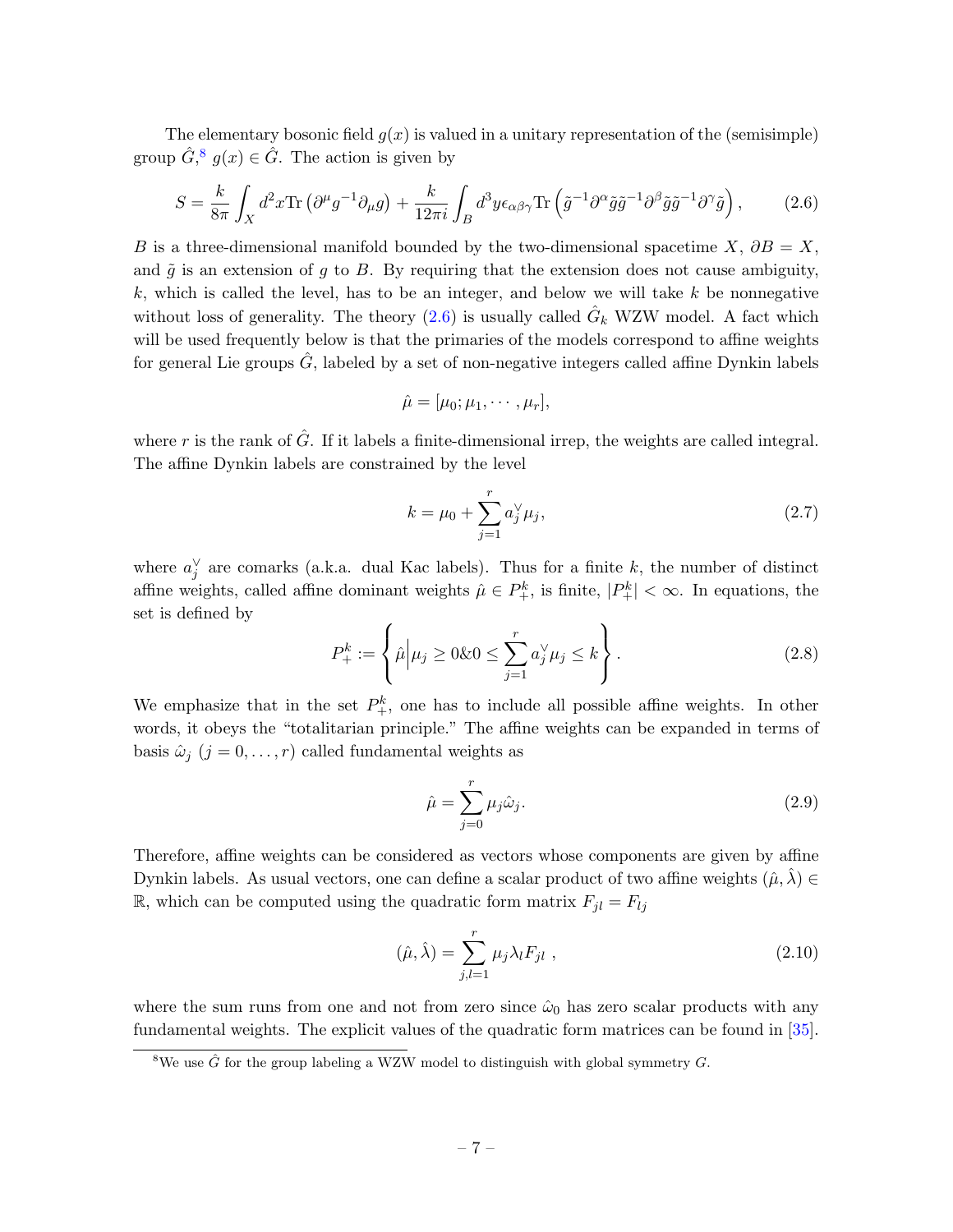The elementary bosonic field $g(x)$ is valued in a unitary representation of the (semisimple) group $\hat{G}$,[8] $g(x) \in \hat{G}$. The action is given by

$$S = \frac{k}{8\pi} \int_X d^2x \text{Tr} \left(\partial^\mu g^{-1} \partial_\mu g\right) + \frac{k}{12\pi i} \int_B d^3y \epsilon_{\alpha\beta\gamma} \text{Tr} \left(\tilde{g}^{-1} \partial^\alpha \tilde{g} \tilde{g}^{-1} \partial^\beta \tilde{g} \tilde{g}^{-1} \partial^\gamma \tilde{g}\right), \tag{2.6}$$

$B$ is a three-dimensional manifold bounded by the two-dimensional spacetime $X$, $\partial B = X$, and $\tilde{g}$ is an extension of $g$ to $B$. By requiring that the extension does not cause ambiguity, $k$, which is called the level, has to be an integer, and below we will take $k$ be nonnegative without loss of generality. The theory (2.6) is usually called $\hat{G}_k$ WZW model. A fact which will be used frequently below is that the primaries of the models correspond to affine weights for general Lie groups $\hat{G}$, labeled by a set of non-negative integers called affine Dynkin labels

$$\hat{\mu} = [\mu_0; \mu_1, \cdots, \mu_r],$$

where $r$ is the rank of $\hat{G}$. If it labels a finite-dimensional irrep, the weights are called integral. The affine Dynkin labels are constrained by the level

$$k = \mu_0 + \sum_{j=1}^r a_j^\vee \mu_j, \tag{2.7}$$

where $a_j^\vee$ are comarks (a.k.a. dual Kac labels). Thus for a finite $k$, the number of distinct affine weights, called affine dominant weights $\hat{\mu} \in P_+^k$, is finite, $|P_+^k| < \infty$. In equations, the set is defined by

$$P_+^k := \left\{ \hat{\mu} \middle| \mu_j \geq 0 \& 0 \leq \sum_{j=1}^r a_j^\vee \mu_j \leq k \right\}. \tag{2.8}$$

We emphasize that in the set $P_+^k$, one has to include all possible affine weights. In other words, it obeys the "totalitarian principle." The affine weights can be expanded in terms of basis $\hat{\omega}_j$ $(j = 0, \ldots, r)$ called fundamental weights as

$$\hat{\mu} = \sum_{j=0}^r \mu_j \hat{\omega}_j. \tag{2.9}$$

Therefore, affine weights can be considered as vectors whose components are given by affine Dynkin labels. As usual vectors, one can define a scalar product of two affine weights $(\hat{\mu}, \hat{\lambda}) \in \mathbb{R}$, which can be computed using the quadratic form matrix $F_{jl} = F_{lj}$

$$(\hat{\mu}, \hat{\lambda}) = \sum_{j,l=1}^r \mu_j \lambda_l F_{jl}, \tag{2.10}$$

where the sum runs from one and not from zero since $\hat{\omega}_0$ has zero scalar products with any fundamental weights. The explicit values of the quadratic form matrices can be found in [35].

[8] We use $\hat{G}$ for the group labeling a WZW model to distinguish with global symmetry $G$.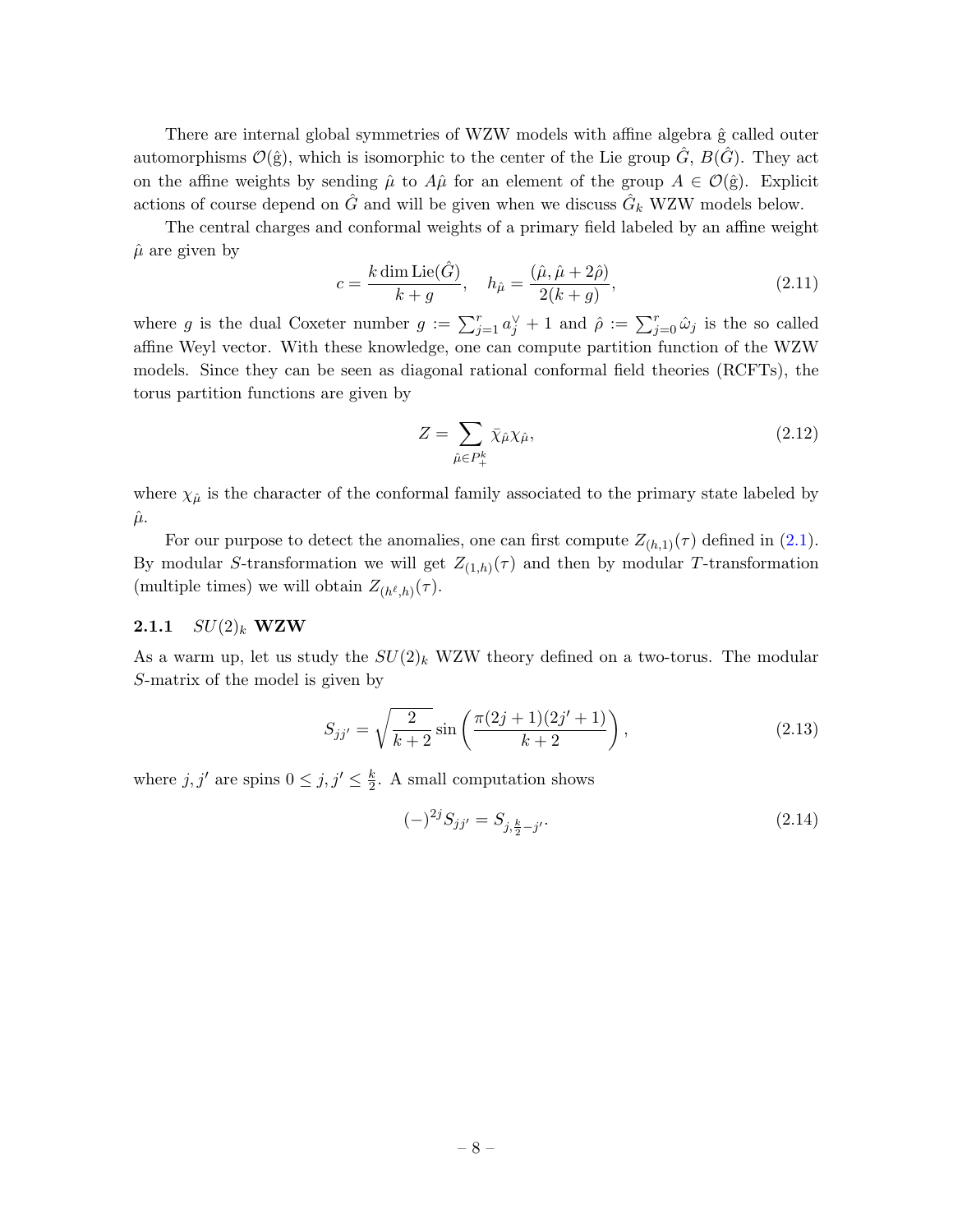There are internal global symmetries of WZW models with affine algebra $\hat{\mathrm{g}}$ called outer automorphisms $\mathcal{O}(\hat{\mathrm{g}})$, which is isomorphic to the center of the Lie group $\hat{G}$, $B(\hat{G})$. They act on the affine weights by sending $\hat{\mu}$ to $A\hat{\mu}$ for an element of the group $A \in \mathcal{O}(\hat{\mathrm{g}})$. Explicit actions of course depend on $\hat{G}$ and will be given when we discuss $\hat{G}_k$ WZW models below.

The central charges and conformal weights of a primary field labeled by an affine weight $\hat{\mu}$ are given by

$$c = \frac{k \dim \mathrm{Lie}(\hat{G})}{k+g}, \quad h_{\hat{\mu}} = \frac{(\hat{\mu}, \hat{\mu} + 2\hat{\rho})}{2(k+g)}, \tag{2.11}$$

where $g$ is the dual Coxeter number $g := \sum_{j=1}^{r} a_j^\vee + 1$ and $\hat{\rho} := \sum_{j=0}^{r} \hat{\omega}_j$ is the so called affine Weyl vector. With these knowledge, one can compute partition function of the WZW models. Since they can be seen as diagonal rational conformal field theories (RCFTs), the torus partition functions are given by

$$Z = \sum_{\hat{\mu} \in P_+^k} \bar{\chi}_{\hat{\mu}} \chi_{\hat{\mu}}, \tag{2.12}$$

where $\chi_{\hat{\mu}}$ is the character of the conformal family associated to the primary state labeled by $\hat{\mu}$.

For our purpose to detect the anomalies, one can first compute $Z_{(h,1)}(\tau)$ defined in (2.1). By modular $S$-transformation we will get $Z_{(1,h)}(\tau)$ and then by modular $T$-transformation (multiple times) we will obtain $Z_{(h^\ell,h)}(\tau)$.

### 2.1.1 $SU(2)_k$ WZW

As a warm up, let us study the $SU(2)_k$ WZW theory defined on a two-torus. The modular $S$-matrix of the model is given by

$$S_{jj'} = \sqrt{\frac{2}{k+2}} \sin\left(\frac{\pi(2j+1)(2j'+1)}{k+2}\right), \tag{2.13}$$

where $j, j'$ are spins $0 \le j, j' \le \frac{k}{2}$. A small computation shows

$$(-)^{2j} S_{jj'} = S_{j, \frac{k}{2} - j'}. \tag{2.14}$$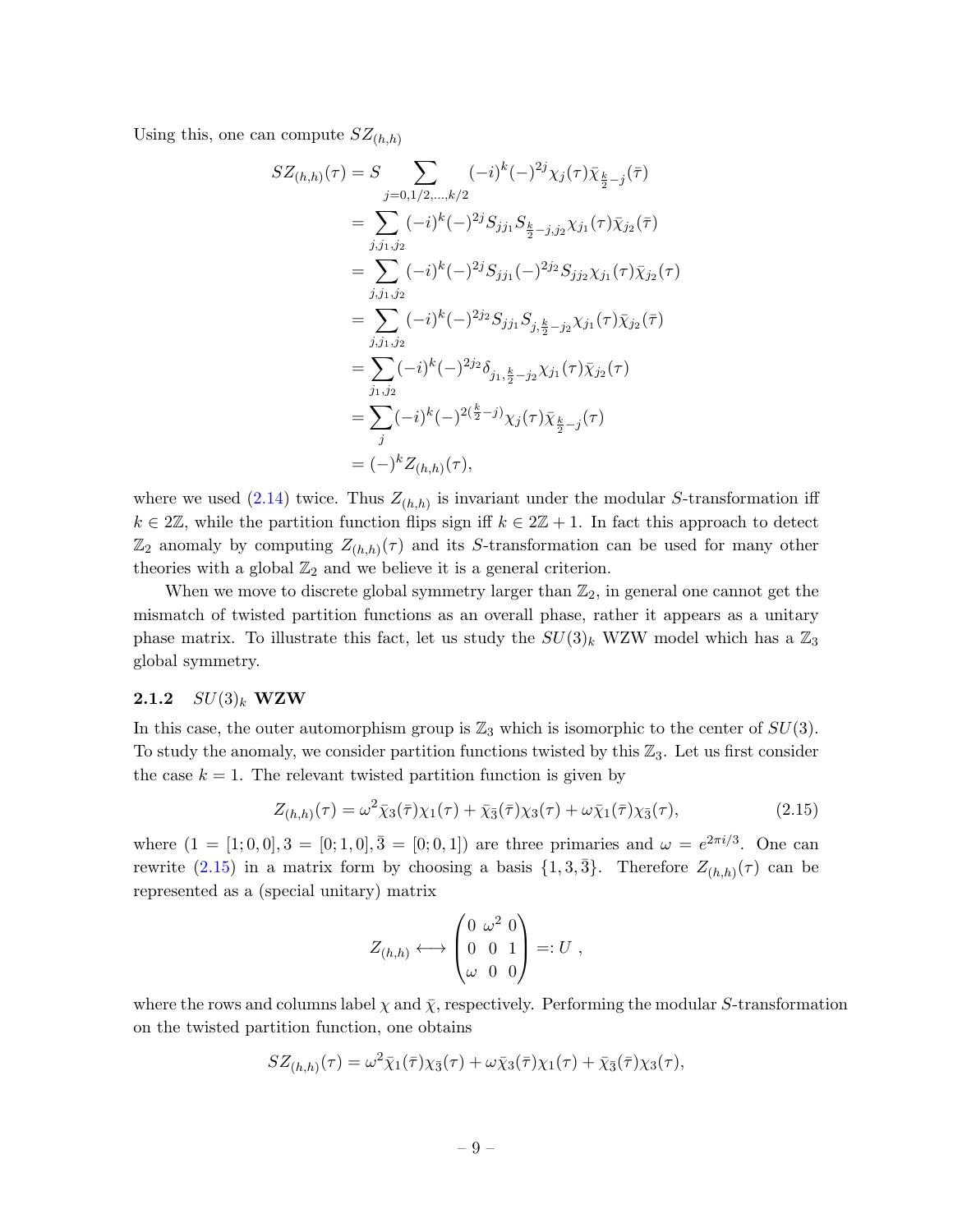Using this, one can compute $SZ_{(h,h)}$

$$
\begin{aligned}
SZ_{(h,h)}(\tau) &= S \sum_{j=0,1/2,\ldots,k/2} (-i)^k (-)^{2j} \chi_j(\tau) \bar{\chi}_{\frac{k}{2}-j}(\bar{\tau}) \\
&= \sum_{j,j_1,j_2} (-i)^k (-)^{2j} S_{jj_1} S_{\frac{k}{2}-j,j_2} \chi_{j_1}(\tau) \bar{\chi}_{j_2}(\bar{\tau}) \\
&= \sum_{j,j_1,j_2} (-i)^k (-)^{2j} S_{jj_1} (-)^{2j_2} S_{jj_2} \chi_{j_1}(\tau) \bar{\chi}_{j_2}(\tau) \\
&= \sum_{j,j_1,j_2} (-i)^k (-)^{2j_2} S_{jj_1} S_{j,\frac{k}{2}-j_2} \chi_{j_1}(\tau) \bar{\chi}_{j_2}(\bar{\tau}) \\
&= \sum_{j_1,j_2} (-i)^k (-)^{2j_2} \delta_{j_1,\frac{k}{2}-j_2} \chi_{j_1}(\tau) \bar{\chi}_{j_2}(\tau) \\
&= \sum_{j} (-i)^k (-)^{2(\frac{k}{2}-j)} \chi_j(\tau) \bar{\chi}_{\frac{k}{2}-j}(\tau) \\
&= (-)^k Z_{(h,h)}(\tau),
\end{aligned}
$$

where we used (2.14) twice. Thus $Z_{(h,h)}$ is invariant under the modular $S$-transformation iff $k \in 2\mathbb{Z}$, while the partition function flips sign iff $k \in 2\mathbb{Z}+1$. In fact this approach to detect $\mathbb{Z}_2$ anomaly by computing $Z_{(h,h)}(\tau)$ and its $S$-transformation can be used for many other theories with a global $\mathbb{Z}_2$ and we believe it is a general criterion.

When we move to discrete global symmetry larger than $\mathbb{Z}_2$, in general one cannot get the mismatch of twisted partition functions as an overall phase, rather it appears as a unitary phase matrix. To illustrate this fact, let us study the $SU(3)_k$ WZW model which has a $\mathbb{Z}_3$ global symmetry.

### 2.1.2 $SU(3)_k$ WZW

In this case, the outer automorphism group is $\mathbb{Z}_3$ which is isomorphic to the center of $SU(3)$. To study the anomaly, we consider partition functions twisted by this $\mathbb{Z}_3$. Let us first consider the case $k=1$. The relevant twisted partition function is given by

$$
Z_{(h,h)}(\tau) = \omega^2 \bar{\chi}_3(\bar{\tau}) \chi_1(\tau) + \bar{\chi}_{\bar{3}}(\bar{\tau}) \chi_3(\tau) + \omega \bar{\chi}_1(\bar{\tau}) \chi_{\bar{3}}(\tau), \tag{2.15}
$$

where ($1 = [1;0,0], 3 = [0;1,0], \bar{3} = [0;0,1]$) are three primaries and $\omega = e^{2\pi i/3}$. One can rewrite (2.15) in a matrix form by choosing a basis $\{1, 3, \bar{3}\}$. Therefore $Z_{(h,h)}(\tau)$ can be represented as a (special unitary) matrix

$$
Z_{(h,h)} \longleftrightarrow \begin{pmatrix} 0 & \omega^2 & 0 \\ 0 & 0 & 1 \\ \omega & 0 & 0 \end{pmatrix} =: U \ ,
$$

where the rows and columns label $\chi$ and $\bar{\chi}$, respectively. Performing the modular $S$-transformation on the twisted partition function, one obtains

$$
SZ_{(h,h)}(\tau) = \omega^2 \bar{\chi}_1(\bar{\tau}) \chi_{\bar{3}}(\tau) + \omega \bar{\chi}_3(\bar{\tau}) \chi_1(\tau) + \bar{\chi}_{\bar{3}}(\bar{\tau}) \chi_3(\tau),
$$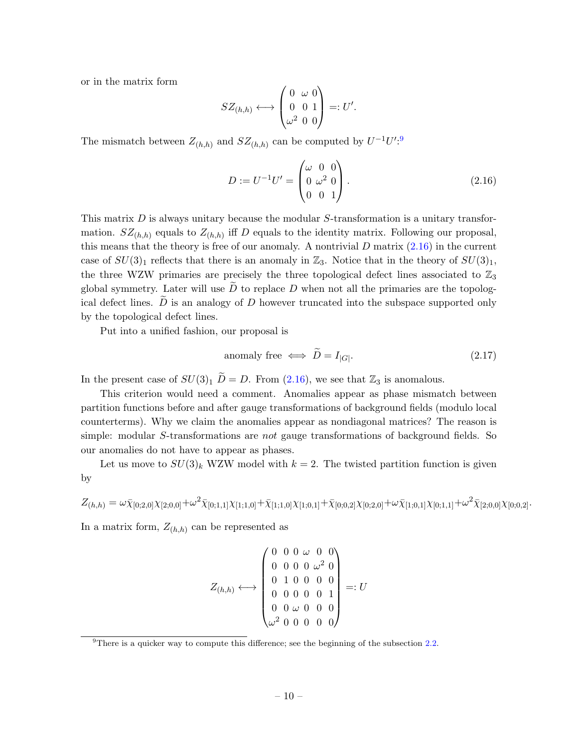or in the matrix form

$$SZ_{(h,h)} \longleftrightarrow \begin{pmatrix} 0 & \omega & 0 \\ 0 & 0 & 1 \\ \omega^2 & 0 & 0 \end{pmatrix} =: U'.$$

The mismatch between $Z_{(h,h)}$ and $SZ_{(h,h)}$ can be computed by $U^{-1}U'$:[9]

$$D := U^{-1}U' = \begin{pmatrix} \omega & 0 & 0 \\ 0 & \omega^2 & 0 \\ 0 & 0 & 1 \end{pmatrix}. \tag{2.16}$$

This matrix $D$ is always unitary because the modular $S$-transformation is a unitary transformation. $SZ_{(h,h)}$ equals to $Z_{(h,h)}$ iff $D$ equals to the identity matrix. Following our proposal, this means that the theory is free of our anomaly. A nontrivial $D$ matrix (2.16) in the current case of $SU(3)_1$ reflects that there is an anomaly in $\mathbb{Z}_3$. Notice that in the theory of $SU(3)_1$, the three WZW primaries are precisely the three topological defect lines associated to $\mathbb{Z}_3$ global symmetry. Later will use $\widetilde{D}$ to replace $D$ when not all the primaries are the topological defect lines. $\widetilde{D}$ is an analogy of $D$ however truncated into the subspace supported only by the topological defect lines.

Put into a unified fashion, our proposal is

$$\text{anomaly free} \iff \widetilde{D} = I_{|G|}. \tag{2.17}$$

In the present case of $SU(3)_1$ $\widetilde{D} = D$. From (2.16), we see that $\mathbb{Z}_3$ is anomalous.

This criterion would need a comment. Anomalies appear as phase mismatch between partition functions before and after gauge transformations of background fields (modulo local counterterms). Why we claim the anomalies appear as nondiagonal matrices? The reason is simple: modular $S$-transformations are *not* gauge transformations of background fields. So our anomalies do not have to appear as phases.

Let us move to $SU(3)_k$ WZW model with $k = 2$. The twisted partition function is given by

$$Z_{(h,h)} = \omega\bar{\chi}_{[0;2,0]}\chi_{[2;0,0]} + \omega^2\bar{\chi}_{[0;1,1]}\chi_{[1;1,0]} + \bar{\chi}_{[1;1,0]}\chi_{[1;0,1]} + \bar{\chi}_{[0;0,2]}\chi_{[0;2,0]} + \omega\bar{\chi}_{[1;0,1]}\chi_{[0;1,1]} + \omega^2\bar{\chi}_{[2;0,0]}\chi_{[0;0,2]}.$$

In a matrix form, $Z_{(h,h)}$ can be represented as

$$Z_{(h,h)} \longleftrightarrow \begin{pmatrix} 0 & 0 & 0 & \omega & 0 & 0 \\ 0 & 0 & 0 & 0 & \omega^2 & 0 \\ 0 & 1 & 0 & 0 & 0 & 0 \\ 0 & 0 & 0 & 0 & 0 & 1 \\ 0 & 0 & \omega & 0 & 0 & 0 \\ \omega^2 & 0 & 0 & 0 & 0 & 0 \end{pmatrix} =: U$$

[9] There is a quicker way to compute this difference; see the beginning of the subsection 2.2.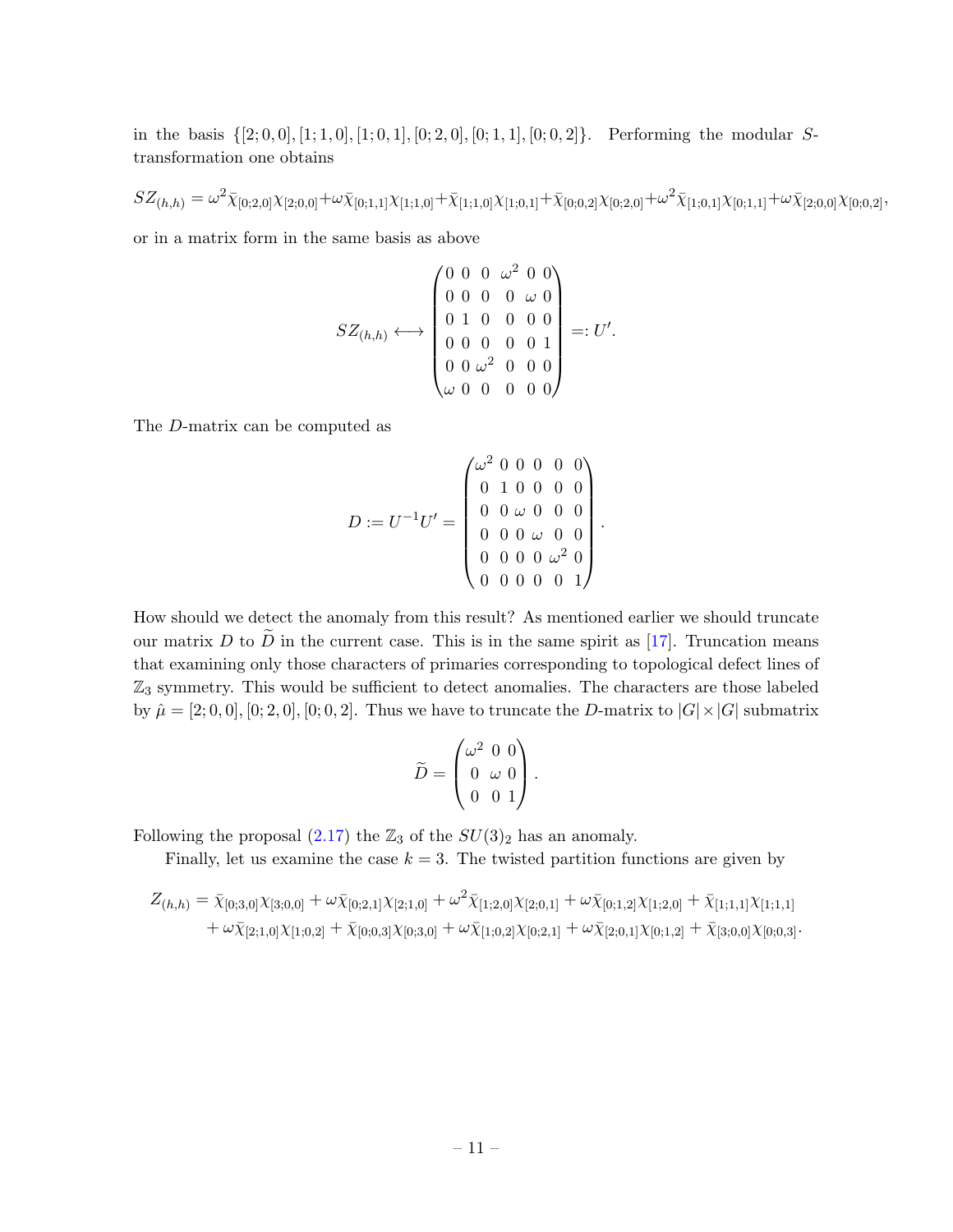in the basis $\{[2;0,0],[1;1,0],[1;0,1],[0;2,0],[0;1,1],[0;0,2]\}$. Performing the modular $S$-transformation one obtains

$$SZ_{(h,h)} = \omega^2\bar{\chi}_{[0;2,0]}\chi_{[2;0,0]}+\omega\bar{\chi}_{[0;1,1]}\chi_{[1;1,0]}+\bar{\chi}_{[1;1,0]}\chi_{[1;0,1]}+\bar{\chi}_{[0;0,2]}\chi_{[0;2,0]}+\omega^2\bar{\chi}_{[1;0,1]}\chi_{[0;1,1]}+\omega\bar{\chi}_{[2;0,0]}\chi_{[0;0,2]},$$

or in a matrix form in the same basis as above

$$SZ_{(h,h)} \longleftrightarrow \begin{pmatrix} 0 & 0 & 0 & \omega^2 & 0 & 0 \\ 0 & 0 & 0 & 0 & \omega & 0 \\ 0 & 1 & 0 & 0 & 0 & 0 \\ 0 & 0 & 0 & 0 & 0 & 1 \\ 0 & 0 & \omega^2 & 0 & 0 & 0 \\ \omega & 0 & 0 & 0 & 0 & 0 \end{pmatrix} =: U'.$$

The $D$-matrix can be computed as

$$D := U^{-1}U' = \begin{pmatrix} \omega^2 & 0 & 0 & 0 & 0 & 0 \\ 0 & 1 & 0 & 0 & 0 & 0 \\ 0 & 0 & \omega & 0 & 0 & 0 \\ 0 & 0 & 0 & \omega & 0 & 0 \\ 0 & 0 & 0 & 0 & \omega^2 & 0 \\ 0 & 0 & 0 & 0 & 0 & 1 \end{pmatrix}.$$

How should we detect the anomaly from this result? As mentioned earlier we should truncate our matrix $D$ to $\widetilde{D}$ in the current case. This is in the same spirit as [17]. Truncation means that examining only those characters of primaries corresponding to topological defect lines of $\mathbb{Z}_3$ symmetry. This would be sufficient to detect anomalies. The characters are those labeled by $\hat{\mu} = [2;0,0],[0;2,0],[0;0,2]$. Thus we have to truncate the $D$-matrix to $|G|\times|G|$ submatrix

$$\widetilde{D} = \begin{pmatrix} \omega^2 & 0 & 0 \\ 0 & \omega & 0 \\ 0 & 0 & 1 \end{pmatrix}.$$

Following the proposal (2.17) the $\mathbb{Z}_3$ of the $SU(3)_2$ has an anomaly.

Finally, let us examine the case $k=3$. The twisted partition functions are given by

$$\begin{aligned} Z_{(h,h)} = {} & \bar{\chi}_{[0;3,0]}\chi_{[3;0,0]} + \omega\bar{\chi}_{[0;2,1]}\chi_{[2;1,0]} + \omega^2\bar{\chi}_{[1;2,0]}\chi_{[2;0,1]} + \omega\bar{\chi}_{[0;1,2]}\chi_{[1;2,0]} + \bar{\chi}_{[1;1,1]}\chi_{[1;1,1]} \\ & + \omega\bar{\chi}_{[2;1,0]}\chi_{[1;0,2]} + \bar{\chi}_{[0;0,3]}\chi_{[0;3,0]} + \omega\bar{\chi}_{[1;0,2]}\chi_{[0;2,1]} + \omega\bar{\chi}_{[2;0,1]}\chi_{[0;1,2]} + \bar{\chi}_{[3;0,0]}\chi_{[0;0,3]}. \end{aligned}$$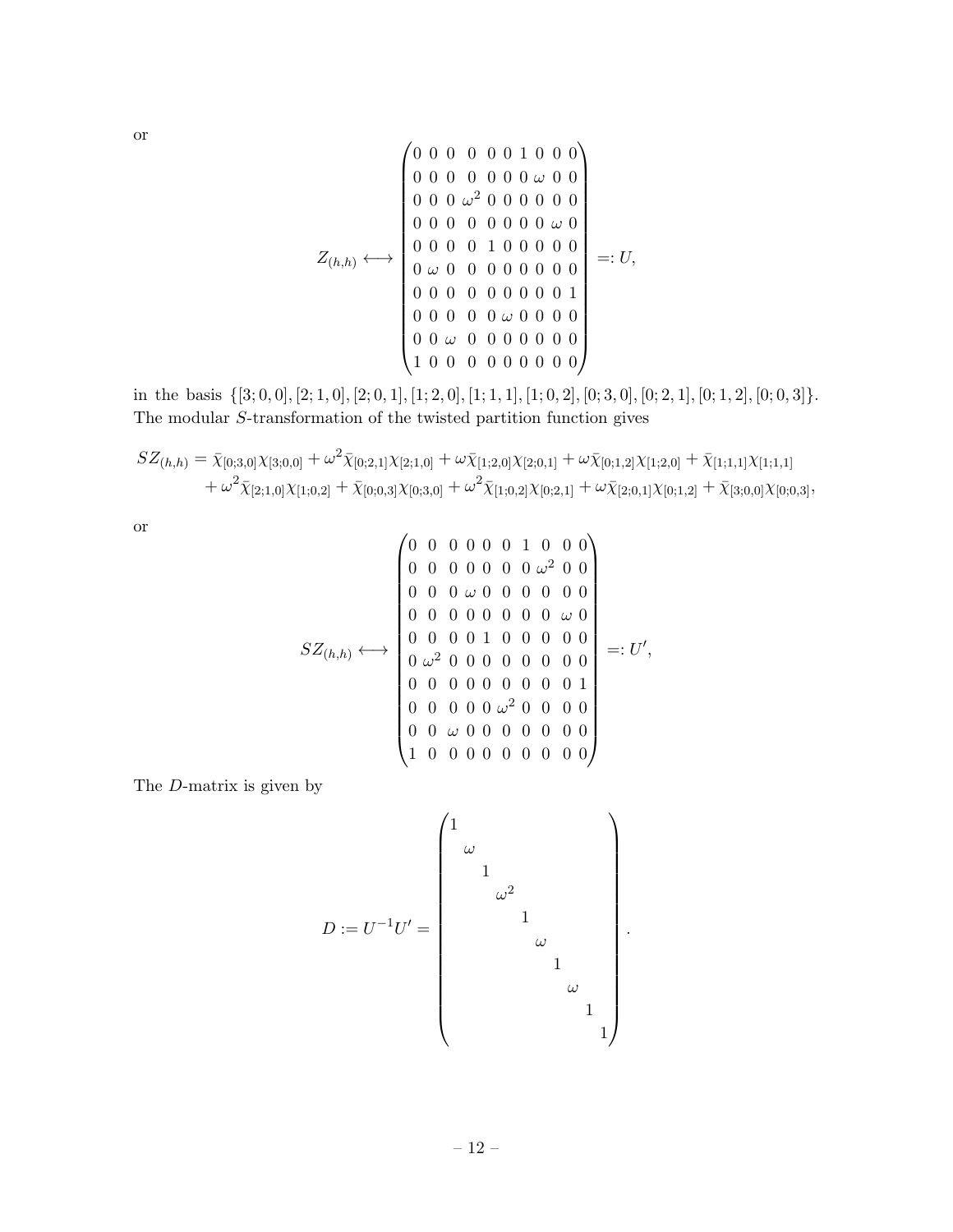or

$$
Z_{(h,h)} \longleftrightarrow \begin{pmatrix} 0 & 0 & 0 & 0 & 0 & 0 & 1 & 0 & 0 & 0 \\ 0 & 0 & 0 & 0 & 0 & 0 & 0 & \omega & 0 & 0 \\ 0 & 0 & 0 & \omega^2 & 0 & 0 & 0 & 0 & 0 & 0 \\ 0 & 0 & 0 & 0 & 0 & 0 & 0 & 0 & \omega & 0 \\ 0 & 0 & 0 & 0 & 1 & 0 & 0 & 0 & 0 & 0 \\ 0 & \omega & 0 & 0 & 0 & 0 & 0 & 0 & 0 & 0 \\ 0 & 0 & 0 & 0 & 0 & 0 & 0 & 0 & 0 & 1 \\ 0 & 0 & 0 & 0 & 0 & \omega & 0 & 0 & 0 & 0 \\ 0 & 0 & \omega & 0 & 0 & 0 & 0 & 0 & 0 & 0 \\ 1 & 0 & 0 & 0 & 0 & 0 & 0 & 0 & 0 & 0 \end{pmatrix} =: U,
$$

in the basis $\{[3;0,0],[2;1,0],[2;0,1],[1;2,0],[1;1,1],[1;0,2],[0;3,0],[0;2,1],[0;1,2],[0;0,3]\}$. The modular $S$-transformation of the twisted partition function gives

$$
\begin{aligned}
SZ_{(h,h)} = {} & \bar{\chi}_{[0;3,0]}\chi_{[3;0,0]} + \omega^2\bar{\chi}_{[0;2,1]}\chi_{[2;1,0]} + \omega\bar{\chi}_{[1;2,0]}\chi_{[2;0,1]} + \omega\bar{\chi}_{[0;1,2]}\chi_{[1;2,0]} + \bar{\chi}_{[1;1,1]}\chi_{[1;1,1]} \\
& + \omega^2\bar{\chi}_{[2;1,0]}\chi_{[1;0,2]} + \bar{\chi}_{[0;0,3]}\chi_{[0;3,0]} + \omega^2\bar{\chi}_{[1;0,2]}\chi_{[0;2,1]} + \omega\bar{\chi}_{[2;0,1]}\chi_{[0;1,2]} + \bar{\chi}_{[3;0,0]}\chi_{[0;0,3]},
\end{aligned}
$$

or

$$
SZ_{(h,h)} \longleftrightarrow \begin{pmatrix} 0 & 0 & 0 & 0 & 0 & 0 & 1 & 0 & 0 & 0 \\ 0 & 0 & 0 & 0 & 0 & 0 & 0 & \omega^2 & 0 & 0 \\ 0 & 0 & 0 & \omega & 0 & 0 & 0 & 0 & 0 & 0 \\ 0 & 0 & 0 & 0 & 0 & 0 & 0 & 0 & \omega & 0 \\ 0 & 0 & 0 & 0 & 1 & 0 & 0 & 0 & 0 & 0 \\ 0 & \omega^2 & 0 & 0 & 0 & 0 & 0 & 0 & 0 & 0 \\ 0 & 0 & 0 & 0 & 0 & 0 & 0 & 0 & 0 & 1 \\ 0 & 0 & 0 & 0 & 0 & \omega^2 & 0 & 0 & 0 & 0 \\ 0 & 0 & \omega & 0 & 0 & 0 & 0 & 0 & 0 & 0 \\ 1 & 0 & 0 & 0 & 0 & 0 & 0 & 0 & 0 & 0 \end{pmatrix} =: U',
$$

The $D$-matrix is given by

$$
D := U^{-1}U' = \begin{pmatrix} 1 & & & & & & & & & \\ & \omega & & & & & & & & \\ & & 1 & & & & & & & \\ & & & \omega^2 & & & & & & \\ & & & & 1 & & & & & \\ & & & & & \omega & & & & \\ & & & & & & 1 & & & \\ & & & & & & & \omega & & \\ & & & & & & & & 1 & \\ & & & & & & & & & 1 \end{pmatrix}.
$$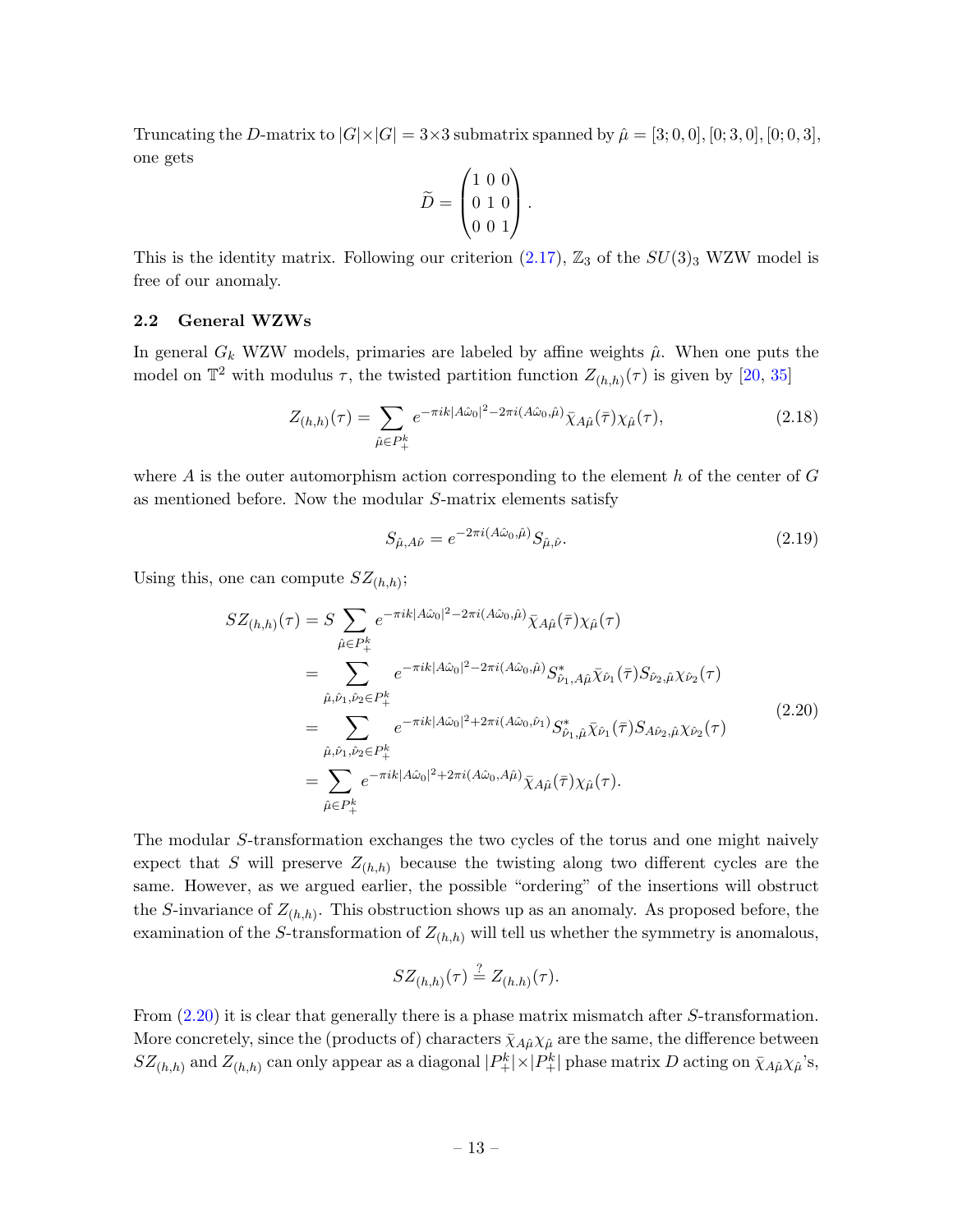Truncating the $D$-matrix to $|G|\times|G| = 3\times 3$ submatrix spanned by $\hat{\mu} = [3;0,0], [0;3,0], [0;0,3]$, one gets

$$\widetilde{D} = \begin{pmatrix} 1 & 0 & 0 \\ 0 & 1 & 0 \\ 0 & 0 & 1 \end{pmatrix}.$$

This is the identity matrix. Following our criterion (2.17), $\mathbb{Z}_3$ of the $SU(3)_3$ WZW model is free of our anomaly.

## 2.2 General WZWs

In general $G_k$ WZW models, primaries are labeled by affine weights $\hat{\mu}$. When one puts the model on $\mathbb{T}^2$ with modulus $\tau$, the twisted partition function $Z_{(h,h)}(\tau)$ is given by [20, 35]

$$Z_{(h,h)}(\tau) = \sum_{\hat{\mu}\in P_+^k} e^{-\pi i k|A\hat{\omega}_0|^2 - 2\pi i (A\hat{\omega}_0,\hat{\mu})} \bar{\chi}_{A\hat{\mu}}(\bar{\tau})\chi_{\hat{\mu}}(\tau), \tag{2.18}$$

where $A$ is the outer automorphism action corresponding to the element $h$ of the center of $G$ as mentioned before. Now the modular $S$-matrix elements satisfy

$$S_{\hat{\mu},A\hat{\nu}} = e^{-2\pi i (A\hat{\omega}_0,\hat{\mu})} S_{\hat{\mu},\hat{\nu}}. \tag{2.19}$$

Using this, one can compute $SZ_{(h,h)}$;

$$\begin{aligned}
SZ_{(h,h)}(\tau) &= S \sum_{\hat{\mu}\in P_+^k} e^{-\pi i k|A\hat{\omega}_0|^2 - 2\pi i (A\hat{\omega}_0,\hat{\mu})} \bar{\chi}_{A\hat{\mu}}(\bar{\tau})\chi_{\hat{\mu}}(\tau) \\
&= \sum_{\hat{\mu},\hat{\nu}_1,\hat{\nu}_2\in P_+^k} e^{-\pi i k|A\hat{\omega}_0|^2 - 2\pi i (A\hat{\omega}_0,\hat{\mu})} S^*_{\hat{\nu}_1,A\hat{\mu}}\bar{\chi}_{\hat{\nu}_1}(\bar{\tau}) S_{\hat{\nu}_2,\hat{\mu}}\chi_{\hat{\nu}_2}(\tau) \\
&= \sum_{\hat{\mu},\hat{\nu}_1,\hat{\nu}_2\in P_+^k} e^{-\pi i k|A\hat{\omega}_0|^2 + 2\pi i (A\hat{\omega}_0,\hat{\nu}_1)} S^*_{\hat{\nu}_1,\hat{\mu}}\bar{\chi}_{\hat{\nu}_1}(\bar{\tau}) S_{A\hat{\nu}_2,\hat{\mu}}\chi_{\hat{\nu}_2}(\tau) \\
&= \sum_{\hat{\mu}\in P_+^k} e^{-\pi i k|A\hat{\omega}_0|^2 + 2\pi i (A\hat{\omega}_0,A\hat{\mu})} \bar{\chi}_{A\hat{\mu}}(\bar{\tau})\chi_{\hat{\mu}}(\tau).
\end{aligned} \tag{2.20}$$

The modular $S$-transformation exchanges the two cycles of the torus and one might naively expect that $S$ will preserve $Z_{(h,h)}$ because the twisting along two different cycles are the same. However, as we argued earlier, the possible "ordering" of the insertions will obstruct the $S$-invariance of $Z_{(h,h)}$. This obstruction shows up as an anomaly. As proposed before, the examination of the $S$-transformation of $Z_{(h,h)}$ will tell us whether the symmetry is anomalous,

$$SZ_{(h,h)}(\tau) \overset{?}{=} Z_{(h.h)}(\tau).$$

From (2.20) it is clear that generally there is a phase matrix mismatch after $S$-transformation. More concretely, since the (products of) characters $\bar{\chi}_{A\hat{\mu}}\chi_{\hat{\mu}}$ are the same, the difference between $SZ_{(h,h)}$ and $Z_{(h,h)}$ can only appear as a diagonal $|P_+^k|\times|P_+^k|$ phase matrix $D$ acting on $\bar{\chi}_{A\hat{\mu}}\chi_{\hat{\mu}}$'s,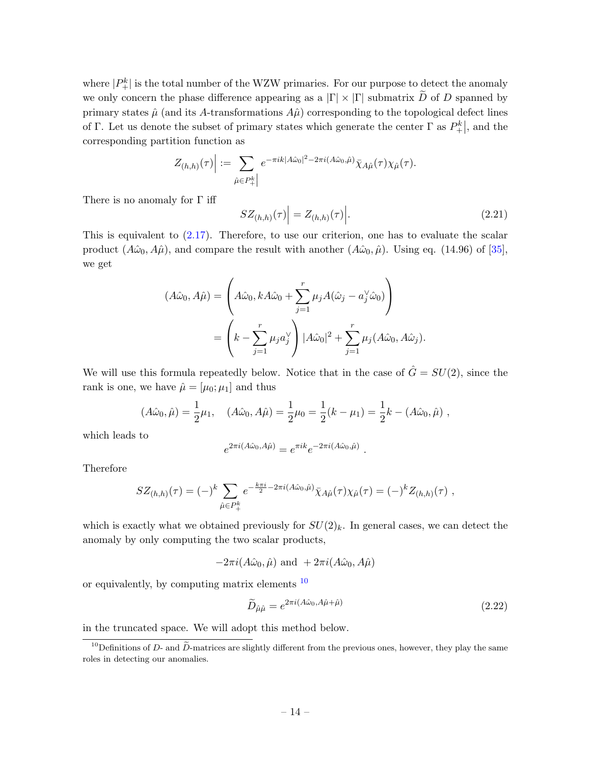where $|P^k_+|$ is the total number of the WZW primaries. For our purpose to detect the anomaly we only concern the phase difference appearing as a $|\Gamma| \times |\Gamma|$ submatrix $\widetilde{D}$ of $D$ spanned by primary states $\hat{\mu}$ (and its $A$-transformations $A\hat{\mu}$) corresponding to the topological defect lines of $\Gamma$. Let us denote the subset of primary states which generate the center $\Gamma$ as $P^k_+\Big|$, and the corresponding partition function as

$$
Z_{(h,h)}(\tau)\Big| := \sum_{\hat{\mu}\in P^k_+\big|} e^{-\pi i k|A\hat{\omega}_0|^2 - 2\pi i (A\hat{\omega}_0,\hat{\mu})} \bar{\chi}_{A\hat{\mu}}(\tau)\chi_{\hat{\mu}}(\tau).
$$

There is no anomaly for $\Gamma$ iff

$$
SZ_{(h,h)}(\tau)\Big| = Z_{(h,h)}(\tau)\Big|. \tag{2.21}
$$

This is equivalent to (2.17). Therefore, to use our criterion, one has to evaluate the scalar product $(A\hat{\omega}_0, A\hat{\mu})$, and compare the result with another $(A\hat{\omega}_0, \hat{\mu})$. Using eq. (14.96) of [35], we get

$$
\begin{aligned}
(A\hat{\omega}_0, A\hat{\mu}) &= \left( A\hat{\omega}_0, kA\hat{\omega}_0 + \sum_{j=1}^{r} \mu_j A(\hat{\omega}_j - a^\vee_j \hat{\omega}_0) \right) \\
&= \left( k - \sum_{j=1}^{r} \mu_j a^\vee_j \right) |A\hat{\omega}_0|^2 + \sum_{j=1}^{r} \mu_j (A\hat{\omega}_0, A\hat{\omega}_j).
\end{aligned}
$$

We will use this formula repeatedly below. Notice that in the case of $\hat{G} = SU(2)$, since the rank is one, we have $\hat{\mu} = [\mu_0; \mu_1]$ and thus

$$
(A\hat{\omega}_0, \hat{\mu}) = \frac{1}{2}\mu_1, \quad (A\hat{\omega}_0, A\hat{\mu}) = \frac{1}{2}\mu_0 = \frac{1}{2}(k - \mu_1) = \frac{1}{2}k - (A\hat{\omega}_0, \hat{\mu}) \ ,
$$

which leads to

$$
e^{2\pi i (A\hat{\omega}_0, A\hat{\mu})} = e^{\pi i k} e^{-2\pi i (A\hat{\omega}_0, \hat{\mu})} \ .
$$

Therefore

$$
SZ_{(h,h)}(\tau) = (-)^k \sum_{\hat{\mu}\in P^k_+} e^{-\frac{k\pi i}{2} - 2\pi i (A\hat{\omega}_0,\hat{\mu})} \bar{\chi}_{A\hat{\mu}}(\tau)\chi_{\hat{\mu}}(\tau) = (-)^k Z_{(h,h)}(\tau) \ ,
$$

which is exactly what we obtained previously for $SU(2)_k$. In general cases, we can detect the anomaly by only computing the two scalar products,

$$
-2\pi i (A\hat{\omega}_0, \hat{\mu}) \text{ and } +2\pi i (A\hat{\omega}_0, A\hat{\mu})
$$

or equivalently, by computing matrix elements [10]

$$
\widetilde{D}_{\hat{\mu}\hat{\mu}} = e^{2\pi i (A\hat{\omega}_0, A\hat{\mu} + \hat{\mu})} \tag{2.22}
$$

in the truncated space. We will adopt this method below.

[10] Definitions of $D$- and $\widetilde{D}$-matrices are slightly different from the previous ones, however, they play the same roles in detecting our anomalies.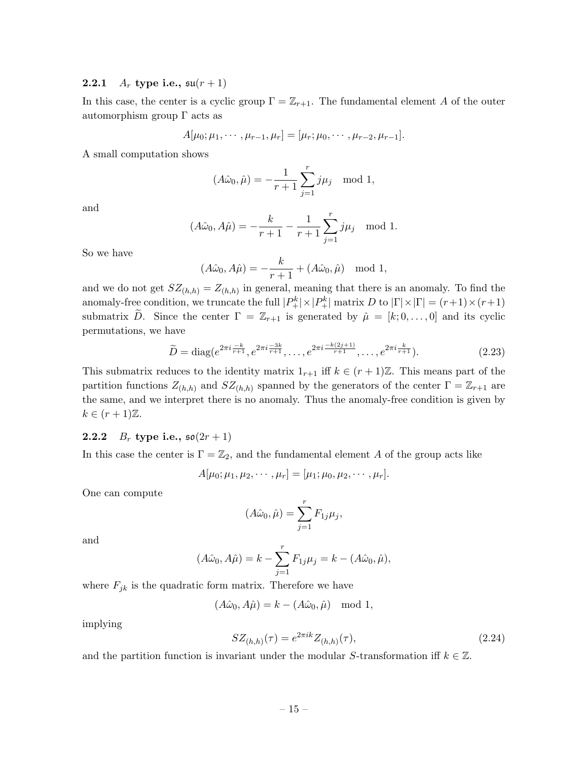### 2.2.1 $A_r$ type i.e., $\mathfrak{su}(r+1)$

In this case, the center is a cyclic group $\Gamma = \mathbb{Z}_{r+1}$. The fundamental element $A$ of the outer automorphism group $\Gamma$ acts as

$$A[\mu_0; \mu_1, \cdots, \mu_{r-1}, \mu_r] = [\mu_r; \mu_0, \cdots, \mu_{r-2}, \mu_{r-1}].$$

A small computation shows

$$(A\hat{\omega}_0, \hat{\mu}) = -\frac{1}{r+1} \sum_{j=1}^{r} j\mu_j \mod 1,$$

and

$$(A\hat{\omega}_0, A\hat{\mu}) = -\frac{k}{r+1} - \frac{1}{r+1} \sum_{j=1}^{r} j\mu_j \mod 1.$$

So we have

$$(A\hat{\omega}_0, A\hat{\mu}) = -\frac{k}{r+1} + (A\hat{\omega}_0, \hat{\mu}) \mod 1,$$

and we do not get $SZ_{(h,h)} = Z_{(h,h)}$ in general, meaning that there is an anomaly. To find the anomaly-free condition, we truncate the full $|P^k_+| \times |P^k_+|$ matrix $D$ to $|\Gamma| \times |\Gamma| = (r+1) \times (r+1)$ submatrix $\widetilde{D}$. Since the center $\Gamma = \mathbb{Z}_{r+1}$ is generated by $\hat{\mu} = [k; 0, \ldots, 0]$ and its cyclic permutations, we have

$$\widetilde{D} = \text{diag}(e^{2\pi i \frac{-k}{r+1}}, e^{2\pi i \frac{-3k}{r+1}}, \ldots, e^{2\pi i \frac{-k(2j+1)}{r+1}}, \ldots, e^{2\pi i \frac{k}{r+1}}). \tag{2.23}$$

This submatrix reduces to the identity matrix $1_{r+1}$ iff $k \in (r+1)\mathbb{Z}$. This means part of the partition functions $Z_{(h,h)}$ and $SZ_{(h,h)}$ spanned by the generators of the center $\Gamma = \mathbb{Z}_{r+1}$ are the same, and we interpret there is no anomaly. Thus the anomaly-free condition is given by $k \in (r+1)\mathbb{Z}$.

### 2.2.2 $B_r$ type i.e., $\mathfrak{so}(2r+1)$

In this case the center is $\Gamma = \mathbb{Z}_2$, and the fundamental element $A$ of the group acts like

$$A[\mu_0; \mu_1, \mu_2, \cdots, \mu_r] = [\mu_1; \mu_0, \mu_2, \cdots, \mu_r].$$

One can compute

$$(A\hat{\omega}_0, \hat{\mu}) = \sum_{j=1}^{r} F_{1j}\mu_j,$$

and

$$(A\hat{\omega}_0, A\hat{\mu}) = k - \sum_{j=1}^{r} F_{1j}\mu_j = k - (A\hat{\omega}_0, \hat{\mu}),$$

where $F_{jk}$ is the quadratic form matrix. Therefore we have

$$(A\hat{\omega}_0, A\hat{\mu}) = k - (A\hat{\omega}_0, \hat{\mu}) \mod 1,$$

implying

$$SZ_{(h,h)}(\tau) = e^{2\pi i k} Z_{(h,h)}(\tau), \tag{2.24}$$

and the partition function is invariant under the modular $S$-transformation iff $k \in \mathbb{Z}$.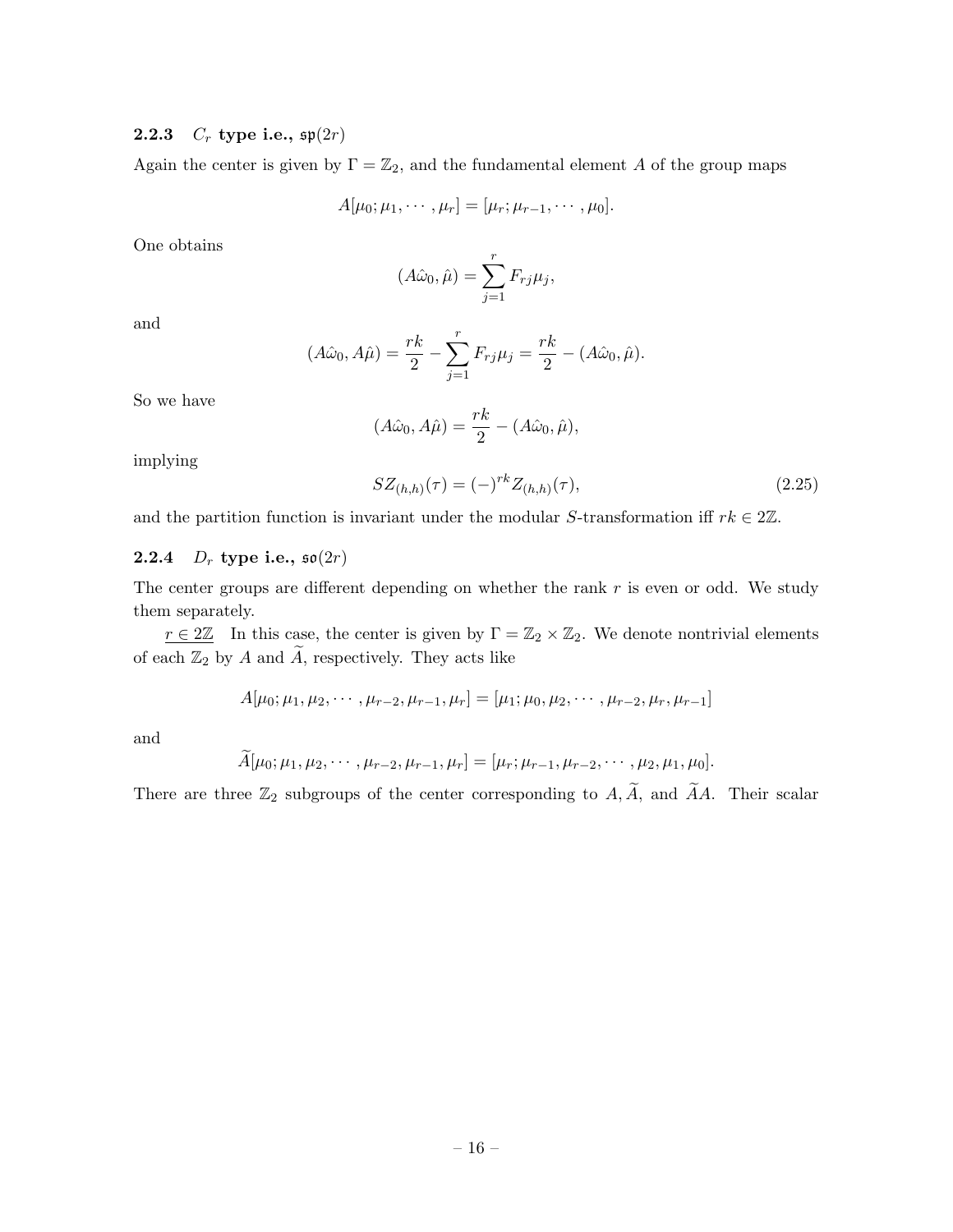### 2.2.3 $C_r$ type i.e., $\mathfrak{sp}(2r)$

Again the center is given by $\Gamma = \mathbb{Z}_2$, and the fundamental element $A$ of the group maps

$$A[\mu_0; \mu_1, \cdots, \mu_r] = [\mu_r; \mu_{r-1}, \cdots, \mu_0].$$

One obtains

$$(A\hat{\omega}_0, \hat{\mu}) = \sum_{j=1}^{r} F_{rj}\mu_j,$$

and

$$(A\hat{\omega}_0, A\hat{\mu}) = \frac{rk}{2} - \sum_{j=1}^{r} F_{rj}\mu_j = \frac{rk}{2} - (A\hat{\omega}_0, \hat{\mu}).$$

So we have

$$(A\hat{\omega}_0, A\hat{\mu}) = \frac{rk}{2} - (A\hat{\omega}_0, \hat{\mu}),$$

implying

$$SZ_{(h,h)}(\tau) = (-)^{rk} Z_{(h,h)}(\tau), \tag{2.25}$$

and the partition function is invariant under the modular $S$-transformation iff $rk \in 2\mathbb{Z}$.

### 2.2.4 $D_r$ type i.e., $\mathfrak{so}(2r)$

The center groups are different depending on whether the rank $r$ is even or odd. We study them separately.

$\underline{r \in 2\mathbb{Z}}$ In this case, the center is given by $\Gamma = \mathbb{Z}_2 \times \mathbb{Z}_2$. We denote nontrivial elements of each $\mathbb{Z}_2$ by $A$ and $\widetilde{A}$, respectively. They acts like

$$A[\mu_0; \mu_1, \mu_2, \cdots, \mu_{r-2}, \mu_{r-1}, \mu_r] = [\mu_1; \mu_0, \mu_2, \cdots, \mu_{r-2}, \mu_r, \mu_{r-1}]$$

and

$$\widetilde{A}[\mu_0; \mu_1, \mu_2, \cdots, \mu_{r-2}, \mu_{r-1}, \mu_r] = [\mu_r; \mu_{r-1}, \mu_{r-2}, \cdots, \mu_2, \mu_1, \mu_0].$$

There are three $\mathbb{Z}_2$ subgroups of the center corresponding to $A, \widetilde{A}$, and $\widetilde{A}A$. Their scalar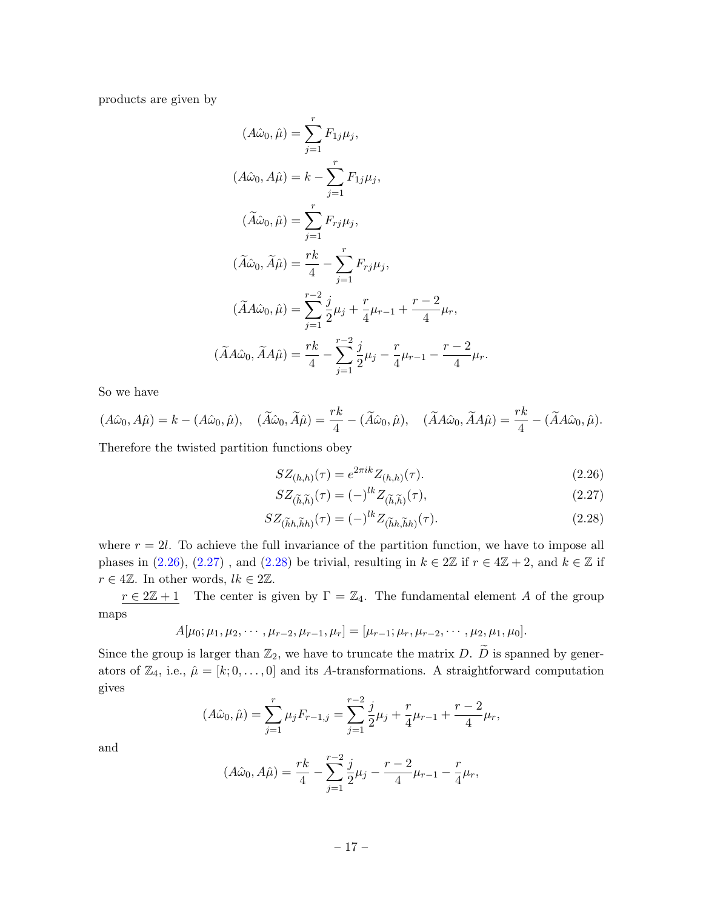products are given by

$$
\begin{aligned}
(A\hat{\omega}_0, \hat{\mu}) &= \sum_{j=1}^{r} F_{1j}\mu_j, \\
(A\hat{\omega}_0, A\hat{\mu}) &= k - \sum_{j=1}^{r} F_{1j}\mu_j, \\
(\widetilde{A}\hat{\omega}_0, \hat{\mu}) &= \sum_{j=1}^{r} F_{rj}\mu_j, \\
(\widetilde{A}\hat{\omega}_0, \widetilde{A}\hat{\mu}) &= \frac{rk}{4} - \sum_{j=1}^{r} F_{rj}\mu_j, \\
(\widetilde{A}A\hat{\omega}_0, \hat{\mu}) &= \sum_{j=1}^{r-2} \frac{j}{2}\mu_j + \frac{r}{4}\mu_{r-1} + \frac{r-2}{4}\mu_r, \\
(\widetilde{A}A\hat{\omega}_0, \widetilde{A}A\hat{\mu}) &= \frac{rk}{4} - \sum_{j=1}^{r-2} \frac{j}{2}\mu_j - \frac{r}{4}\mu_{r-1} - \frac{r-2}{4}\mu_r.
\end{aligned}
$$

So we have

$$
(A\hat{\omega}_0, A\hat{\mu}) = k - (A\hat{\omega}_0, \hat{\mu}), \quad (\widetilde{A}\hat{\omega}_0, \widetilde{A}\hat{\mu}) = \frac{rk}{4} - (\widetilde{A}\hat{\omega}_0, \hat{\mu}), \quad (\widetilde{A}A\hat{\omega}_0, \widetilde{A}A\hat{\mu}) = \frac{rk}{4} - (\widetilde{A}A\hat{\omega}_0, \hat{\mu}).
$$

Therefore the twisted partition functions obey

$$
SZ_{(h,h)}(\tau) = e^{2\pi i k} Z_{(h,h)}(\tau). \tag{2.26}
$$

$$
SZ_{(\widetilde{h},\widetilde{h})}(\tau) = (-)^{lk} Z_{(\widetilde{h},\widetilde{h})}(\tau), \tag{2.27}
$$

$$
SZ_{(\widetilde{h}h,\widetilde{h}h)}(\tau) = (-)^{lk} Z_{(\widetilde{h}h,\widetilde{h}h)}(\tau). \tag{2.28}
$$

where $r = 2l$. To achieve the full invariance of the partition function, we have to impose all phases in (2.26), (2.27) , and (2.28) be trivial, resulting in $k \in 2\mathbb{Z}$ if $r \in 4\mathbb{Z}+2$, and $k \in \mathbb{Z}$ if $r \in 4\mathbb{Z}$. In other words, $lk \in 2\mathbb{Z}$.

$\underline{r \in 2\mathbb{Z}+1}$ The center is given by $\Gamma = \mathbb{Z}_4$. The fundamental element $A$ of the group maps

$$
A[\mu_0; \mu_1, \mu_2, \cdots, \mu_{r-2}, \mu_{r-1}, \mu_r] = [\mu_{r-1}; \mu_r, \mu_{r-2}, \cdots, \mu_2, \mu_1, \mu_0].
$$

Since the group is larger than $\mathbb{Z}_2$, we have to truncate the matrix $D$. $\widetilde{D}$ is spanned by generators of $\mathbb{Z}_4$, i.e., $\hat{\mu} = [k; 0, \ldots, 0]$ and its $A$-transformations. A straightforward computation gives

$$
(A\hat{\omega}_0, \hat{\mu}) = \sum_{j=1}^{r} \mu_j F_{r-1,j} = \sum_{j=1}^{r-2} \frac{j}{2}\mu_j + \frac{r}{4}\mu_{r-1} + \frac{r-2}{4}\mu_r,
$$

and

$$
(A\hat{\omega}_0, A\hat{\mu}) = \frac{rk}{4} - \sum_{j=1}^{r-2} \frac{j}{2}\mu_j - \frac{r-2}{4}\mu_{r-1} - \frac{r}{4}\mu_r,
$$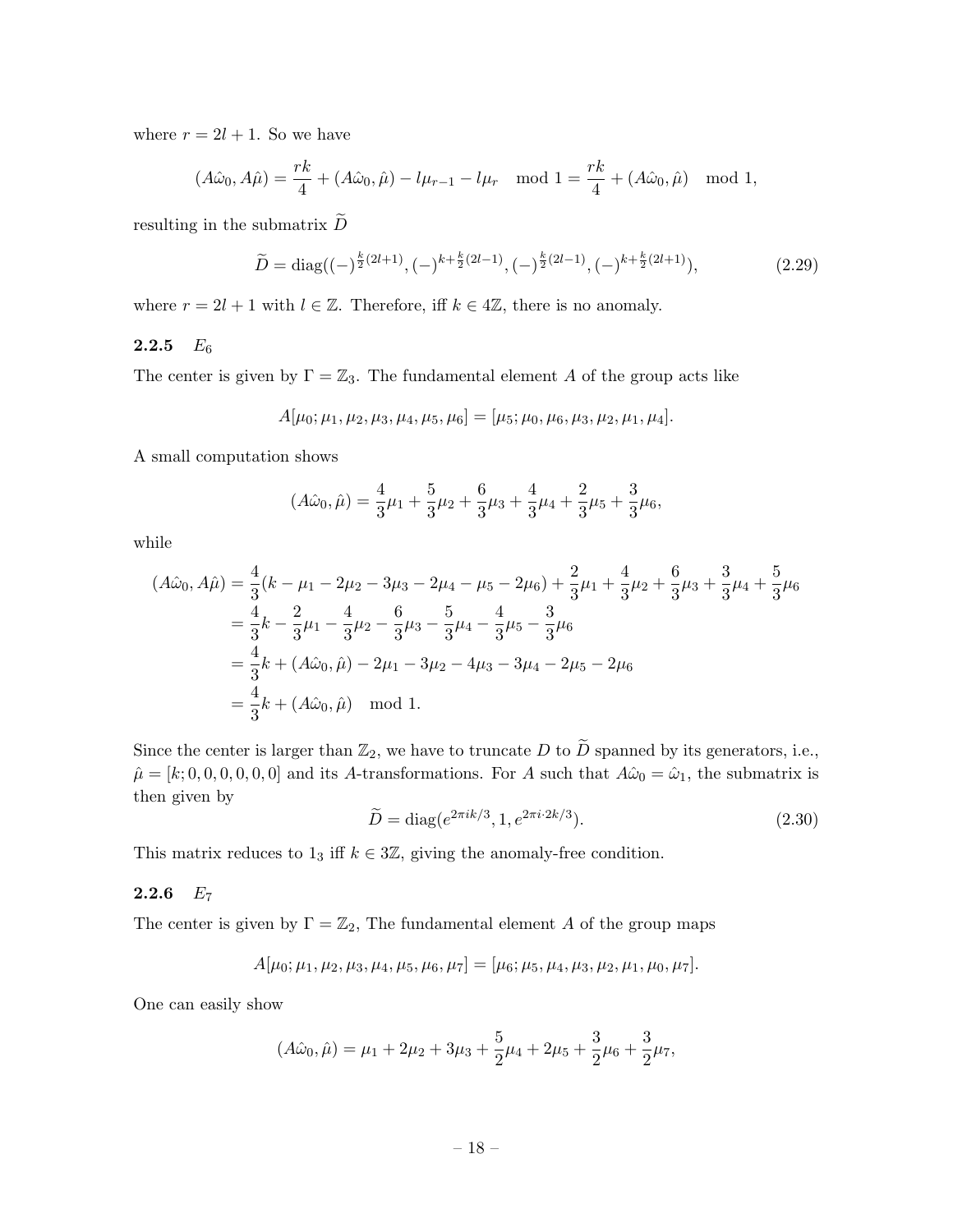where $r = 2l+1$. So we have

$$(A\hat{\omega}_0, A\hat{\mu}) = \frac{rk}{4} + (A\hat{\omega}_0, \hat{\mu}) - l\mu_{r-1} - l\mu_r \mod 1 = \frac{rk}{4} + (A\hat{\omega}_0, \hat{\mu}) \mod 1,$$

resulting in the submatrix $\widetilde{D}$

$$\widetilde{D} = \text{diag}((-)^{\frac{k}{2}(2l+1)}, (-)^{k+\frac{k}{2}(2l-1)}, (-)^{\frac{k}{2}(2l-1)}, (-)^{k+\frac{k}{2}(2l+1)}), \tag{2.29}$$

where $r = 2l+1$ with $l \in \mathbb{Z}$. Therefore, iff $k \in 4\mathbb{Z}$, there is no anomaly.

### 2.2.5 $E_6$

The center is given by $\Gamma = \mathbb{Z}_3$. The fundamental element $A$ of the group acts like

$$A[\mu_0; \mu_1, \mu_2, \mu_3, \mu_4, \mu_5, \mu_6] = [\mu_5; \mu_0, \mu_6, \mu_3, \mu_2, \mu_1, \mu_4].$$

A small computation shows

$$(A\hat{\omega}_0, \hat{\mu}) = \frac{4}{3}\mu_1 + \frac{5}{3}\mu_2 + \frac{6}{3}\mu_3 + \frac{4}{3}\mu_4 + \frac{2}{3}\mu_5 + \frac{3}{3}\mu_6,$$

while

$$\begin{aligned}
(A\hat{\omega}_0, A\hat{\mu}) &= \frac{4}{3}(k - \mu_1 - 2\mu_2 - 3\mu_3 - 2\mu_4 - \mu_5 - 2\mu_6) + \frac{2}{3}\mu_1 + \frac{4}{3}\mu_2 + \frac{6}{3}\mu_3 + \frac{3}{3}\mu_4 + \frac{5}{3}\mu_6 \\
&= \frac{4}{3}k - \frac{2}{3}\mu_1 - \frac{4}{3}\mu_2 - \frac{6}{3}\mu_3 - \frac{5}{3}\mu_4 - \frac{4}{3}\mu_5 - \frac{3}{3}\mu_6 \\
&= \frac{4}{3}k + (A\hat{\omega}_0, \hat{\mu}) - 2\mu_1 - 3\mu_2 - 4\mu_3 - 3\mu_4 - 2\mu_5 - 2\mu_6 \\
&= \frac{4}{3}k + (A\hat{\omega}_0, \hat{\mu}) \mod 1.
\end{aligned}$$

Since the center is larger than $\mathbb{Z}_2$, we have to truncate $D$ to $\widetilde{D}$ spanned by its generators, i.e., $\hat{\mu} = [k; 0, 0, 0, 0, 0, 0]$ and its $A$-transformations. For $A$ such that $A\hat{\omega}_0 = \hat{\omega}_1$, the submatrix is then given by

$$\widetilde{D} = \text{diag}(e^{2\pi i k/3}, 1, e^{2\pi i \cdot 2k/3}). \tag{2.30}$$

This matrix reduces to $1_3$ iff $k \in 3\mathbb{Z}$, giving the anomaly-free condition.

### 2.2.6 $E_7$

The center is given by $\Gamma = \mathbb{Z}_2$, The fundamental element $A$ of the group maps

$$A[\mu_0; \mu_1, \mu_2, \mu_3, \mu_4, \mu_5, \mu_6, \mu_7] = [\mu_6; \mu_5, \mu_4, \mu_3, \mu_2, \mu_1, \mu_0, \mu_7].$$

One can easily show

$$(A\hat{\omega}_0, \hat{\mu}) = \mu_1 + 2\mu_2 + 3\mu_3 + \frac{5}{2}\mu_4 + 2\mu_5 + \frac{3}{2}\mu_6 + \frac{3}{2}\mu_7,$$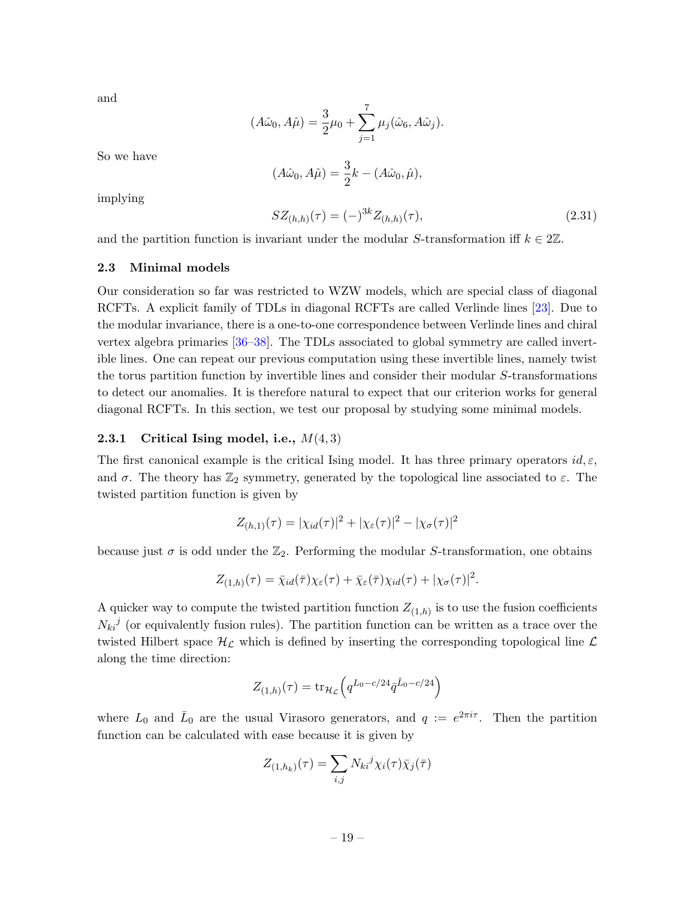and

$$(A\hat{\omega}_0, A\hat{\mu}) = \frac{3}{2}\mu_0 + \sum_{j=1}^{7} \mu_j (\hat{\omega}_6, A\hat{\omega}_j).$$

So we have

$$(A\hat{\omega}_0, A\hat{\mu}) = \frac{3}{2}k - (A\hat{\omega}_0, \hat{\mu}),$$

implying

$$SZ_{(h,h)}(\tau) = (-)^{3k} Z_{(h,h)}(\tau), \tag{2.31}$$

and the partition function is invariant under the modular $S$-transformation iff $k \in 2\mathbb{Z}$.

### 2.3 Minimal models

Our consideration so far was restricted to WZW models, which are special class of diagonal RCFTs. A explicit family of TDLs in diagonal RCFTs are called Verlinde lines [23]. Due to the modular invariance, there is a one-to-one correspondence between Verlinde lines and chiral vertex algebra primaries [36–38]. The TDLs associated to global symmetry are called invertible lines. One can repeat our previous computation using these invertible lines, namely twist the torus partition function by invertible lines and consider their modular $S$-transformations to detect our anomalies. It is therefore natural to expect that our criterion works for general diagonal RCFTs. In this section, we test our proposal by studying some minimal models.

#### 2.3.1 Critical Ising model, i.e., $M(4,3)$

The first canonical example is the critical Ising model. It has three primary operators $id, \varepsilon$, and $\sigma$. The theory has $\mathbb{Z}_2$ symmetry, generated by the topological line associated to $\varepsilon$. The twisted partition function is given by

$$Z_{(h,1)}(\tau) = |\chi_{id}(\tau)|^2 + |\chi_\varepsilon(\tau)|^2 - |\chi_\sigma(\tau)|^2$$

because just $\sigma$ is odd under the $\mathbb{Z}_2$. Performing the modular $S$-transformation, one obtains

$$Z_{(1,h)}(\tau) = \bar{\chi}_{id}(\bar{\tau})\chi_\varepsilon(\tau) + \bar{\chi}_\varepsilon(\bar{\tau})\chi_{id}(\tau) + |\chi_\sigma(\tau)|^2.$$

A quicker way to compute the twisted partition function $Z_{(1,h)}$ is to use the fusion coefficients $N_{ki}{}^j$ (or equivalently fusion rules). The partition function can be written as a trace over the twisted Hilbert space $\mathcal{H}_\mathcal{L}$ which is defined by inserting the corresponding topological line $\mathcal{L}$ along the time direction:

$$Z_{(1,h)}(\tau) = \mathrm{tr}_{\mathcal{H}_\mathcal{L}}\left(q^{L_0 - c/24}\bar{q}^{\bar{L}_0 - c/24}\right)$$

where $L_0$ and $\bar{L}_0$ are the usual Virasoro generators, and $q := e^{2\pi i\tau}$. Then the partition function can be calculated with ease because it is given by

$$Z_{(1,h_k)}(\tau) = \sum_{i,j} N_{ki}{}^j \chi_i(\tau)\bar{\chi}_j(\bar{\tau})$$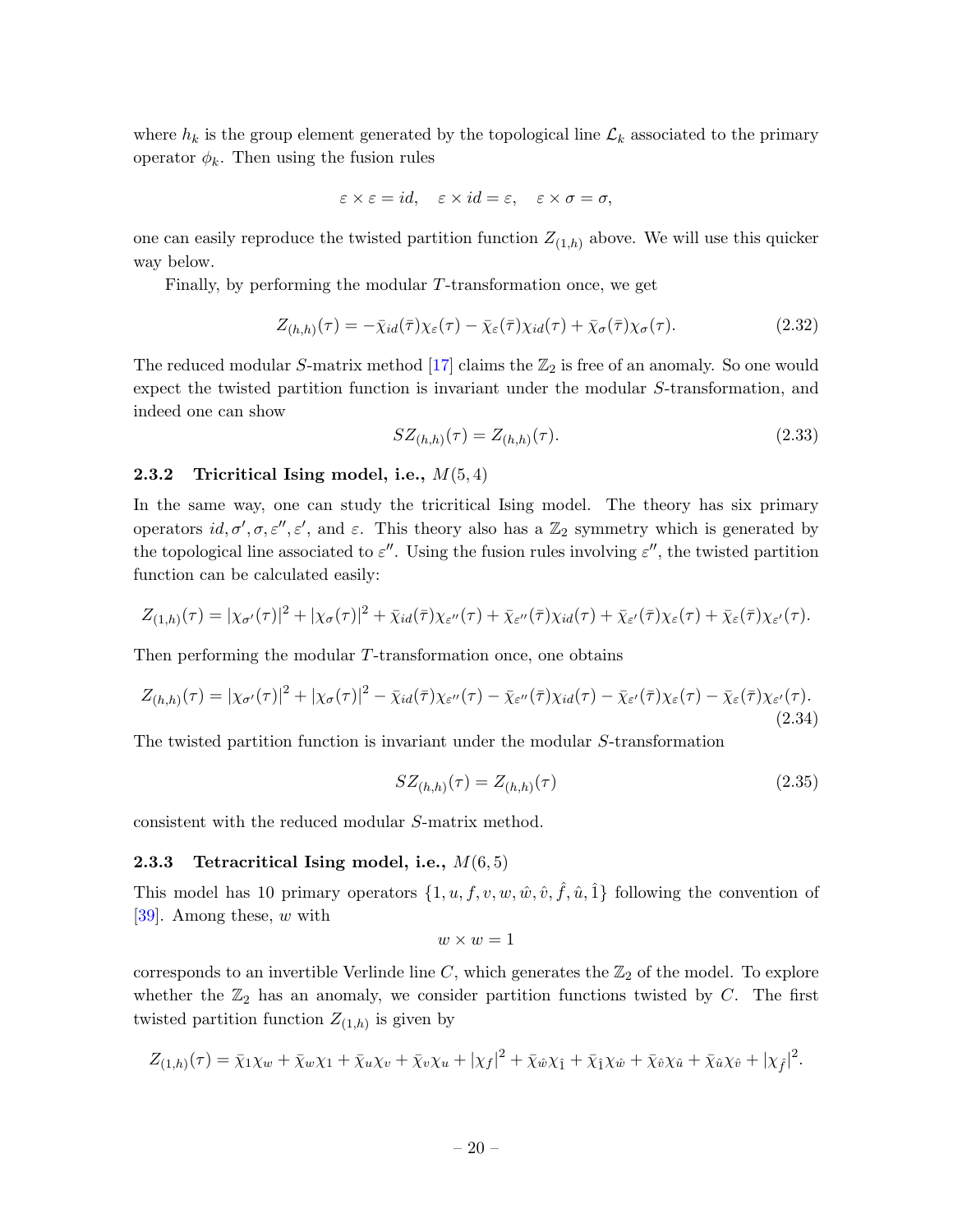where $h_k$ is the group element generated by the topological line $\mathcal{L}_k$ associated to the primary operator $\phi_k$. Then using the fusion rules

$$\varepsilon \times \varepsilon = id, \quad \varepsilon \times id = \varepsilon, \quad \varepsilon \times \sigma = \sigma,$$

one can easily reproduce the twisted partition function $Z_{(1,h)}$ above. We will use this quicker way below.

Finally, by performing the modular $T$-transformation once, we get

$$Z_{(h,h)}(\tau) = -\bar{\chi}_{id}(\bar{\tau})\chi_{\varepsilon}(\tau) - \bar{\chi}_{\varepsilon}(\bar{\tau})\chi_{id}(\tau) + \bar{\chi}_{\sigma}(\bar{\tau})\chi_{\sigma}(\tau). \tag{2.32}$$

The reduced modular $S$-matrix method [17] claims the $\mathbb{Z}_2$ is free of an anomaly. So one would expect the twisted partition function is invariant under the modular $S$-transformation, and indeed one can show

$$SZ_{(h,h)}(\tau) = Z_{(h,h)}(\tau). \tag{2.33}$$

### 2.3.2 Tricritical Ising model, i.e., $M(5,4)$

In the same way, one can study the tricritical Ising model. The theory has six primary operators $id, \sigma', \sigma, \varepsilon'', \varepsilon'$, and $\varepsilon$. This theory also has a $\mathbb{Z}_2$ symmetry which is generated by the topological line associated to $\varepsilon''$. Using the fusion rules involving $\varepsilon''$, the twisted partition function can be calculated easily:

$$Z_{(1,h)}(\tau) = |\chi_{\sigma'}(\tau)|^2 + |\chi_{\sigma}(\tau)|^2 + \bar{\chi}_{id}(\bar{\tau})\chi_{\varepsilon''}(\tau) + \bar{\chi}_{\varepsilon''}(\bar{\tau})\chi_{id}(\tau) + \bar{\chi}_{\varepsilon'}(\bar{\tau})\chi_{\varepsilon}(\tau) + \bar{\chi}_{\varepsilon}(\bar{\tau})\chi_{\varepsilon'}(\tau).$$

Then performing the modular $T$-transformation once, one obtains

$$Z_{(h,h)}(\tau) = |\chi_{\sigma'}(\tau)|^2 + |\chi_{\sigma}(\tau)|^2 - \bar{\chi}_{id}(\bar{\tau})\chi_{\varepsilon''}(\tau) - \bar{\chi}_{\varepsilon''}(\bar{\tau})\chi_{id}(\tau) - \bar{\chi}_{\varepsilon'}(\bar{\tau})\chi_{\varepsilon}(\tau) - \bar{\chi}_{\varepsilon}(\bar{\tau})\chi_{\varepsilon'}(\tau). \tag{2.34}$$

The twisted partition function is invariant under the modular $S$-transformation

$$SZ_{(h,h)}(\tau) = Z_{(h,h)}(\tau) \tag{2.35}$$

consistent with the reduced modular $S$-matrix method.

### 2.3.3 Tetracritical Ising model, i.e., $M(6,5)$

This model has 10 primary operators $\{1, u, f, v, w, \hat{w}, \hat{v}, \hat{f}, \hat{u}, \hat{1}\}$ following the convention of [39]. Among these, $w$ with

$$w \times w = 1$$

corresponds to an invertible Verlinde line $C$, which generates the $\mathbb{Z}_2$ of the model. To explore whether the $\mathbb{Z}_2$ has an anomaly, we consider partition functions twisted by $C$. The first twisted partition function $Z_{(1,h)}$ is given by

$$Z_{(1,h)}(\tau) = \bar{\chi}_1\chi_w + \bar{\chi}_w\chi_1 + \bar{\chi}_u\chi_v + \bar{\chi}_v\chi_u + |\chi_f|^2 + \bar{\chi}_{\hat{w}}\chi_{\hat{1}} + \bar{\chi}_{\hat{1}}\chi_{\hat{w}} + \bar{\chi}_{\hat{v}}\chi_{\hat{u}} + \bar{\chi}_{\hat{u}}\chi_{\hat{v}} + |\chi_{\hat{f}}|^2.$$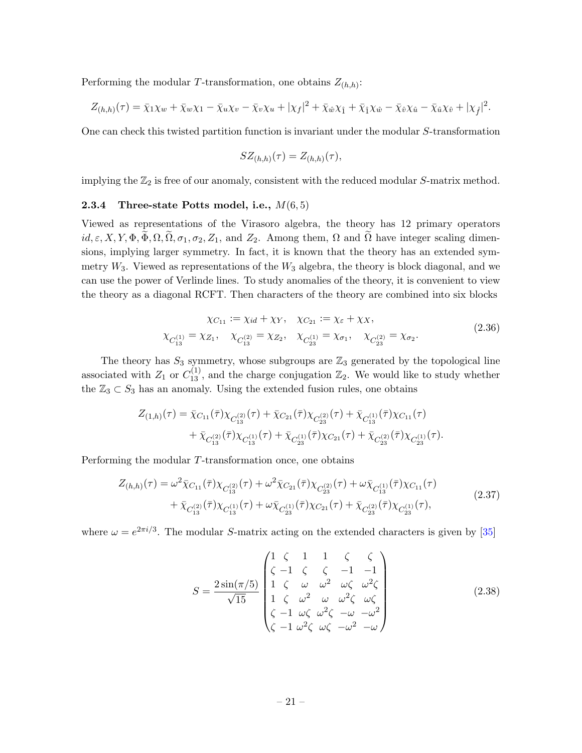Performing the modular $T$-transformation, one obtains $Z_{(h,h)}$:

$$Z_{(h,h)}(\tau) = \bar{\chi}_1\chi_w + \bar{\chi}_w\chi_1 - \bar{\chi}_u\chi_v - \bar{\chi}_v\chi_u + |\chi_f|^2 + \bar{\chi}_{\hat{w}}\chi_{\hat{1}} + \bar{\chi}_{\hat{1}}\chi_{\hat{w}} - \bar{\chi}_{\hat{v}}\chi_{\hat{u}} - \bar{\chi}_{\hat{u}}\chi_{\hat{v}} + |\chi_{\hat{f}}|^2.$$

One can check this twisted partition function is invariant under the modular $S$-transformation

$$SZ_{(h,h)}(\tau) = Z_{(h,h)}(\tau),$$

implying the $\mathbb{Z}_2$ is free of our anomaly, consistent with the reduced modular $S$-matrix method.

### 2.3.4 Three-state Potts model, i.e., $M(6,5)$

Viewed as representations of the Virasoro algebra, the theory has 12 primary operators $id, \varepsilon, X, Y, \Phi, \widetilde{\Phi}, \Omega, \widetilde{\Omega}, \sigma_1, \sigma_2, Z_1$, and $Z_2$. Among them, $\Omega$ and $\widetilde{\Omega}$ have integer scaling dimensions, implying larger symmetry. In fact, it is known that the theory has an extended symmetry $W_3$. Viewed as representations of the $W_3$ algebra, the theory is block diagonal, and we can use the power of Verlinde lines. To study anomalies of the theory, it is convenient to view the theory as a diagonal RCFT. Then characters of the theory are combined into six blocks

$$\begin{gathered}\chi_{C_{11}} := \chi_{id} + \chi_Y, \quad \chi_{C_{21}} := \chi_\varepsilon + \chi_X,\\ \chi_{C_{13}^{(1)}} = \chi_{Z_1}, \quad \chi_{C_{13}^{(2)}} = \chi_{Z_2}, \quad \chi_{C_{23}^{(1)}} = \chi_{\sigma_1}, \quad \chi_{C_{23}^{(2)}} = \chi_{\sigma_2}.\end{gathered} \tag{2.36}$$

The theory has $S_3$ symmetry, whose subgroups are $\mathbb{Z}_3$ generated by the topological line associated with $Z_1$ or $C_{13}^{(1)}$, and the charge conjugation $\mathbb{Z}_2$. We would like to study whether the $\mathbb{Z}_3 \subset S_3$ has an anomaly. Using the extended fusion rules, one obtains

$$\begin{aligned}Z_{(1,h)}(\tau) = &\bar{\chi}_{C_{11}}(\bar{\tau})\chi_{C_{13}^{(2)}}(\tau) + \bar{\chi}_{C_{21}}(\bar{\tau})\chi_{C_{23}^{(2)}}(\tau) + \bar{\chi}_{C_{13}^{(1)}}(\bar{\tau})\chi_{C_{11}}(\tau)\\ &+ \bar{\chi}_{C_{13}^{(2)}}(\bar{\tau})\chi_{C_{13}^{(1)}}(\tau) + \bar{\chi}_{C_{23}^{(1)}}(\bar{\tau})\chi_{C_{21}}(\tau) + \bar{\chi}_{C_{23}^{(2)}}(\bar{\tau})\chi_{C_{23}^{(1)}}(\tau).\end{aligned}$$

Performing the modular $T$-transformation once, one obtains

$$\begin{aligned}Z_{(h,h)}(\tau) = &\omega^2\bar{\chi}_{C_{11}}(\bar{\tau})\chi_{C_{13}^{(2)}}(\tau) + \omega^2\bar{\chi}_{C_{21}}(\bar{\tau})\chi_{C_{23}^{(2)}}(\tau) + \omega\bar{\chi}_{C_{13}^{(1)}}(\bar{\tau})\chi_{C_{11}}(\tau)\\ &+ \bar{\chi}_{C_{13}^{(2)}}(\bar{\tau})\chi_{C_{13}^{(1)}}(\tau) + \omega\bar{\chi}_{C_{23}^{(1)}}(\bar{\tau})\chi_{C_{21}}(\tau) + \bar{\chi}_{C_{23}^{(2)}}(\bar{\tau})\chi_{C_{23}^{(1)}}(\tau),\end{aligned} \tag{2.37}$$

where $\omega = e^{2\pi i/3}$. The modular $S$-matrix acting on the extended characters is given by [35]

$$S = \frac{2\sin(\pi/5)}{\sqrt{15}}\begin{pmatrix}1 & \zeta & 1 & 1 & \zeta & \zeta\\ \zeta & -1 & \zeta & \zeta & -1 & -1\\ 1 & \zeta & \omega & \omega^2 & \omega\zeta & \omega^2\zeta\\ 1 & \zeta & \omega^2 & \omega & \omega^2\zeta & \omega\zeta\\ \zeta & -1 & \omega\zeta & \omega^2\zeta & -\omega & -\omega^2\\ \zeta & -1 & \omega^2\zeta & \omega\zeta & -\omega^2 & -\omega\end{pmatrix} \tag{2.38}$$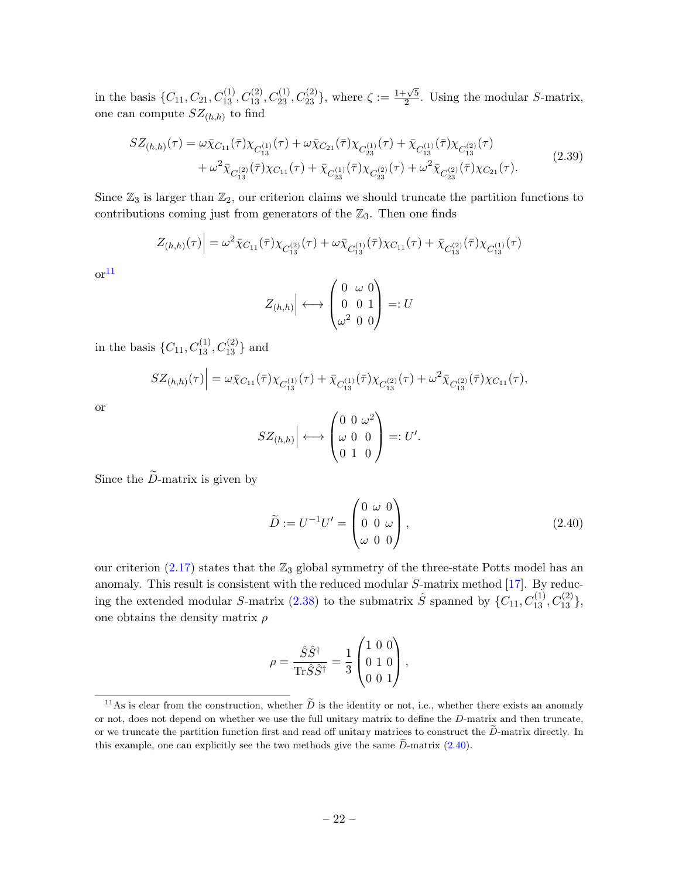in the basis $\{C_{11}, C_{21}, C_{13}^{(1)}, C_{13}^{(2)}, C_{23}^{(1)}, C_{23}^{(2)}\}$, where $\zeta := \frac{1+\sqrt{5}}{2}$. Using the modular $S$-matrix, one can compute $SZ_{(h,h)}$ to find

$$
\begin{aligned}
SZ_{(h,h)}(\tau) &= \omega\bar{\chi}_{C_{11}}(\bar{\tau})\chi_{C_{13}^{(1)}}(\tau) + \omega\bar{\chi}_{C_{21}}(\bar{\tau})\chi_{C_{23}^{(1)}}(\tau) + \bar{\chi}_{C_{13}^{(1)}}(\bar{\tau})\chi_{C_{13}^{(2)}}(\tau) \\
&\quad + \omega^2\bar{\chi}_{C_{13}^{(2)}}(\bar{\tau})\chi_{C_{11}}(\tau) + \bar{\chi}_{C_{23}^{(1)}}(\bar{\tau})\chi_{C_{23}^{(2)}}(\tau) + \omega^2\bar{\chi}_{C_{23}^{(2)}}(\bar{\tau})\chi_{C_{21}}(\tau).
\end{aligned}
\tag{2.39}
$$

Since $\mathbb{Z}_3$ is larger than $\mathbb{Z}_2$, our criterion claims we should truncate the partition functions to contributions coming just from generators of the $\mathbb{Z}_3$. Then one finds

$$
Z_{(h,h)}(\tau)\Big| = \omega^2\bar{\chi}_{C_{11}}(\bar{\tau})\chi_{C_{13}^{(2)}}(\tau) + \omega\bar{\chi}_{C_{13}^{(1)}}(\bar{\tau})\chi_{C_{11}}(\tau) + \bar{\chi}_{C_{13}^{(2)}}(\bar{\tau})\chi_{C_{13}^{(1)}}(\tau)
$$

or[11]

$$
Z_{(h,h)}\Big| \longleftrightarrow \begin{pmatrix} 0 & \omega & 0 \\ 0 & 0 & 1 \\ \omega^2 & 0 & 0 \end{pmatrix} =: U
$$

in the basis $\{C_{11}, C_{13}^{(1)}, C_{13}^{(2)}\}$ and

$$
SZ_{(h,h)}(\tau)\Big| = \omega\bar{\chi}_{C_{11}}(\bar{\tau})\chi_{C_{13}^{(1)}}(\tau) + \bar{\chi}_{C_{13}^{(1)}}(\bar{\tau})\chi_{C_{13}^{(2)}}(\tau) + \omega^2\bar{\chi}_{C_{13}^{(2)}}(\bar{\tau})\chi_{C_{11}}(\tau),
$$

or

$$
SZ_{(h,h)}\Big| \longleftrightarrow \begin{pmatrix} 0 & 0 & \omega^2 \\ \omega & 0 & 0 \\ 0 & 1 & 0 \end{pmatrix} =: U'.
$$

Since the $\widetilde{D}$-matrix is given by

$$
\widetilde{D} := U^{-1}U' = \begin{pmatrix} 0 & \omega & 0 \\ 0 & 0 & \omega \\ \omega & 0 & 0 \end{pmatrix},
\tag{2.40}
$$

our criterion (2.17) states that the $\mathbb{Z}_3$ global symmetry of the three-state Potts model has an anomaly. This result is consistent with the reduced modular $S$-matrix method [17]. By reducing the extended modular $S$-matrix (2.38) to the submatrix $\hat{S}$ spanned by $\{C_{11}, C_{13}^{(1)}, C_{13}^{(2)}\}$, one obtains the density matrix $\rho$

$$
\rho = \frac{\hat{S}\hat{S}^\dagger}{\mathrm{Tr}\hat{S}\hat{S}^\dagger} = \frac{1}{3}\begin{pmatrix} 1 & 0 & 0 \\ 0 & 1 & 0 \\ 0 & 0 & 1 \end{pmatrix},
$$

[11] As is clear from the construction, whether $\widetilde{D}$ is the identity or not, i.e., whether there exists an anomaly or not, does not depend on whether we use the full unitary matrix to define the $D$-matrix and then truncate, or we truncate the partition function first and read off unitary matrices to construct the $\widetilde{D}$-matrix directly. In this example, one can explicitly see the two methods give the same $\widetilde{D}$-matrix (2.40).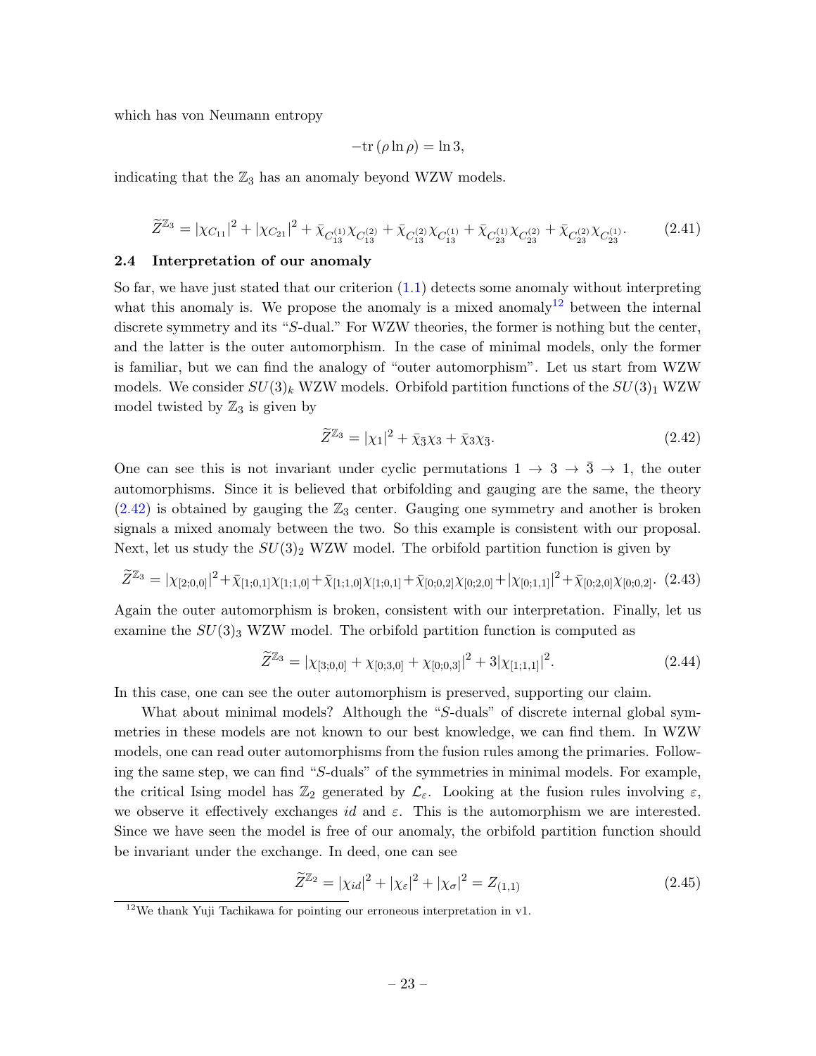which has von Neumann entropy

$$-\text{tr}\,(\rho \ln \rho) = \ln 3,$$

indicating that the $\mathbb{Z}_3$ has an anomaly beyond WZW models.

$$\widetilde{Z}^{\mathbb{Z}_3} = |\chi_{C_{11}}|^2 + |\chi_{C_{21}}|^2 + \bar{\chi}_{C^{(1)}_{13}}\chi_{C^{(2)}_{13}} + \bar{\chi}_{C^{(2)}_{13}}\chi_{C^{(1)}_{13}} + \bar{\chi}_{C^{(1)}_{23}}\chi_{C^{(2)}_{23}} + \bar{\chi}_{C^{(2)}_{23}}\chi_{C^{(1)}_{23}}. \tag{2.41}$$

### 2.4 Interpretation of our anomaly

So far, we have just stated that our criterion (1.1) detects some anomaly without interpreting what this anomaly is. We propose the anomaly is a mixed anomaly[12] between the internal discrete symmetry and its "$S$-dual." For WZW theories, the former is nothing but the center, and the latter is the outer automorphism. In the case of minimal models, only the former is familiar, but we can find the analogy of "outer automorphism". Let us start from WZW models. We consider $SU(3)_k$ WZW models. Orbifold partition functions of the $SU(3)_1$ WZW model twisted by $\mathbb{Z}_3$ is given by

$$\widetilde{Z}^{\mathbb{Z}_3} = |\chi_1|^2 + \bar{\chi}_{\bar{3}}\chi_3 + \bar{\chi}_3\chi_{\bar{3}}. \tag{2.42}$$

One can see this is not invariant under cyclic permutations $1 \to 3 \to \bar{3} \to 1$, the outer automorphisms. Since it is believed that orbifolding and gauging are the same, the theory (2.42) is obtained by gauging the $\mathbb{Z}_3$ center. Gauging one symmetry and another is broken signals a mixed anomaly between the two. So this example is consistent with our proposal. Next, let us study the $SU(3)_2$ WZW model. The orbifold partition function is given by

$$\widetilde{Z}^{\mathbb{Z}_3} = |\chi_{[2;0,0]}|^2 + \bar{\chi}_{[1;0,1]}\chi_{[1;1,0]} + \bar{\chi}_{[1;1,0]}\chi_{[1;0,1]} + \bar{\chi}_{[0;0,2]}\chi_{[0;2,0]} + |\chi_{[0;1,1]}|^2 + \bar{\chi}_{[0;2,0]}\chi_{[0;0,2]}. \tag{2.43}$$

Again the outer automorphism is broken, consistent with our interpretation. Finally, let us examine the $SU(3)_3$ WZW model. The orbifold partition function is computed as

$$\widetilde{Z}^{\mathbb{Z}_3} = |\chi_{[3;0,0]} + \chi_{[0;3,0]} + \chi_{[0;0,3]}|^2 + 3|\chi_{[1;1,1]}|^2. \tag{2.44}$$

In this case, one can see the outer automorphism is preserved, supporting our claim.

What about minimal models? Although the "$S$-duals" of discrete internal global symmetries in these models are not known to our best knowledge, we can find them. In WZW models, one can read outer automorphisms from the fusion rules among the primaries. Following the same step, we can find "$S$-duals" of the symmetries in minimal models. For example, the critical Ising model has $\mathbb{Z}_2$ generated by $\mathcal{L}_\varepsilon$. Looking at the fusion rules involving $\varepsilon$, we observe it effectively exchanges $id$ and $\varepsilon$. This is the automorphism we are interested. Since we have seen the model is free of our anomaly, the orbifold partition function should be invariant under the exchange. In deed, one can see

$$\widetilde{Z}^{\mathbb{Z}_2} = |\chi_{id}|^2 + |\chi_\varepsilon|^2 + |\chi_\sigma|^2 = Z_{(1,1)} \tag{2.45}$$

[12] We thank Yuji Tachikawa for pointing our erroneous interpretation in v1.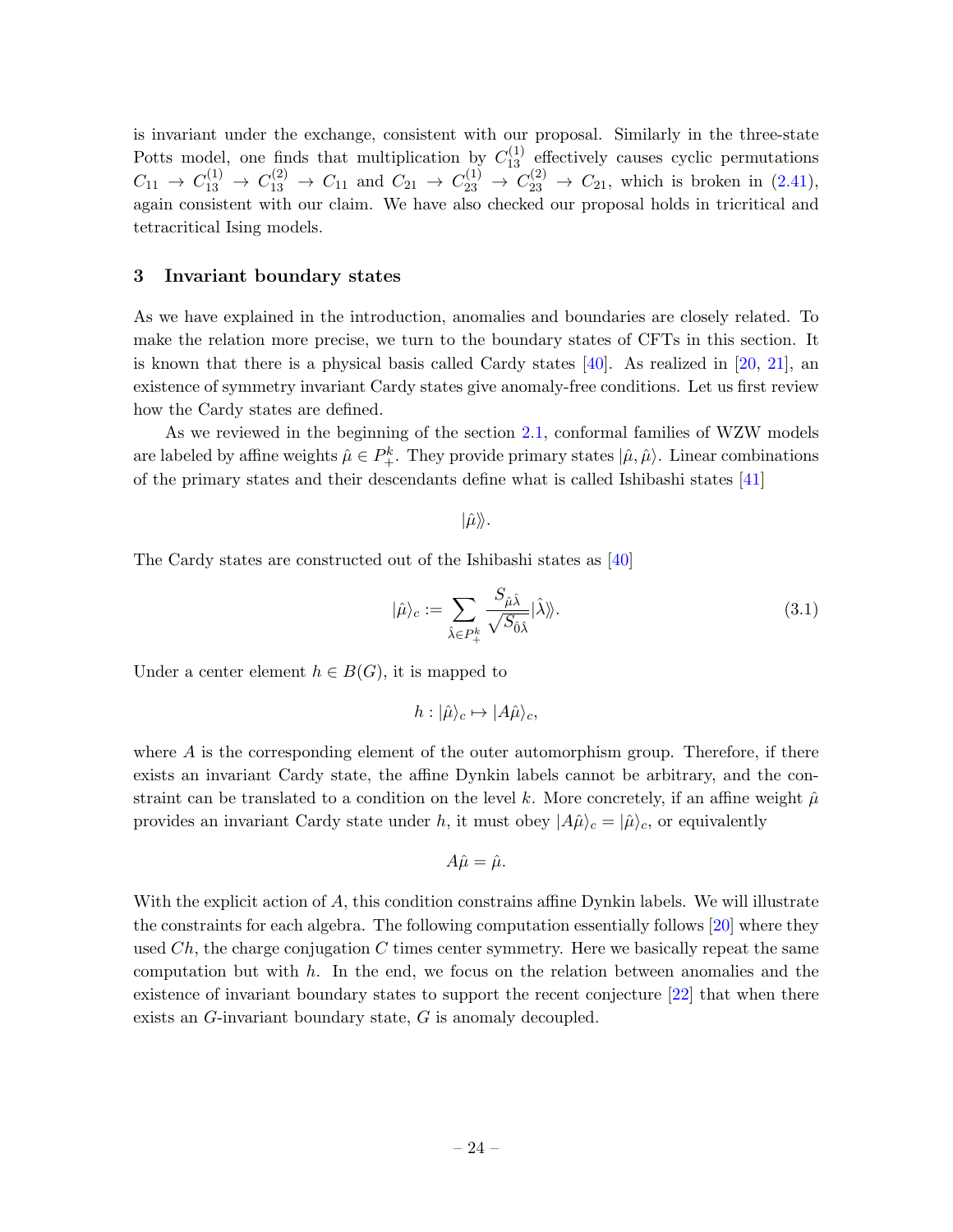is invariant under the exchange, consistent with our proposal. Similarly in the three-state Potts model, one finds that multiplication by $C^{(1)}_{13}$ effectively causes cyclic permutations $C_{11} \to C^{(1)}_{13} \to C^{(2)}_{13} \to C_{11}$ and $C_{21} \to C^{(1)}_{23} \to C^{(2)}_{23} \to C_{21}$, which is broken in (2.41), again consistent with our claim. We have also checked our proposal holds in tricritical and tetracritical Ising models.

## 3 Invariant boundary states

As we have explained in the introduction, anomalies and boundaries are closely related. To make the relation more precise, we turn to the boundary states of CFTs in this section. It is known that there is a physical basis called Cardy states [40]. As realized in [20, 21], an existence of symmetry invariant Cardy states give anomaly-free conditions. Let us first review how the Cardy states are defined.

As we reviewed in the beginning of the section 2.1, conformal families of WZW models are labeled by affine weights $\hat{\mu} \in P^k_+$. They provide primary states $|\hat{\mu}, \hat{\mu}\rangle$. Linear combinations of the primary states and their descendants define what is called Ishibashi states [41]

$$|\hat{\mu}\rangle\!\rangle.$$

The Cardy states are constructed out of the Ishibashi states as [40]

$$|\hat{\mu}\rangle_c := \sum_{\hat{\lambda} \in P^k_+} \frac{S_{\hat{\mu}\hat{\lambda}}}{\sqrt{S_{\hat{0}\hat{\lambda}}}} |\hat{\lambda}\rangle\!\rangle. \tag{3.1}$$

Under a center element $h \in B(G)$, it is mapped to

$$h : |\hat{\mu}\rangle_c \mapsto |A\hat{\mu}\rangle_c,$$

where $A$ is the corresponding element of the outer automorphism group. Therefore, if there exists an invariant Cardy state, the affine Dynkin labels cannot be arbitrary, and the constraint can be translated to a condition on the level $k$. More concretely, if an affine weight $\hat{\mu}$ provides an invariant Cardy state under $h$, it must obey $|A\hat{\mu}\rangle_c = |\hat{\mu}\rangle_c$, or equivalently

$$A\hat{\mu} = \hat{\mu}.$$

With the explicit action of $A$, this condition constrains affine Dynkin labels. We will illustrate the constraints for each algebra. The following computation essentially follows [20] where they used $Ch$, the charge conjugation $C$ times center symmetry. Here we basically repeat the same computation but with $h$. In the end, we focus on the relation between anomalies and the existence of invariant boundary states to support the recent conjecture [22] that when there exists an $G$-invariant boundary state, $G$ is anomaly decoupled.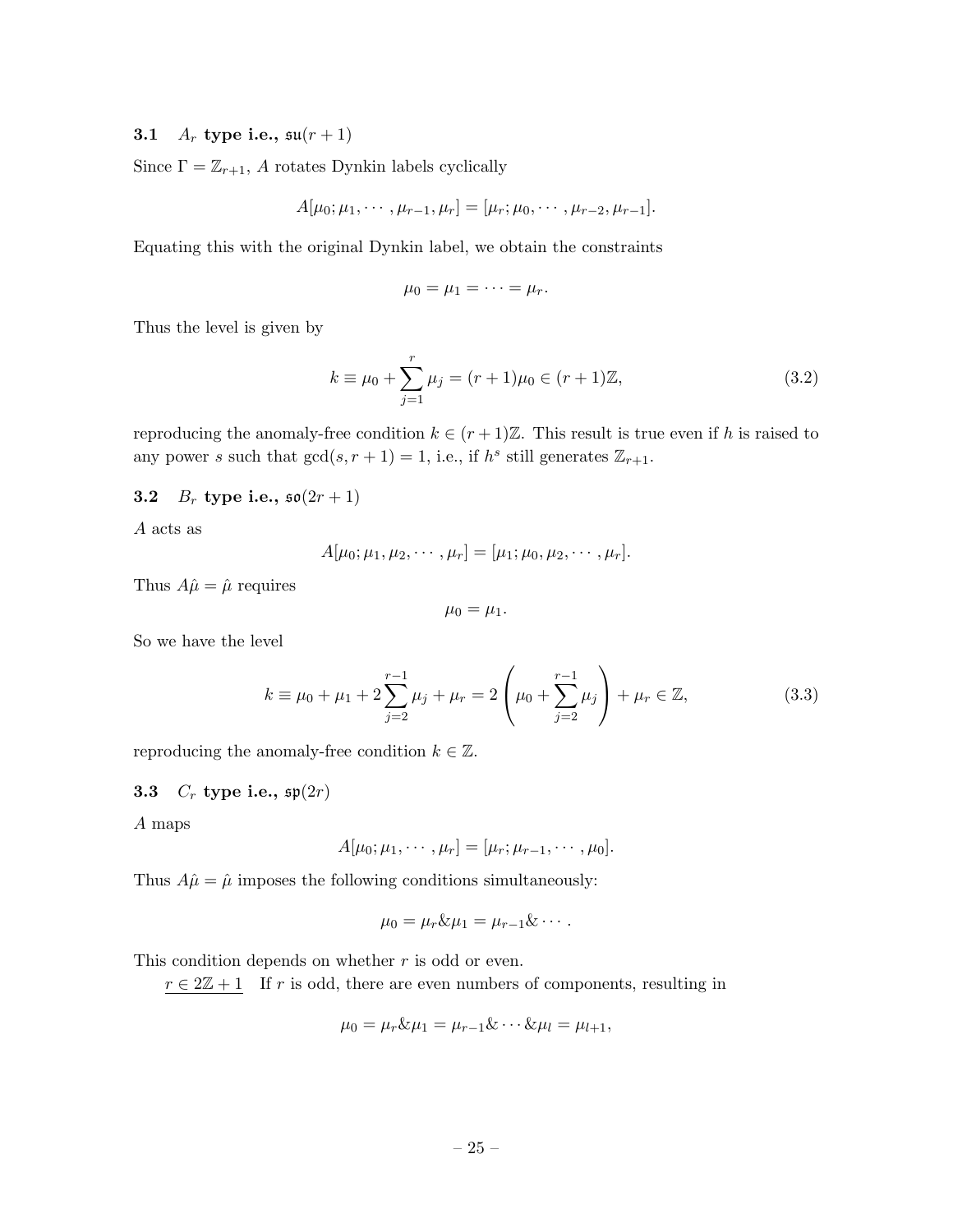### 3.1 $A_r$ type i.e., $\mathfrak{su}(r+1)$

Since $\Gamma = \mathbb{Z}_{r+1}$, $A$ rotates Dynkin labels cyclically

$$A[\mu_0; \mu_1, \cdots, \mu_{r-1}, \mu_r] = [\mu_r; \mu_0, \cdots, \mu_{r-2}, \mu_{r-1}].$$

Equating this with the original Dynkin label, we obtain the constraints

$$\mu_0 = \mu_1 = \cdots = \mu_r.$$

Thus the level is given by

$$k \equiv \mu_0 + \sum_{j=1}^{r} \mu_j = (r+1)\mu_0 \in (r+1)\mathbb{Z}, \tag{3.2}$$

reproducing the anomaly-free condition $k \in (r+1)\mathbb{Z}$. This result is true even if $h$ is raised to any power $s$ such that $\gcd(s, r+1) = 1$, i.e., if $h^s$ still generates $\mathbb{Z}_{r+1}$.

### 3.2 $B_r$ type i.e., $\mathfrak{so}(2r+1)$

$A$ acts as

$$A[\mu_0; \mu_1, \mu_2, \cdots, \mu_r] = [\mu_1; \mu_0, \mu_2, \cdots, \mu_r].$$

Thus $A\hat{\mu} = \hat{\mu}$ requires

$$\mu_0 = \mu_1.$$

So we have the level

$$k \equiv \mu_0 + \mu_1 + 2\sum_{j=2}^{r-1} \mu_j + \mu_r = 2\left(\mu_0 + \sum_{j=2}^{r-1} \mu_j\right) + \mu_r \in \mathbb{Z}, \tag{3.3}$$

reproducing the anomaly-free condition $k \in \mathbb{Z}$.

### 3.3 $C_r$ type i.e., $\mathfrak{sp}(2r)$

$A$ maps

$$A[\mu_0; \mu_1, \cdots, \mu_r] = [\mu_r; \mu_{r-1}, \cdots, \mu_0].$$

Thus $A\hat{\mu} = \hat{\mu}$ imposes the following conditions simultaneously:

$$\mu_0 = \mu_r \& \mu_1 = \mu_{r-1} \& \cdots.$$

This condition depends on whether $r$ is odd or even.

$\underline{r \in 2\mathbb{Z}+1}$ If $r$ is odd, there are even numbers of components, resulting in

$$\mu_0 = \mu_r \& \mu_1 = \mu_{r-1} \& \cdots \& \mu_l = \mu_{l+1},$$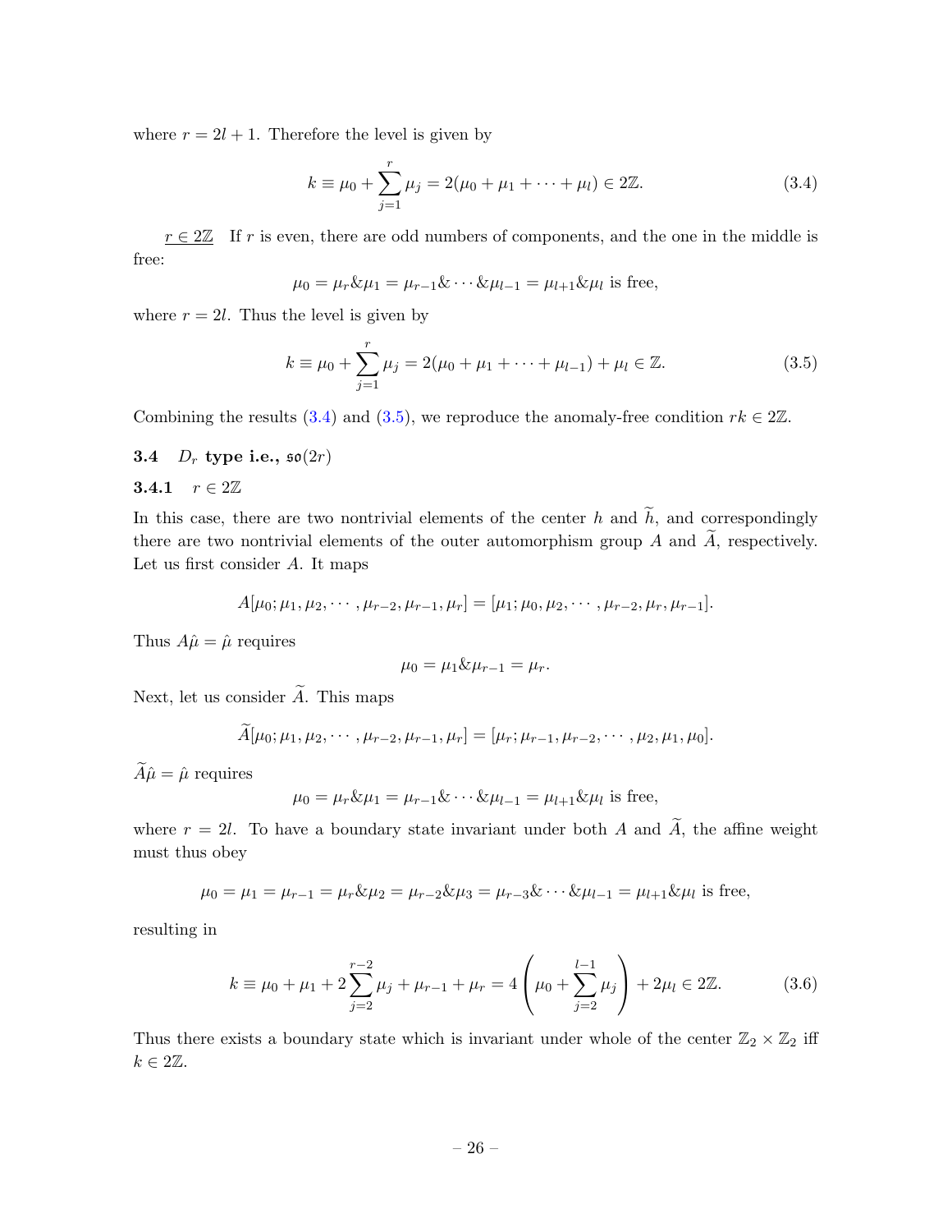where $r = 2l + 1$. Therefore the level is given by

$$k \equiv \mu_0 + \sum_{j=1}^{r} \mu_j = 2(\mu_0 + \mu_1 + \cdots + \mu_l) \in 2\mathbb{Z}. \tag{3.4}$$

<u>$r \in 2\mathbb{Z}$</u> If $r$ is even, there are odd numbers of components, and the one in the middle is free:

$$\mu_0 = \mu_r \& \mu_1 = \mu_{r-1} \& \cdots \& \mu_{l-1} = \mu_{l+1} \& \mu_l \text{ is free},$$

where $r = 2l$. Thus the level is given by

$$k \equiv \mu_0 + \sum_{j=1}^{r} \mu_j = 2(\mu_0 + \mu_1 + \cdots + \mu_{l-1}) + \mu_l \in \mathbb{Z}. \tag{3.5}$$

Combining the results (3.4) and (3.5), we reproduce the anomaly-free condition $rk \in 2\mathbb{Z}$.

### 3.4 $D_r$ type i.e., $\mathfrak{so}(2r)$

#### 3.4.1 $r \in 2\mathbb{Z}$

In this case, there are two nontrivial elements of the center $h$ and $\widetilde{h}$, and correspondingly there are two nontrivial elements of the outer automorphism group $A$ and $\widetilde{A}$, respectively. Let us first consider $A$. It maps

$$A[\mu_0; \mu_1, \mu_2, \cdots, \mu_{r-2}, \mu_{r-1}, \mu_r] = [\mu_1; \mu_0, \mu_2, \cdots, \mu_{r-2}, \mu_r, \mu_{r-1}].$$

Thus $A\hat{\mu} = \hat{\mu}$ requires

$$\mu_0 = \mu_1 \& \mu_{r-1} = \mu_r.$$

Next, let us consider $\widetilde{A}$. This maps

$$\widetilde{A}[\mu_0; \mu_1, \mu_2, \cdots, \mu_{r-2}, \mu_{r-1}, \mu_r] = [\mu_r; \mu_{r-1}, \mu_{r-2}, \cdots, \mu_2, \mu_1, \mu_0].$$

$\widetilde{A}\hat{\mu} = \hat{\mu}$ requires

$$\mu_0 = \mu_r \& \mu_1 = \mu_{r-1} \& \cdots \& \mu_{l-1} = \mu_{l+1} \& \mu_l \text{ is free},$$

where $r = 2l$. To have a boundary state invariant under both $A$ and $\widetilde{A}$, the affine weight must thus obey

$$\mu_0 = \mu_1 = \mu_{r-1} = \mu_r \& \mu_2 = \mu_{r-2} \& \mu_3 = \mu_{r-3} \& \cdots \& \mu_{l-1} = \mu_{l+1} \& \mu_l \text{ is free},$$

resulting in

$$k \equiv \mu_0 + \mu_1 + 2\sum_{j=2}^{r-2} \mu_j + \mu_{r-1} + \mu_r = 4\left(\mu_0 + \sum_{j=2}^{l-1} \mu_j\right) + 2\mu_l \in 2\mathbb{Z}. \tag{3.6}$$

Thus there exists a boundary state which is invariant under whole of the center $\mathbb{Z}_2 \times \mathbb{Z}_2$ iff $k \in 2\mathbb{Z}$.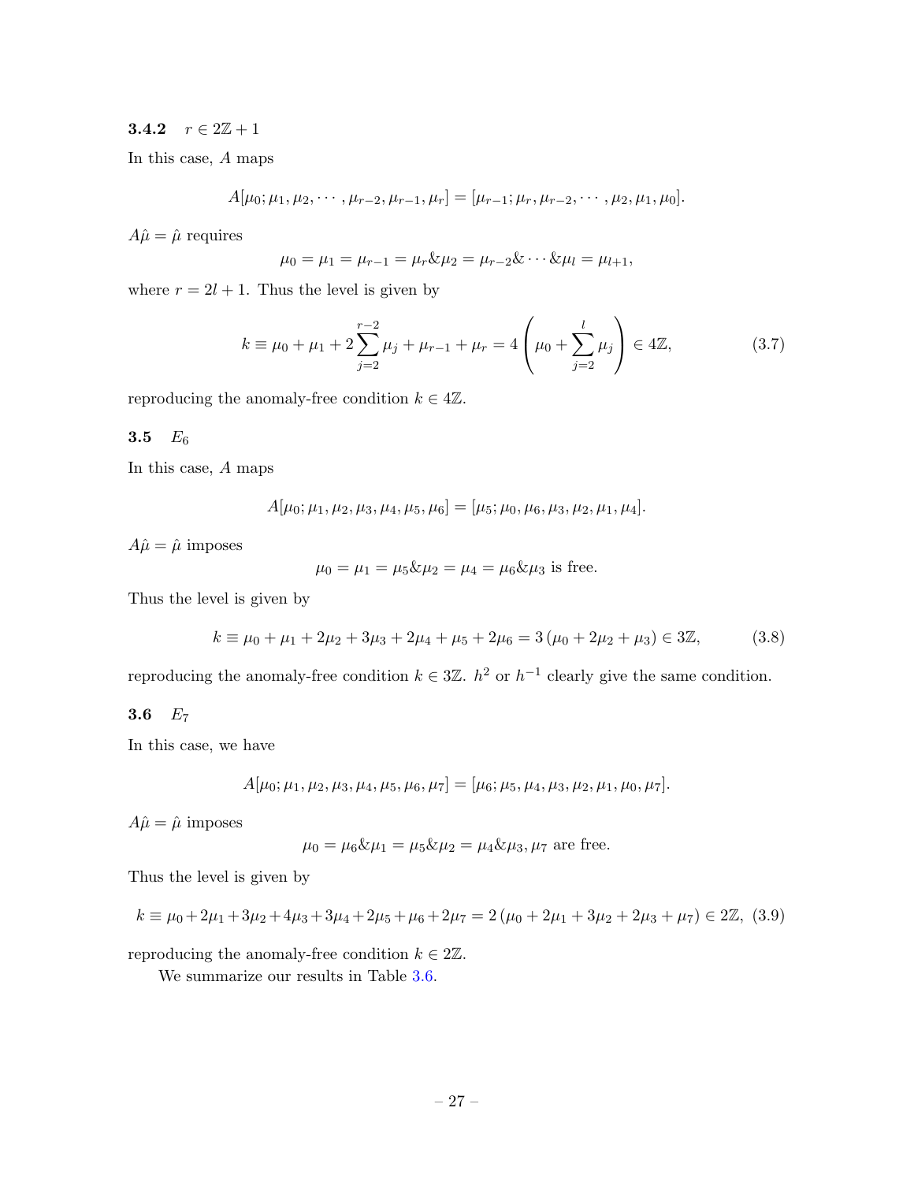### 3.4.2 $r \in 2\mathbb{Z}+1$

In this case, $A$ maps

$$A[\mu_0; \mu_1, \mu_2, \cdots, \mu_{r-2}, \mu_{r-1}, \mu_r] = [\mu_{r-1}; \mu_r, \mu_{r-2}, \cdots, \mu_2, \mu_1, \mu_0].$$

$A\hat{\mu} = \hat{\mu}$ requires

$$\mu_0 = \mu_1 = \mu_{r-1} = \mu_r \& \mu_2 = \mu_{r-2} \& \cdots \& \mu_l = \mu_{l+1},$$

where $r = 2l+1$. Thus the level is given by

$$k \equiv \mu_0 + \mu_1 + 2\sum_{j=2}^{r-2} \mu_j + \mu_{r-1} + \mu_r = 4\left(\mu_0 + \sum_{j=2}^{l} \mu_j\right) \in 4\mathbb{Z}, \tag{3.7}$$

reproducing the anomaly-free condition $k \in 4\mathbb{Z}$.

## 3.5 $E_6$

In this case, $A$ maps

$$A[\mu_0; \mu_1, \mu_2, \mu_3, \mu_4, \mu_5, \mu_6] = [\mu_5; \mu_0, \mu_6, \mu_3, \mu_2, \mu_1, \mu_4].$$

$A\hat{\mu} = \hat{\mu}$ imposes

$$\mu_0 = \mu_1 = \mu_5 \& \mu_2 = \mu_4 = \mu_6 \& \mu_3 \text{ is free.}$$

Thus the level is given by

$$k \equiv \mu_0 + \mu_1 + 2\mu_2 + 3\mu_3 + 2\mu_4 + \mu_5 + 2\mu_6 = 3\left(\mu_0 + 2\mu_2 + \mu_3\right) \in 3\mathbb{Z}, \tag{3.8}$$

reproducing the anomaly-free condition $k \in 3\mathbb{Z}$. $h^2$ or $h^{-1}$ clearly give the same condition.

## 3.6 $E_7$

In this case, we have

$$A[\mu_0; \mu_1, \mu_2, \mu_3, \mu_4, \mu_5, \mu_6, \mu_7] = [\mu_6; \mu_5, \mu_4, \mu_3, \mu_2, \mu_1, \mu_0, \mu_7].$$

$A\hat{\mu} = \hat{\mu}$ imposes

$$\mu_0 = \mu_6 \& \mu_1 = \mu_5 \& \mu_2 = \mu_4 \& \mu_3, \mu_7 \text{ are free.}$$

Thus the level is given by

$$k \equiv \mu_0 + 2\mu_1 + 3\mu_2 + 4\mu_3 + 3\mu_4 + 2\mu_5 + \mu_6 + 2\mu_7 = 2\left(\mu_0 + 2\mu_1 + 3\mu_2 + 2\mu_3 + \mu_7\right) \in 2\mathbb{Z}, \tag{3.9}$$

reproducing the anomaly-free condition $k \in 2\mathbb{Z}$.

We summarize our results in Table 3.6.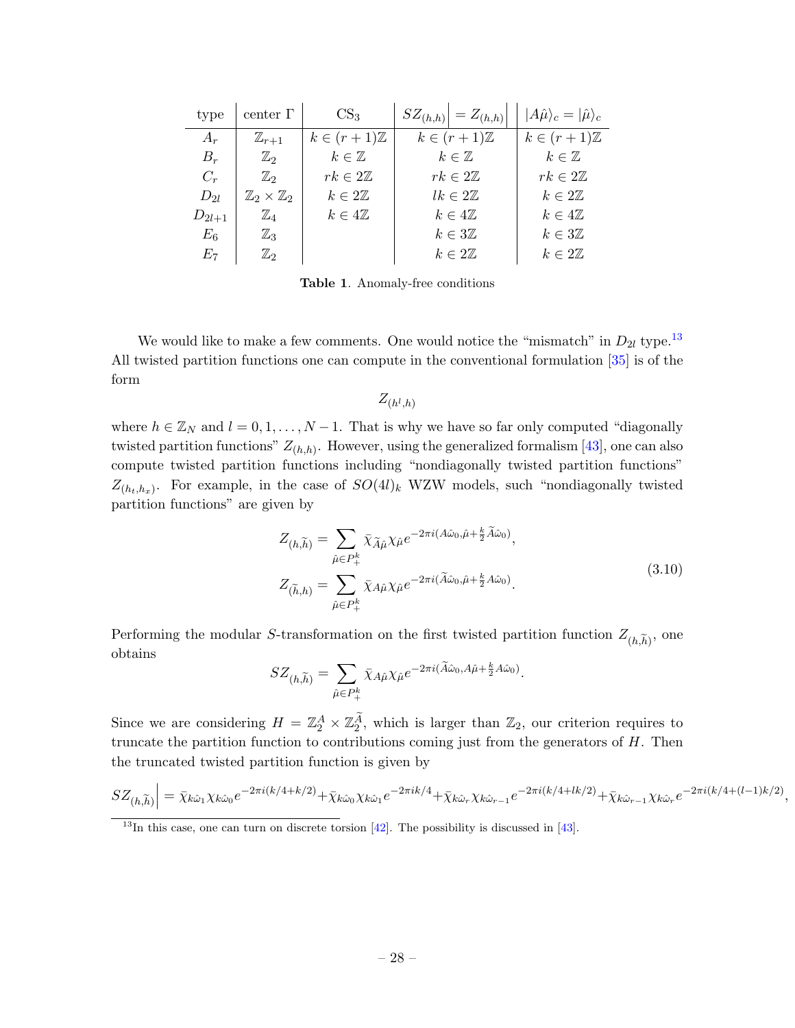| type | center Γ | $\mathrm{CS}_3$ | $SZ_{(h,h)}\Big\vert = Z_{(h,h)}\Big\vert$ | $\vert A\hat{\mu}\rangle_c = \vert\hat{\mu}\rangle_c$ |
|---|---|---|---|---|
| $A_r$ | $\mathbb{Z}_{r+1}$ | $k \in (r+1)\mathbb{Z}$ | $k \in (r+1)\mathbb{Z}$ | $k \in (r+1)\mathbb{Z}$ |
| $B_r$ | $\mathbb{Z}_2$ | $k \in \mathbb{Z}$ | $k \in \mathbb{Z}$ | $k \in \mathbb{Z}$ |
| $C_r$ | $\mathbb{Z}_2$ | $rk \in 2\mathbb{Z}$ | $rk \in 2\mathbb{Z}$ | $rk \in 2\mathbb{Z}$ |
| $D_{2l}$ | $\mathbb{Z}_2 \times \mathbb{Z}_2$ | $k \in 2\mathbb{Z}$ | $lk \in 2\mathbb{Z}$ | $k \in 2\mathbb{Z}$ |
| $D_{2l+1}$ | $\mathbb{Z}_4$ | $k \in 4\mathbb{Z}$ | $k \in 4\mathbb{Z}$ | $k \in 4\mathbb{Z}$ |
| $E_6$ | $\mathbb{Z}_3$ | | $k \in 3\mathbb{Z}$ | $k \in 3\mathbb{Z}$ |
| $E_7$ | $\mathbb{Z}_2$ | | $k \in 2\mathbb{Z}$ | $k \in 2\mathbb{Z}$ |

**Table 1**. Anomaly-free conditions

We would like to make a few comments. One would notice the "mismatch" in $D_{2l}$ type.[13] All twisted partition functions one can compute in the conventional formulation [35] is of the form

$$Z_{(h^l,h)}$$

where $h \in \mathbb{Z}_N$ and $l = 0, 1, \dots, N-1$. That is why we have so far only computed "diagonally twisted partition functions" $Z_{(h,h)}$. However, using the generalized formalism [43], one can also compute twisted partition functions including "nondiagonally twisted partition functions" $Z_{(h_t,h_x)}$. For example, in the case of $SO(4l)_k$ WZW models, such "nondiagonally twisted partition functions" are given by

$$\begin{aligned}
Z_{(h,\widetilde{h})} &= \sum_{\hat{\mu}\in P_+^k} \bar{\chi}_{\widetilde{A}\hat{\mu}}\chi_{\hat{\mu}} e^{-2\pi i(A\hat{\omega}_0,\hat{\mu}+\frac{k}{2}\widetilde{A}\hat{\omega}_0)}, \\
Z_{(\widetilde{h},h)} &= \sum_{\hat{\mu}\in P_+^k} \bar{\chi}_{A\hat{\mu}}\chi_{\hat{\mu}} e^{-2\pi i(\widetilde{A}\hat{\omega}_0,\hat{\mu}+\frac{k}{2}A\hat{\omega}_0)}.
\end{aligned} \tag{3.10}$$

Performing the modular $S$-transformation on the first twisted partition function $Z_{(h,\widetilde{h})}$, one obtains

$$SZ_{(h,\widetilde{h})} = \sum_{\hat{\mu}\in P_+^k} \bar{\chi}_{A\hat{\mu}}\chi_{\hat{\mu}} e^{-2\pi i(\widetilde{A}\hat{\omega}_0,A\hat{\mu}+\frac{k}{2}A\hat{\omega}_0)}.$$

Since we are considering $H = \mathbb{Z}_2^A \times \mathbb{Z}_2^{\widetilde{A}}$, which is larger than $\mathbb{Z}_2$, our criterion requires to truncate the partition function to contributions coming just from the generators of $H$. Then the truncated twisted partition function is given by

$$SZ_{(h,\widetilde{h})}\Big\vert = \bar{\chi}_{k\hat{\omega}_1}\chi_{k\hat{\omega}_0}e^{-2\pi i(k/4+k/2)}+\bar{\chi}_{k\hat{\omega}_0}\chi_{k\hat{\omega}_1}e^{-2\pi ik/4}+\bar{\chi}_{k\hat{\omega}_r}\chi_{k\hat{\omega}_{r-1}}e^{-2\pi i(k/4+lk/2)}+\bar{\chi}_{k\hat{\omega}_{r-1}}\chi_{k\hat{\omega}_r}e^{-2\pi i(k/4+(l-1)k/2)},$$

[13] In this case, one can turn on discrete torsion [42]. The possibility is discussed in [43].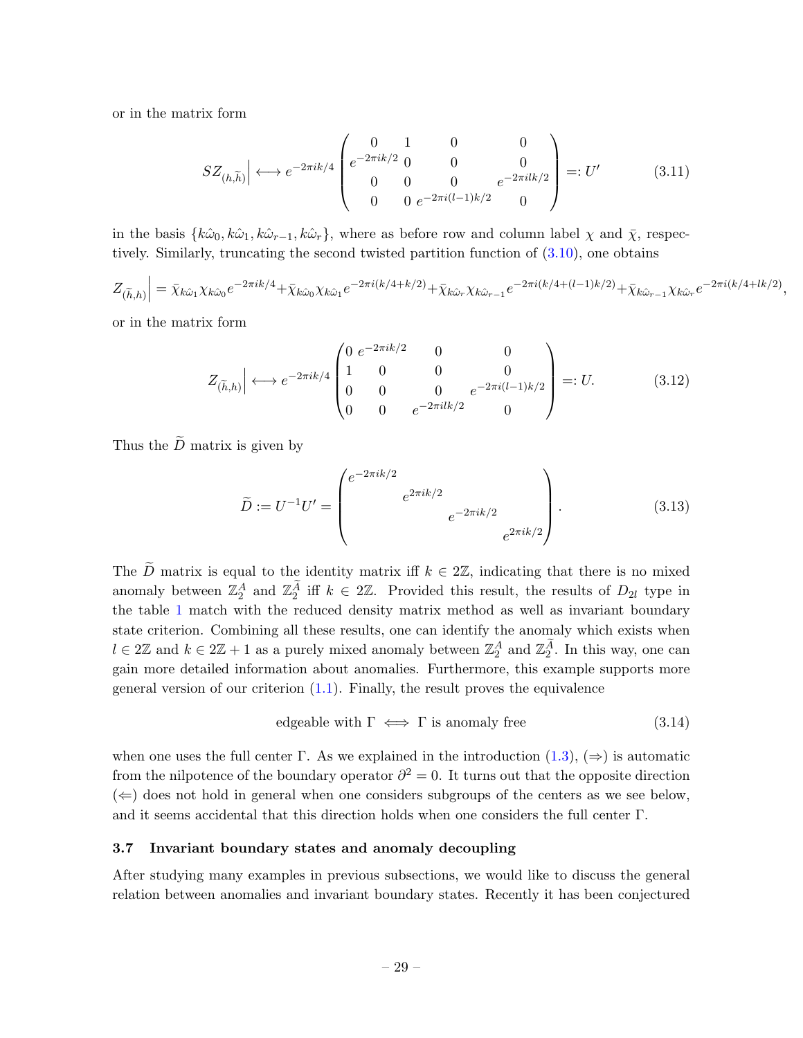or in the matrix form

$$
SZ_{(h,\widetilde{h})}\Big| \longleftrightarrow e^{-2\pi ik/4}\begin{pmatrix} 0 & 1 & 0 & 0 \\ e^{-2\pi ik/2} & 0 & 0 & 0 \\ 0 & 0 & 0 & e^{-2\pi ilk/2} \\ 0 & 0 & e^{-2\pi i(l-1)k/2} & 0 \end{pmatrix} =: U' \tag{3.11}
$$

in the basis $\{k\hat{\omega}_0, k\hat{\omega}_1, k\hat{\omega}_{r-1}, k\hat{\omega}_r\}$, where as before row and column label $\chi$ and $\bar{\chi}$, respectively. Similarly, truncating the second twisted partition function of (3.10), one obtains

$$
Z_{(\widetilde{h},h)}\Big| = \bar{\chi}_{k\hat{\omega}_1}\chi_{k\hat{\omega}_0}e^{-2\pi ik/4}+\bar{\chi}_{k\hat{\omega}_0}\chi_{k\hat{\omega}_1}e^{-2\pi i(k/4+k/2)}+\bar{\chi}_{k\hat{\omega}_r}\chi_{k\hat{\omega}_{r-1}}e^{-2\pi i(k/4+(l-1)k/2)}+\bar{\chi}_{k\hat{\omega}_{r-1}}\chi_{k\hat{\omega}_r}e^{-2\pi i(k/4+lk/2)},
$$

or in the matrix form

$$
Z_{(\widetilde{h},h)}\Big| \longleftrightarrow e^{-2\pi ik/4}\begin{pmatrix} 0 & e^{-2\pi ik/2} & 0 & 0 \\ 1 & 0 & 0 & 0 \\ 0 & 0 & 0 & e^{-2\pi i(l-1)k/2} \\ 0 & 0 & e^{-2\pi ilk/2} & 0 \end{pmatrix} =: U. \tag{3.12}
$$

Thus the $\widetilde{D}$ matrix is given by

$$
\widetilde{D} := U^{-1}U' = \begin{pmatrix} e^{-2\pi ik/2} & & & \\ & e^{2\pi ik/2} & & \\ & & e^{-2\pi ik/2} & \\ & & & e^{2\pi ik/2} \end{pmatrix}. \tag{3.13}
$$

The $\widetilde{D}$ matrix is equal to the identity matrix iff $k \in 2\mathbb{Z}$, indicating that there is no mixed anomaly between $\mathbb{Z}_2^A$ and $\mathbb{Z}_2^{\widetilde{A}}$ iff $k \in 2\mathbb{Z}$. Provided this result, the results of $D_{2l}$ type in the table 1 match with the reduced density matrix method as well as invariant boundary state criterion. Combining all these results, one can identify the anomaly which exists when $l \in 2\mathbb{Z}$ and $k \in 2\mathbb{Z}+1$ as a purely mixed anomaly between $\mathbb{Z}_2^A$ and $\mathbb{Z}_2^{\widetilde{A}}$. In this way, one can gain more detailed information about anomalies. Furthermore, this example supports more general version of our criterion (1.1). Finally, the result proves the equivalence

$$
\text{edgeable with } \Gamma \iff \Gamma \text{ is anomaly free} \tag{3.14}
$$

when one uses the full center $\Gamma$. As we explained in the introduction (1.3), ($\Rightarrow$) is automatic from the nilpotence of the boundary operator $\partial^2 = 0$. It turns out that the opposite direction ($\Leftarrow$) does not hold in general when one considers subgroups of the centers as we see below, and it seems accidental that this direction holds when one considers the full center $\Gamma$.

### 3.7 Invariant boundary states and anomaly decoupling

After studying many examples in previous subsections, we would like to discuss the general relation between anomalies and invariant boundary states. Recently it has been conjectured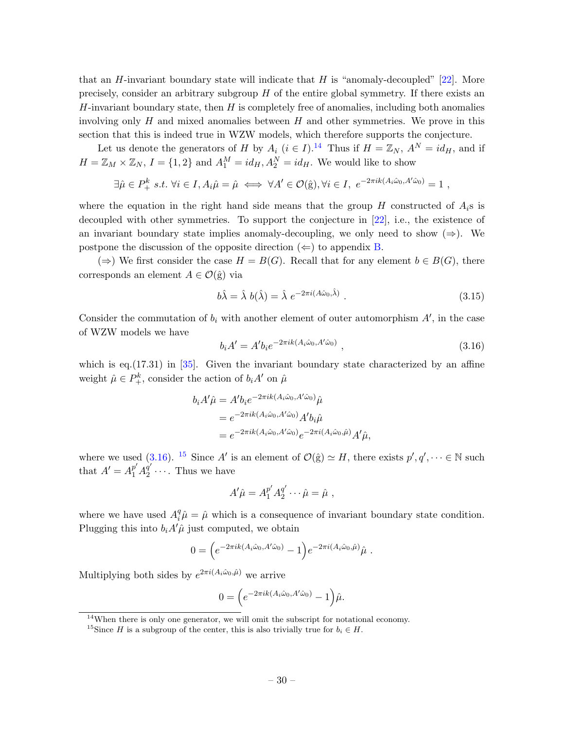that an $H$-invariant boundary state will indicate that $H$ is "anomaly-decoupled" [22]. More precisely, consider an arbitrary subgroup $H$ of the entire global symmetry. If there exists an $H$-invariant boundary state, then $H$ is completely free of anomalies, including both anomalies involving only $H$ and mixed anomalies between $H$ and other symmetries. We prove in this section that this is indeed true in WZW models, which therefore supports the conjecture.

Let us denote the generators of $H$ by $A_i$ ($i \in I$).[14] Thus if $H = \mathbb{Z}_N$, $A^N = id_H$, and if $H = \mathbb{Z}_M \times \mathbb{Z}_N$, $I = \{1, 2\}$ and $A_1^M = id_H, A_2^N = id_H$. We would like to show

$$\exists \hat{\mu} \in P_+^k \; s.t. \; \forall i \in I, A_i \hat{\mu} = \hat{\mu} \iff \forall A' \in \mathcal{O}(\hat{\mathrm{g}}), \forall i \in I, \; e^{-2\pi i k (A_i \hat{\omega}_0, A' \hat{\omega}_0)} = 1 \; ,$$

where the equation in the right hand side means that the group $H$ constructed of $A_i$s is decoupled with other symmetries. To support the conjecture in [22], i.e., the existence of an invariant boundary state implies anomaly-decoupling, we only need to show ($\Rightarrow$). We postpone the discussion of the opposite direction ($\Leftarrow$) to appendix B.

($\Rightarrow$) We first consider the case $H = B(G)$. Recall that for any element $b \in B(G)$, there corresponds an element $A \in \mathcal{O}(\hat{\mathrm{g}})$ via

$$b\hat{\lambda} = \hat{\lambda} \; b(\hat{\lambda}) = \hat{\lambda} \; e^{-2\pi i (A\hat{\omega}_0, \hat{\lambda})} \; . \tag{3.15}$$

Consider the commutation of $b_i$ with another element of outer automorphism $A'$, in the case of WZW models we have

$$b_i A' = A' b_i e^{-2\pi i k (A_i \hat{\omega}_0, A' \hat{\omega}_0)} \; , \tag{3.16}$$

which is eq.(17.31) in [35]. Given the invariant boundary state characterized by an affine weight $\hat{\mu} \in P_+^k$, consider the action of $b_i A'$ on $\hat{\mu}$

$$\begin{aligned}
b_i A' \hat{\mu} &= A' b_i e^{-2\pi i k (A_i \hat{\omega}_0, A' \hat{\omega}_0)} \hat{\mu} \\
&= e^{-2\pi i k (A_i \hat{\omega}_0, A' \hat{\omega}_0)} A' b_i \hat{\mu} \\
&= e^{-2\pi i k (A_i \hat{\omega}_0, A' \hat{\omega}_0)} e^{-2\pi i (A_i \hat{\omega}_0, \hat{\mu})} A' \hat{\mu},
\end{aligned}$$

where we used (3.16). [15] Since $A'$ is an element of $\mathcal{O}(\hat{\mathrm{g}}) \simeq H$, there exists $p', q', \cdots \in \mathbb{N}$ such that $A' = A_1^{p'} A_2^{q'} \cdots$. Thus we have

$$A' \hat{\mu} = A_1^{p'} A_2^{q'} \cdots \hat{\mu} = \hat{\mu} \; ,$$

where we have used $A_i^q \hat{\mu} = \hat{\mu}$ which is a consequence of invariant boundary state condition. Plugging this into $b_i A' \hat{\mu}$ just computed, we obtain

$$0 = \left( e^{-2\pi i k (A_i \hat{\omega}_0, A' \hat{\omega}_0)} - 1 \right) e^{-2\pi i (A_i \hat{\omega}_0, \hat{\mu})} \hat{\mu} \; .$$

Multiplying both sides by $e^{2\pi i (A_i \hat{\omega}_0, \hat{\mu})}$ we arrive

$$0 = \left( e^{-2\pi i k (A_i \hat{\omega}_0, A' \hat{\omega}_0)} - 1 \right) \hat{\mu}.$$

[14] When there is only one generator, we will omit the subscript for notational economy.

[15] Since $H$ is a subgroup of the center, this is also trivially true for $b_i \in H$.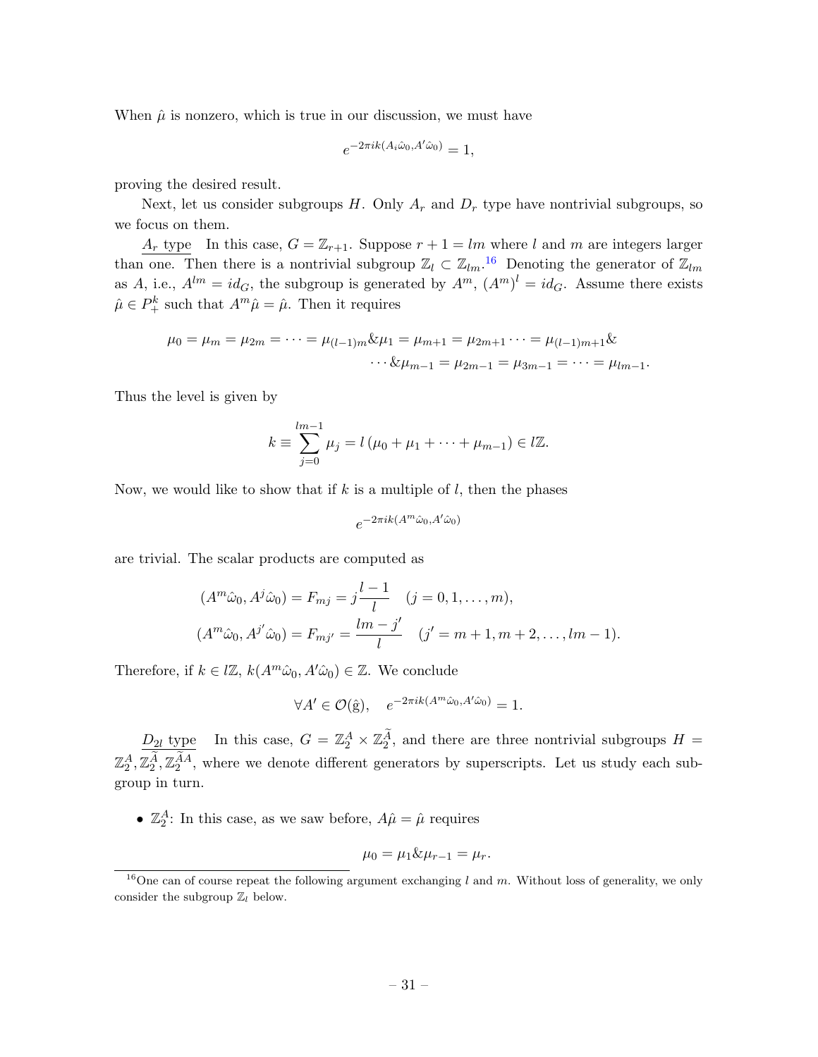When $\hat{\mu}$ is nonzero, which is true in our discussion, we must have

$$e^{-2\pi i k(A_i\hat{\omega}_0, A'\hat{\omega}_0)} = 1,$$

proving the desired result.

Next, let us consider subgroups $H$. Only $A_r$ and $D_r$ type have nontrivial subgroups, so we focus on them.

<u>$A_r$ type</u> In this case, $G = \mathbb{Z}_{r+1}$. Suppose $r+1 = lm$ where $l$ and $m$ are integers larger than one. Then there is a nontrivial subgroup $\mathbb{Z}_l \subset \mathbb{Z}_{lm}$.[16] Denoting the generator of $\mathbb{Z}_{lm}$ as $A$, i.e., $A^{lm} = id_G$, the subgroup is generated by $A^m$, $(A^m)^l = id_G$. Assume there exists $\hat{\mu} \in P_+^k$ such that $A^m\hat{\mu} = \hat{\mu}$. Then it requires

$$\mu_0 = \mu_m = \mu_{2m} = \cdots = \mu_{(l-1)m} \& \mu_1 = \mu_{m+1} = \mu_{2m+1} \cdots = \mu_{(l-1)m+1} \& \\ \cdots \& \mu_{m-1} = \mu_{2m-1} = \mu_{3m-1} = \cdots = \mu_{lm-1}.$$

Thus the level is given by

$$k \equiv \sum_{j=0}^{lm-1} \mu_j = l\left(\mu_0 + \mu_1 + \cdots + \mu_{m-1}\right) \in l\mathbb{Z}.$$

Now, we would like to show that if $k$ is a multiple of $l$, then the phases

$$e^{-2\pi i k(A^m\hat{\omega}_0, A'\hat{\omega}_0)}$$

are trivial. The scalar products are computed as

$$(A^m\hat{\omega}_0, A^j\hat{\omega}_0) = F_{mj} = j\frac{l-1}{l} \quad (j = 0, 1, \ldots, m),$$
$$(A^m\hat{\omega}_0, A^{j'}\hat{\omega}_0) = F_{mj'} = \frac{lm-j'}{l} \quad (j' = m+1, m+2, \ldots, lm-1).$$

Therefore, if $k \in l\mathbb{Z}$, $k(A^m\hat{\omega}_0, A'\hat{\omega}_0) \in \mathbb{Z}$. We conclude

$$\forall A' \in \mathcal{O}(\hat{\mathfrak{g}}), \quad e^{-2\pi i k(A^m\hat{\omega}_0, A'\hat{\omega}_0)} = 1.$$

<u>$D_{2l}$ type</u> In this case, $G = \mathbb{Z}_2^A \times \mathbb{Z}_2^{\widetilde{A}}$, and there are three nontrivial subgroups $H = \mathbb{Z}_2^A, \mathbb{Z}_2^{\widetilde{A}}, \mathbb{Z}_2^{\widetilde{A}A}$, where we denote different generators by superscripts. Let us study each subgroup in turn.

- $\mathbb{Z}_2^A$: In this case, as we saw before, $A\hat{\mu} = \hat{\mu}$ requires

$$\mu_0 = \mu_1 \& \mu_{r-1} = \mu_r.$$

[16] One can of course repeat the following argument exchanging $l$ and $m$. Without loss of generality, we only consider the subgroup $\mathbb{Z}_l$ below.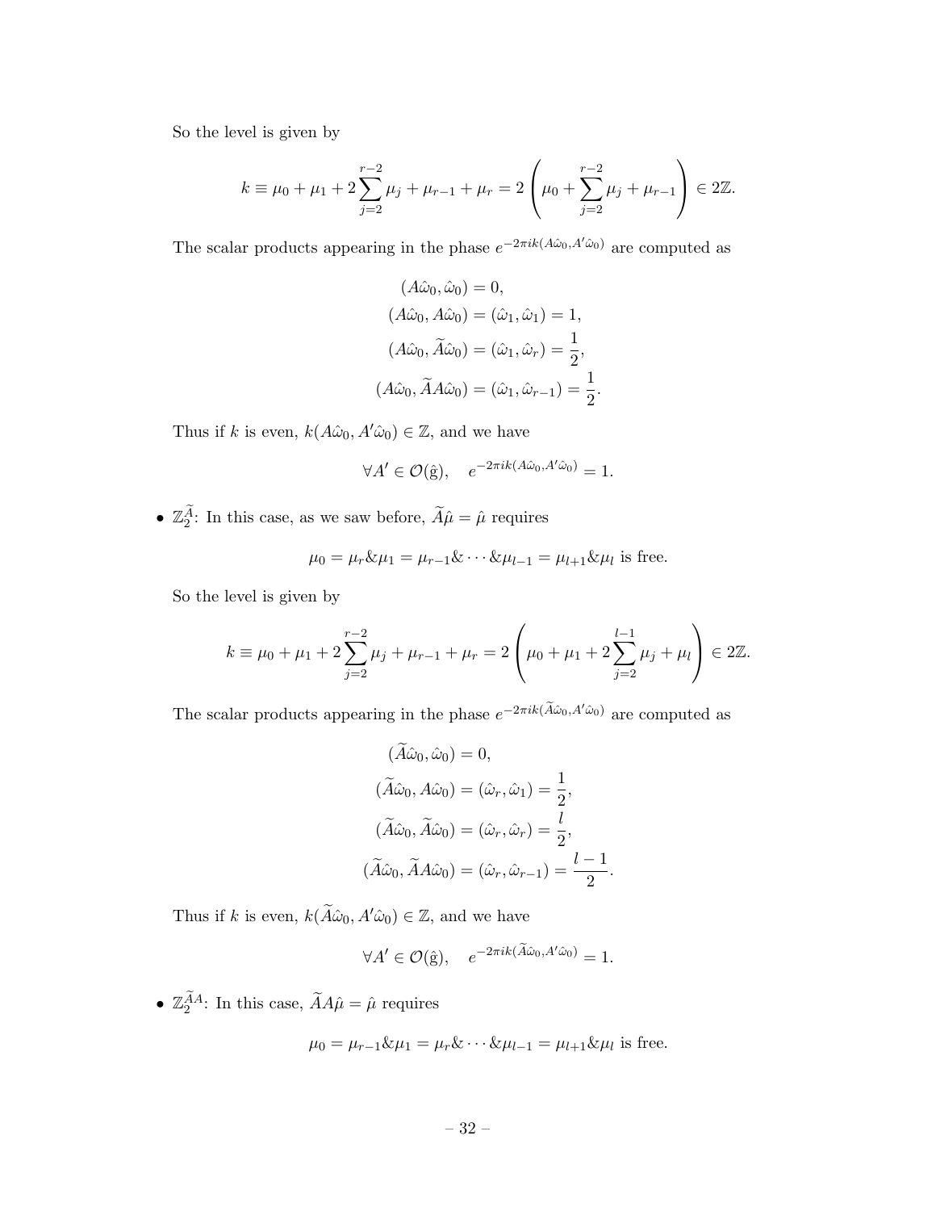So the level is given by

$$k \equiv \mu_0 + \mu_1 + 2\sum_{j=2}^{r-2} \mu_j + \mu_{r-1} + \mu_r = 2\left(\mu_0 + \sum_{j=2}^{r-2} \mu_j + \mu_{r-1}\right) \in 2\mathbb{Z}.$$

The scalar products appearing in the phase $e^{-2\pi i k (A\hat{\omega}_0, A'\hat{\omega}_0)}$ are computed as

$$\begin{aligned}
(A\hat{\omega}_0, \hat{\omega}_0) &= 0, \\
(A\hat{\omega}_0, A\hat{\omega}_0) &= (\hat{\omega}_1, \hat{\omega}_1) = 1, \\
(A\hat{\omega}_0, \widetilde{A}\hat{\omega}_0) &= (\hat{\omega}_1, \hat{\omega}_r) = \frac{1}{2}, \\
(A\hat{\omega}_0, \widetilde{A}A\hat{\omega}_0) &= (\hat{\omega}_1, \hat{\omega}_{r-1}) = \frac{1}{2}.
\end{aligned}$$

Thus if $k$ is even, $k(A\hat{\omega}_0, A'\hat{\omega}_0) \in \mathbb{Z}$, and we have

$$\forall A' \in \mathcal{O}(\hat{\mathrm{g}}), \quad e^{-2\pi i k (A\hat{\omega}_0, A'\hat{\omega}_0)} = 1.$$

- $\mathbb{Z}_2^{\widetilde{A}}$: In this case, as we saw before, $\widetilde{A}\hat{\mu} = \hat{\mu}$ requires

$$\mu_0 = \mu_r \& \mu_1 = \mu_{r-1} \& \cdots \& \mu_{l-1} = \mu_{l+1} \& \mu_l \text{ is free.}$$

So the level is given by

$$k \equiv \mu_0 + \mu_1 + 2\sum_{j=2}^{r-2} \mu_j + \mu_{r-1} + \mu_r = 2\left(\mu_0 + \mu_1 + 2\sum_{j=2}^{l-1} \mu_j + \mu_l\right) \in 2\mathbb{Z}.$$

The scalar products appearing in the phase $e^{-2\pi i k (\widetilde{A}\hat{\omega}_0, A'\hat{\omega}_0)}$ are computed as

$$\begin{aligned}
(\widetilde{A}\hat{\omega}_0, \hat{\omega}_0) &= 0, \\
(\widetilde{A}\hat{\omega}_0, A\hat{\omega}_0) &= (\hat{\omega}_r, \hat{\omega}_1) = \frac{1}{2}, \\
(\widetilde{A}\hat{\omega}_0, \widetilde{A}\hat{\omega}_0) &= (\hat{\omega}_r, \hat{\omega}_r) = \frac{l}{2}, \\
(\widetilde{A}\hat{\omega}_0, \widetilde{A}A\hat{\omega}_0) &= (\hat{\omega}_r, \hat{\omega}_{r-1}) = \frac{l-1}{2}.
\end{aligned}$$

Thus if $k$ is even, $k(\widetilde{A}\hat{\omega}_0, A'\hat{\omega}_0) \in \mathbb{Z}$, and we have

$$\forall A' \in \mathcal{O}(\hat{\mathrm{g}}), \quad e^{-2\pi i k (\widetilde{A}\hat{\omega}_0, A'\hat{\omega}_0)} = 1.$$

- $\mathbb{Z}_2^{\widetilde{A}A}$: In this case, $\widetilde{A}A\hat{\mu} = \hat{\mu}$ requires

$$\mu_0 = \mu_{r-1} \& \mu_1 = \mu_r \& \cdots \& \mu_{l-1} = \mu_{l+1} \& \mu_l \text{ is free.}$$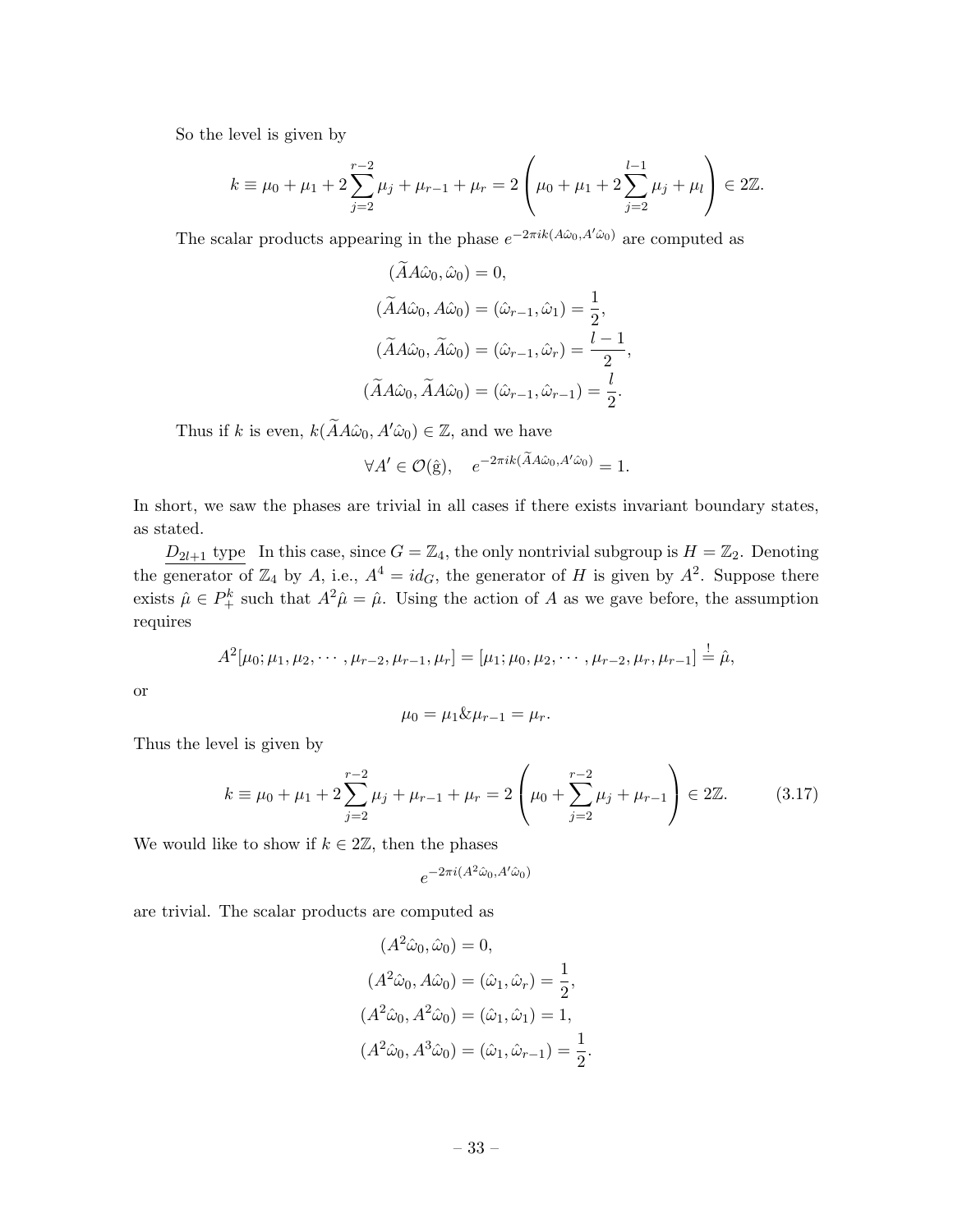So the level is given by

$$k \equiv \mu_0 + \mu_1 + 2\sum_{j=2}^{r-2}\mu_j + \mu_{r-1} + \mu_r = 2\left(\mu_0 + \mu_1 + 2\sum_{j=2}^{l-1}\mu_j + \mu_l\right) \in 2\mathbb{Z}.$$

The scalar products appearing in the phase $e^{-2\pi i k(A\hat{\omega}_0, A'\hat{\omega}_0)}$ are computed as

$$\begin{aligned}
(\widetilde{A}A\hat{\omega}_0, \hat{\omega}_0) &= 0, \\
(\widetilde{A}A\hat{\omega}_0, A\hat{\omega}_0) &= (\hat{\omega}_{r-1}, \hat{\omega}_1) = \frac{1}{2}, \\
(\widetilde{A}A\hat{\omega}_0, \widetilde{A}\hat{\omega}_0) &= (\hat{\omega}_{r-1}, \hat{\omega}_r) = \frac{l-1}{2}, \\
(\widetilde{A}A\hat{\omega}_0, \widetilde{A}A\hat{\omega}_0) &= (\hat{\omega}_{r-1}, \hat{\omega}_{r-1}) = \frac{l}{2}.
\end{aligned}$$

Thus if $k$ is even, $k(\widetilde{A}A\hat{\omega}_0, A'\hat{\omega}_0) \in \mathbb{Z}$, and we have

$$\forall A' \in \mathcal{O}(\hat{\mathrm{g}}), \quad e^{-2\pi i k(\widetilde{A}A\hat{\omega}_0, A'\hat{\omega}_0)} = 1.$$

In short, we saw the phases are trivial in all cases if there exists invariant boundary states, as stated.

<u>$D_{2l+1}$ type</u> In this case, since $G = \mathbb{Z}_4$, the only nontrivial subgroup is $H = \mathbb{Z}_2$. Denoting the generator of $\mathbb{Z}_4$ by $A$, i.e., $A^4 = id_G$, the generator of $H$ is given by $A^2$. Suppose there exists $\hat{\mu} \in P_+^k$ such that $A^2\hat{\mu} = \hat{\mu}$. Using the action of $A$ as we gave before, the assumption requires

$$A^2[\mu_0; \mu_1, \mu_2, \cdots, \mu_{r-2}, \mu_{r-1}, \mu_r] = [\mu_1; \mu_0, \mu_2, \cdots, \mu_{r-2}, \mu_r, \mu_{r-1}] \overset{!}{=} \hat{\mu},$$

or

$$\mu_0 = \mu_1 \& \mu_{r-1} = \mu_r.$$

Thus the level is given by

$$k \equiv \mu_0 + \mu_1 + 2\sum_{j=2}^{r-2}\mu_j + \mu_{r-1} + \mu_r = 2\left(\mu_0 + \sum_{j=2}^{r-2}\mu_j + \mu_{r-1}\right) \in 2\mathbb{Z}. \tag{3.17}$$

We would like to show if $k \in 2\mathbb{Z}$, then the phases

$$e^{-2\pi i(A^2\hat{\omega}_0, A'\hat{\omega}_0)}$$

are trivial. The scalar products are computed as

$$\begin{aligned}
(A^2\hat{\omega}_0, \hat{\omega}_0) &= 0, \\
(A^2\hat{\omega}_0, A\hat{\omega}_0) &= (\hat{\omega}_1, \hat{\omega}_r) = \frac{1}{2}, \\
(A^2\hat{\omega}_0, A^2\hat{\omega}_0) &= (\hat{\omega}_1, \hat{\omega}_1) = 1, \\
(A^2\hat{\omega}_0, A^3\hat{\omega}_0) &= (\hat{\omega}_1, \hat{\omega}_{r-1}) = \frac{1}{2}.
\end{aligned}$$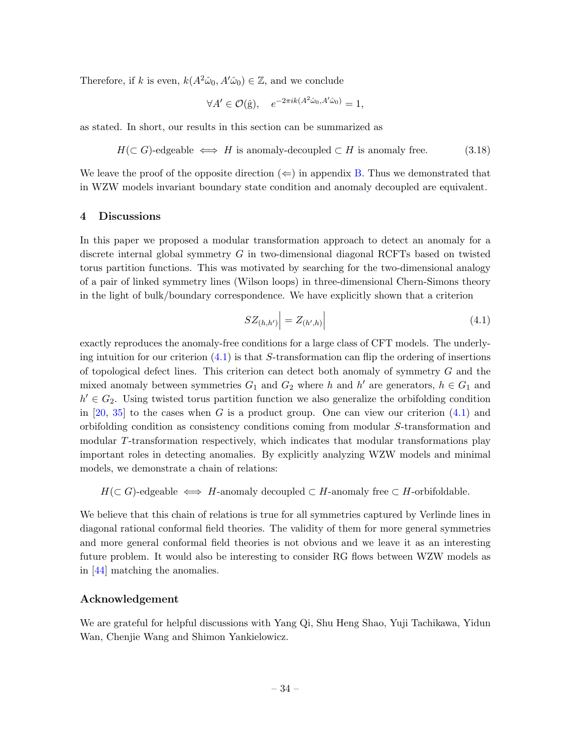Therefore, if $k$ is even, $k(A^2\hat{\omega}_0, A'\hat{\omega}_0) \in \mathbb{Z}$, and we conclude

$$\forall A' \in \mathcal{O}(\hat{\mathrm{g}}), \quad e^{-2\pi i k(A^2\hat{\omega}_0, A'\hat{\omega}_0)} = 1,$$

as stated. In short, our results in this section can be summarized as

$$H(\subset G)\text{-edgeable} \iff H \text{ is anomaly-decoupled} \subset H \text{ is anomaly free.} \tag{3.18}$$

We leave the proof of the opposite direction ($\Leftarrow$) in appendix B. Thus we demonstrated that in WZW models invariant boundary state condition and anomaly decoupled are equivalent.

## 4 Discussions

In this paper we proposed a modular transformation approach to detect an anomaly for a discrete internal global symmetry $G$ in two-dimensional diagonal RCFTs based on twisted torus partition functions. This was motivated by searching for the two-dimensional analogy of a pair of linked symmetry lines (Wilson loops) in three-dimensional Chern-Simons theory in the light of bulk/boundary correspondence. We have explicitly shown that a criterion

$$SZ_{(h,h')}\Big| = Z_{(h',h)}\Big| \tag{4.1}$$

exactly reproduces the anomaly-free conditions for a large class of CFT models. The underlying intuition for our criterion (4.1) is that $S$-transformation can flip the ordering of insertions of topological defect lines. This criterion can detect both anomaly of symmetry $G$ and the mixed anomaly between symmetries $G_1$ and $G_2$ where $h$ and $h'$ are generators, $h \in G_1$ and $h' \in G_2$. Using twisted torus partition function we also generalize the orbifolding condition in [20, 35] to the cases when $G$ is a product group. One can view our criterion (4.1) and orbifolding condition as consistency conditions coming from modular $S$-transformation and modular $T$-transformation respectively, which indicates that modular transformations play important roles in detecting anomalies. By explicitly analyzing WZW models and minimal models, we demonstrate a chain of relations:

$$H(\subset G)\text{-edgeable} \iff H\text{-anomaly decoupled} \subset H\text{-anomaly free} \subset H\text{-orbifoldable.}$$

We believe that this chain of relations is true for all symmetries captured by Verlinde lines in diagonal rational conformal field theories. The validity of them for more general symmetries and more general conformal field theories is not obvious and we leave it as an interesting future problem. It would also be interesting to consider RG flows between WZW models as in [44] matching the anomalies.

## Acknowledgement

We are grateful for helpful discussions with Yang Qi, Shu Heng Shao, Yuji Tachikawa, Yidun Wan, Chenjie Wang and Shimon Yankielowicz.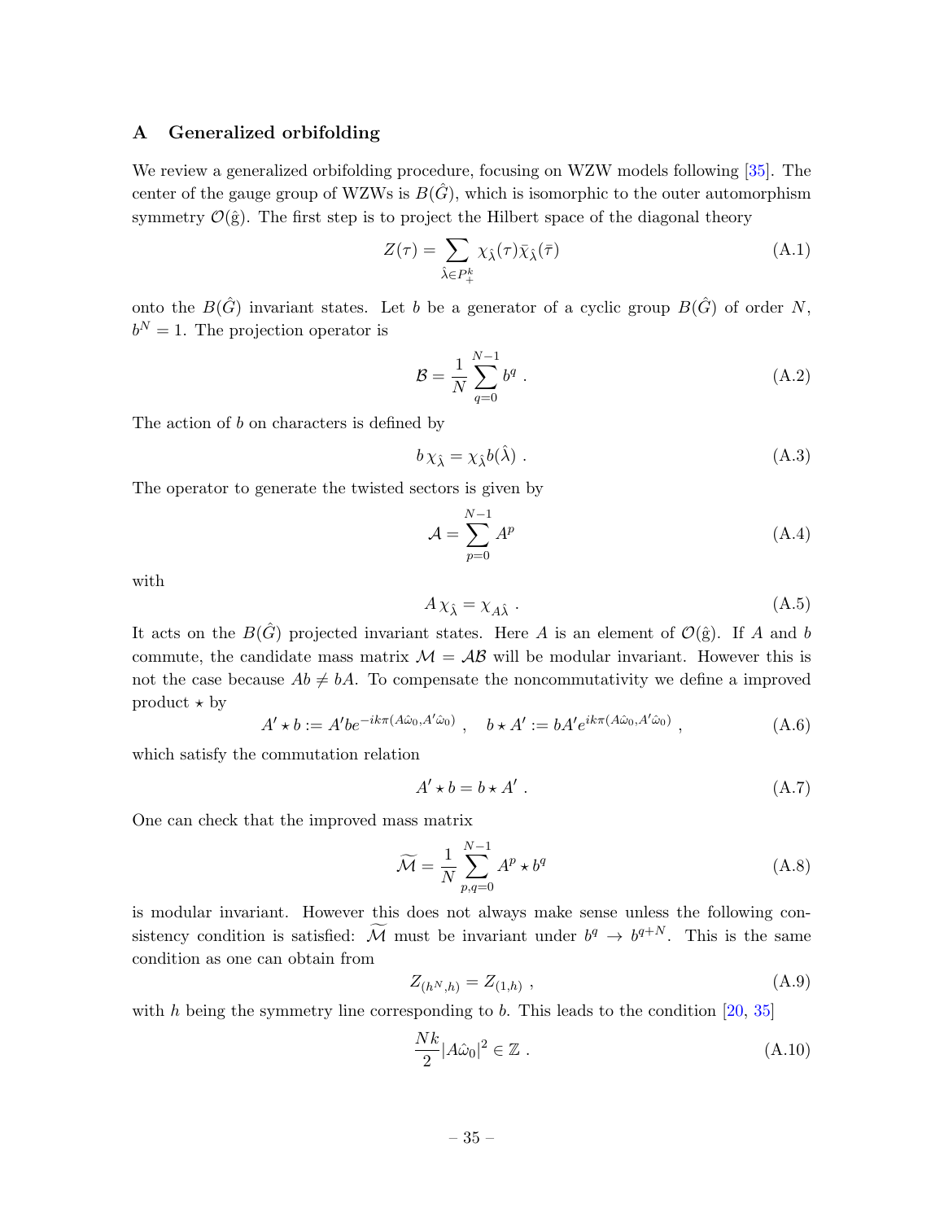## A Generalized orbifolding

We review a generalized orbifolding procedure, focusing on WZW models following [35]. The center of the gauge group of WZWs is $B(\hat{G})$, which is isomorphic to the outer automorphism symmetry $\mathcal{O}(\hat{g})$. The first step is to project the Hilbert space of the diagonal theory

$$Z(\tau) = \sum_{\hat{\lambda} \in P_+^k} \chi_{\hat{\lambda}}(\tau) \bar{\chi}_{\hat{\lambda}}(\bar{\tau}) \tag{A.1}$$

onto the $B(\hat{G})$ invariant states. Let $b$ be a generator of a cyclic group $B(\hat{G})$ of order $N$, $b^N = 1$. The projection operator is

$$\mathcal{B} = \frac{1}{N} \sum_{q=0}^{N-1} b^q \ . \tag{A.2}$$

The action of $b$ on characters is defined by

$$b\, \chi_{\hat{\lambda}} = \chi_{\hat{\lambda}} b(\hat{\lambda}) \ . \tag{A.3}$$

The operator to generate the twisted sectors is given by

$$\mathcal{A} = \sum_{p=0}^{N-1} A^p \tag{A.4}$$

with

$$A\, \chi_{\hat{\lambda}} = \chi_{A\hat{\lambda}} \ . \tag{A.5}$$

It acts on the $B(\hat{G})$ projected invariant states. Here $A$ is an element of $\mathcal{O}(\hat{g})$. If $A$ and $b$ commute, the candidate mass matrix $\mathcal{M} = \mathcal{A}\mathcal{B}$ will be modular invariant. However this is not the case because $Ab \neq bA$. To compensate the noncommutativity we define a improved product $\star$ by

$$A' \star b := A' b e^{-ik\pi(A\hat{\omega}_0, A'\hat{\omega}_0)} \ , \quad b \star A' := bA' e^{ik\pi(A\hat{\omega}_0, A'\hat{\omega}_0)} \ , \tag{A.6}$$

which satisfy the commutation relation

$$A' \star b = b \star A' \ . \tag{A.7}$$

One can check that the improved mass matrix

$$\widetilde{\mathcal{M}} = \frac{1}{N} \sum_{p,q=0}^{N-1} A^p \star b^q \tag{A.8}$$

is modular invariant. However this does not always make sense unless the following consistency condition is satisfied: $\widetilde{\mathcal{M}}$ must be invariant under $b^q \to b^{q+N}$. This is the same condition as one can obtain from

$$Z_{(h^N, h)} = Z_{(1,h)} \ , \tag{A.9}$$

with $h$ being the symmetry line corresponding to $b$. This leads to the condition [20, 35]

$$\frac{Nk}{2} |A\hat{\omega}_0|^2 \in \mathbb{Z} \ . \tag{A.10}$$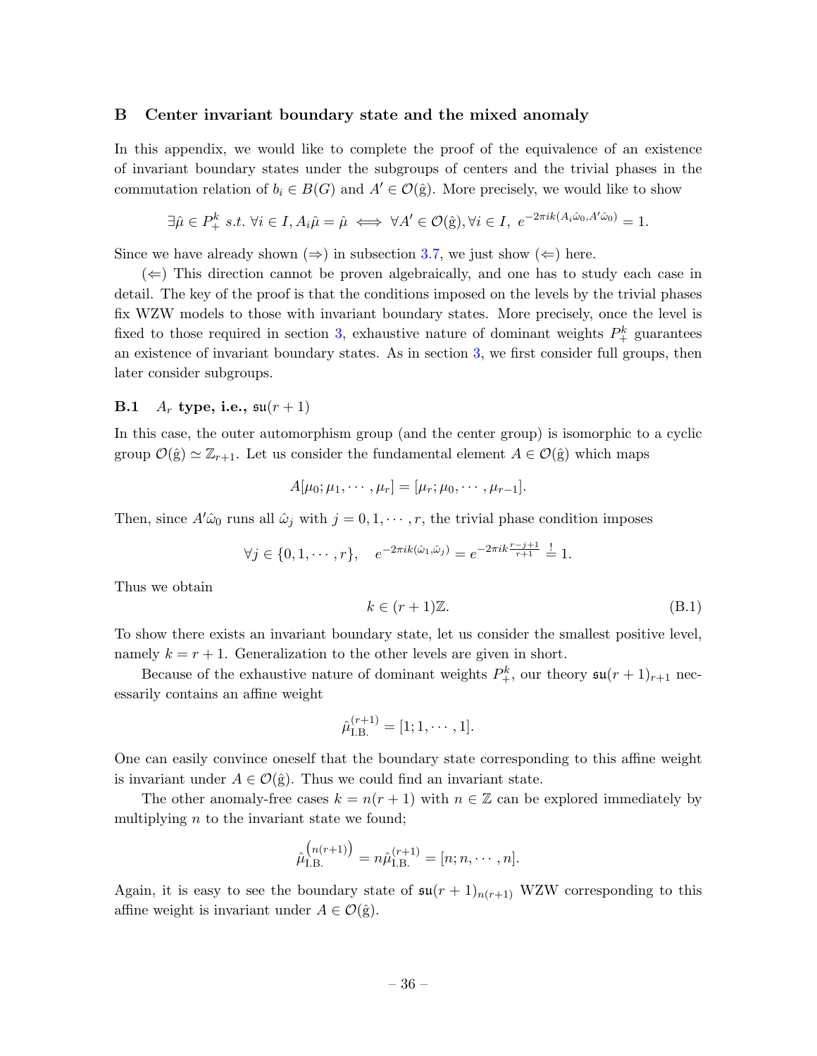## B Center invariant boundary state and the mixed anomaly

In this appendix, we would like to complete the proof of the equivalence of an existence of invariant boundary states under the subgroups of centers and the trivial phases in the commutation relation of $b_i \in B(G)$ and $A' \in \mathcal{O}(\hat{\mathrm{g}})$. More precisely, we would like to show

$$\exists \hat{\mu} \in P_+^k \; s.t. \; \forall i \in I, A_i \hat{\mu} = \hat{\mu} \iff \forall A' \in \mathcal{O}(\hat{\mathrm{g}}), \forall i \in I, \; e^{-2\pi i k (A_i \hat{\omega}_0, A' \hat{\omega}_0)} = 1.$$

Since we have already shown ($\Rightarrow$) in subsection 3.7, we just show ($\Leftarrow$) here.

($\Leftarrow$) This direction cannot be proven algebraically, and one has to study each case in detail. The key of the proof is that the conditions imposed on the levels by the trivial phases fix WZW models to those with invariant boundary states. More precisely, once the level is fixed to those required in section 3, exhaustive nature of dominant weights $P_+^k$ guarantees an existence of invariant boundary states. As in section 3, we first consider full groups, then later consider subgroups.

### B.1 $A_r$ type, i.e., $\mathfrak{su}(r+1)$

In this case, the outer automorphism group (and the center group) is isomorphic to a cyclic group $\mathcal{O}(\hat{\mathrm{g}}) \simeq \mathbb{Z}_{r+1}$. Let us consider the fundamental element $A \in \mathcal{O}(\hat{\mathrm{g}})$ which maps

$$A[\mu_0; \mu_1, \cdots, \mu_r] = [\mu_r; \mu_0, \cdots, \mu_{r-1}].$$

Then, since $A' \hat{\omega}_0$ runs all $\hat{\omega}_j$ with $j = 0, 1, \cdots, r$, the trivial phase condition imposes

$$\forall j \in \{0, 1, \cdots, r\}, \quad e^{-2\pi i k (\hat{\omega}_1, \hat{\omega}_j)} = e^{-2\pi i k \frac{r-j+1}{r+1}} \overset{!}{=} 1.$$

Thus we obtain

$$k \in (r+1)\mathbb{Z}. \tag{B.1}$$

To show there exists an invariant boundary state, let us consider the smallest positive level, namely $k = r+1$. Generalization to the other levels are given in short.

Because of the exhaustive nature of dominant weights $P_+^k$, our theory $\mathfrak{su}(r+1)_{r+1}$ necessarily contains an affine weight

$$\hat{\mu}_{\text{I.B.}}^{(r+1)} = [1; 1, \cdots, 1].$$

One can easily convince oneself that the boundary state corresponding to this affine weight is invariant under $A \in \mathcal{O}(\hat{\mathrm{g}})$. Thus we could find an invariant state.

The other anomaly-free cases $k = n(r+1)$ with $n \in \mathbb{Z}$ can be explored immediately by multiplying $n$ to the invariant state we found;

$$\hat{\mu}_{\text{I.B.}}^{\left(n(r+1)\right)} = n \hat{\mu}_{\text{I.B.}}^{(r+1)} = [n; n, \cdots, n].$$

Again, it is easy to see the boundary state of $\mathfrak{su}(r+1)_{n(r+1)}$ WZW corresponding to this affine weight is invariant under $A \in \mathcal{O}(\hat{\mathrm{g}})$.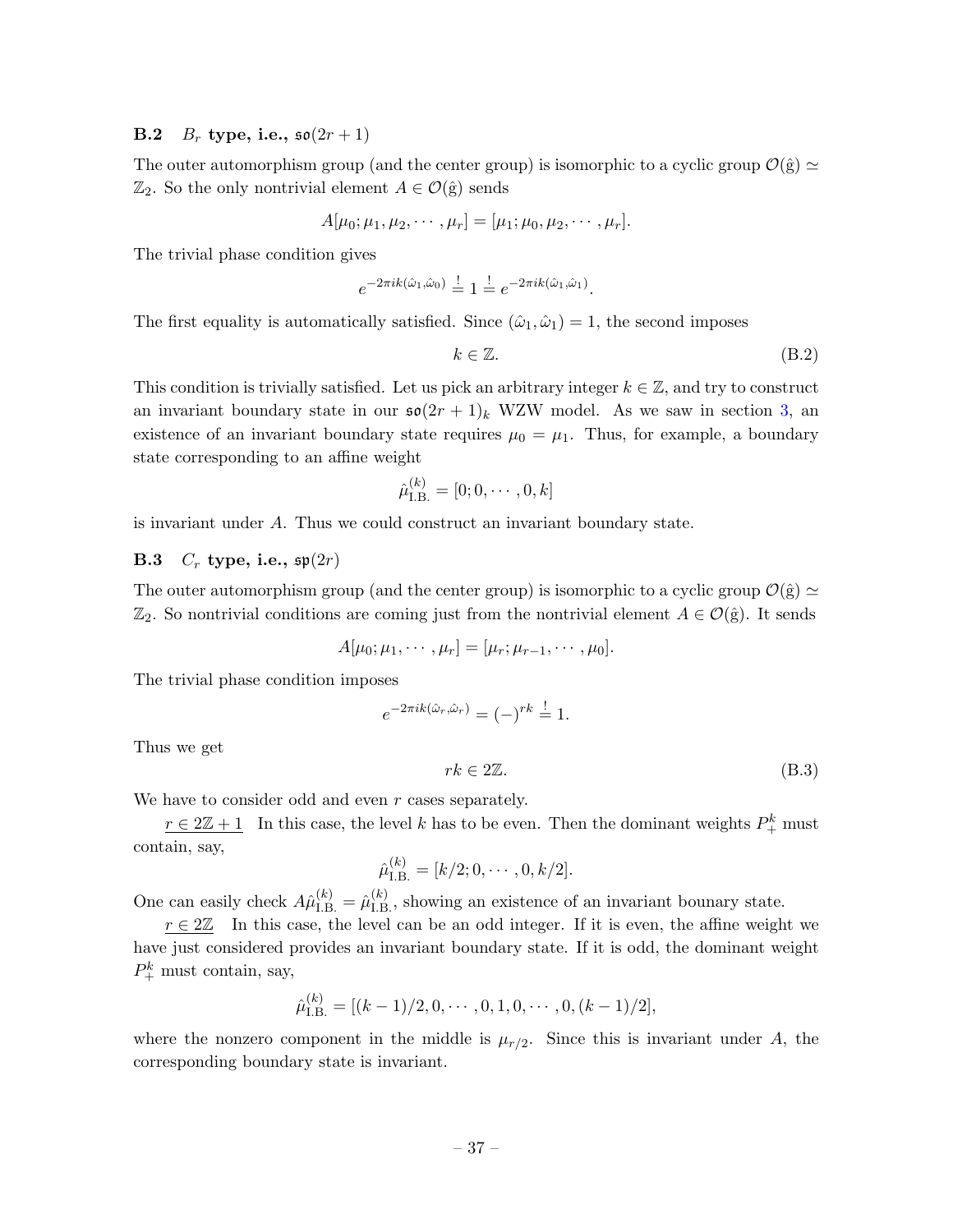### B.2 $B_r$ type, i.e., $\mathfrak{so}(2r+1)$

The outer automorphism group (and the center group) is isomorphic to a cyclic group $\mathcal{O}(\hat{\mathfrak{g}}) \simeq \mathbb{Z}_2$. So the only nontrivial element $A \in \mathcal{O}(\hat{\mathfrak{g}})$ sends

$$A[\mu_0; \mu_1, \mu_2, \cdots, \mu_r] = [\mu_1; \mu_0, \mu_2, \cdots, \mu_r].$$

The trivial phase condition gives

$$e^{-2\pi i k(\hat{\omega}_1, \hat{\omega}_0)} \stackrel{!}{=} 1 \stackrel{!}{=} e^{-2\pi i k(\hat{\omega}_1, \hat{\omega}_1)}.$$

The first equality is automatically satisfied. Since $(\hat{\omega}_1, \hat{\omega}_1) = 1$, the second imposes

$$k \in \mathbb{Z}. \tag{B.2}$$

This condition is trivially satisfied. Let us pick an arbitrary integer $k \in \mathbb{Z}$, and try to construct an invariant boundary state in our $\mathfrak{so}(2r+1)_k$ WZW model. As we saw in section 3, an existence of an invariant boundary state requires $\mu_0 = \mu_1$. Thus, for example, a boundary state corresponding to an affine weight

$$\hat{\mu}^{(k)}_{\text{I.B.}} = [0; 0, \cdots, 0, k]$$

is invariant under $A$. Thus we could construct an invariant boundary state.

### B.3 $C_r$ type, i.e., $\mathfrak{sp}(2r)$

The outer automorphism group (and the center group) is isomorphic to a cyclic group $\mathcal{O}(\hat{\mathfrak{g}}) \simeq \mathbb{Z}_2$. So nontrivial conditions are coming just from the nontrivial element $A \in \mathcal{O}(\hat{\mathfrak{g}})$. It sends

$$A[\mu_0; \mu_1, \cdots, \mu_r] = [\mu_r; \mu_{r-1}, \cdots, \mu_0].$$

The trivial phase condition imposes

$$e^{-2\pi i k(\hat{\omega}_r, \hat{\omega}_r)} = (-)^{rk} \stackrel{!}{=} 1.$$

Thus we get

$$rk \in 2\mathbb{Z}. \tag{B.3}$$

We have to consider odd and even $r$ cases separately.

<u>$r \in 2\mathbb{Z}+1$</u> In this case, the level $k$ has to be even. Then the dominant weights $P^k_+$ must contain, say,

$$\hat{\mu}^{(k)}_{\text{I.B.}} = [k/2; 0, \cdots, 0, k/2].$$

One can easily check $A\hat{\mu}^{(k)}_{\text{I.B.}} = \hat{\mu}^{(k)}_{\text{I.B.}}$, showing an existence of an invariant bounary state.

<u>$r \in 2\mathbb{Z}$</u> In this case, the level can be an odd integer. If it is even, the affine weight we have just considered provides an invariant boundary state. If it is odd, the dominant weight $P^k_+$ must contain, say,

$$\hat{\mu}^{(k)}_{\text{I.B.}} = [(k-1)/2, 0, \cdots, 0, 1, 0, \cdots, 0, (k-1)/2],$$

where the nonzero component in the middle is $\mu_{r/2}$. Since this is invariant under $A$, the corresponding boundary state is invariant.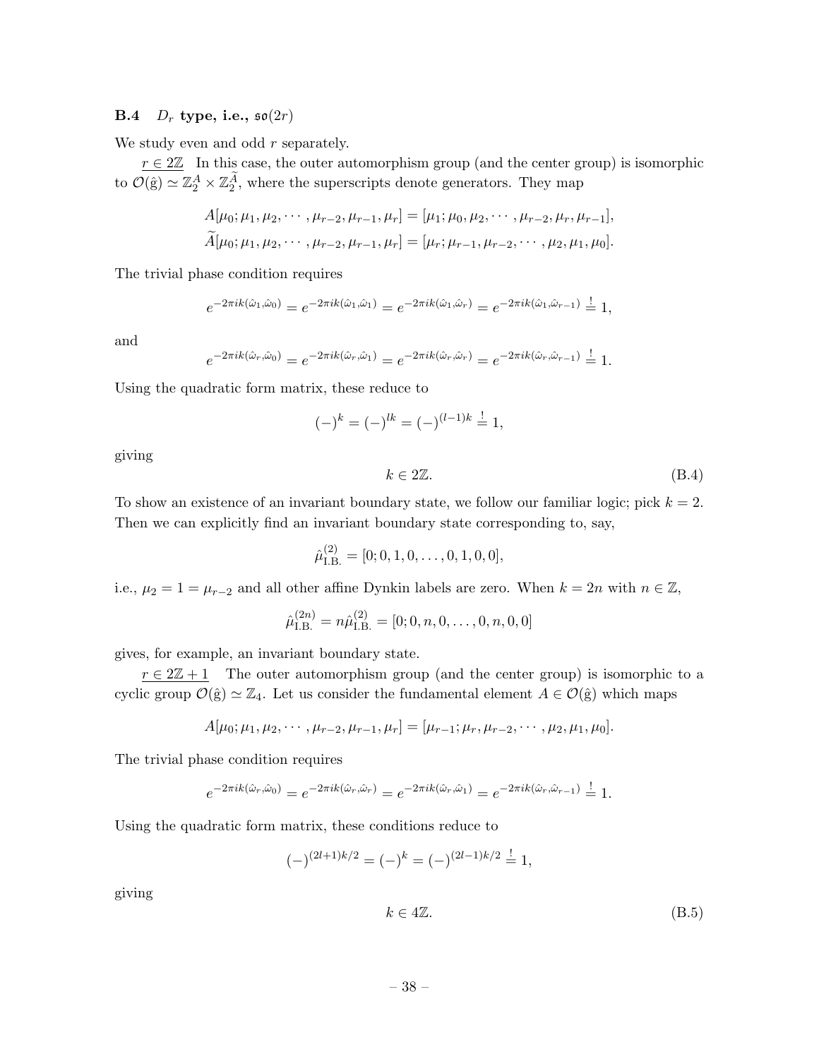### B.4 $D_r$ type, i.e., $\mathfrak{so}(2r)$

We study even and odd $r$ separately.

$\underline{r \in 2\mathbb{Z}}$ In this case, the outer automorphism group (and the center group) is isomorphic to $\mathcal{O}(\hat{\mathfrak{g}}) \simeq \mathbb{Z}_2^A \times \mathbb{Z}_2^{\widetilde{A}}$, where the superscripts denote generators. They map

$$
\begin{aligned}
A[\mu_0; \mu_1, \mu_2, \cdots, \mu_{r-2}, \mu_{r-1}, \mu_r] &= [\mu_1; \mu_0, \mu_2, \cdots, \mu_{r-2}, \mu_r, \mu_{r-1}], \\
\widetilde{A}[\mu_0; \mu_1, \mu_2, \cdots, \mu_{r-2}, \mu_{r-1}, \mu_r] &= [\mu_r; \mu_{r-1}, \mu_{r-2}, \cdots, \mu_2, \mu_1, \mu_0].
\end{aligned}
$$

The trivial phase condition requires

$$
e^{-2\pi i k(\hat{\omega}_1, \hat{\omega}_0)} = e^{-2\pi i k(\hat{\omega}_1, \hat{\omega}_1)} = e^{-2\pi i k(\hat{\omega}_1, \hat{\omega}_r)} = e^{-2\pi i k(\hat{\omega}_1, \hat{\omega}_{r-1})} \stackrel{!}{=} 1,
$$

and

$$
e^{-2\pi i k(\hat{\omega}_r, \hat{\omega}_0)} = e^{-2\pi i k(\hat{\omega}_r, \hat{\omega}_1)} = e^{-2\pi i k(\hat{\omega}_r, \hat{\omega}_r)} = e^{-2\pi i k(\hat{\omega}_r, \hat{\omega}_{r-1})} \stackrel{!}{=} 1.
$$

Using the quadratic form matrix, these reduce to

$$
(-)^k = (-)^{lk} = (-)^{(l-1)k} \stackrel{!}{=} 1,
$$

giving

$$
k \in 2\mathbb{Z}. \tag{B.4}
$$

To show an existence of an invariant boundary state, we follow our familiar logic; pick $k = 2$. Then we can explicitly find an invariant boundary state corresponding to, say,

$$
\hat{\mu}^{(2)}_{\text{I.B.}} = [0; 0, 1, 0, \ldots, 0, 1, 0, 0],
$$

i.e., $\mu_2 = 1 = \mu_{r-2}$ and all other affine Dynkin labels are zero. When $k = 2n$ with $n \in \mathbb{Z}$,

$$
\hat{\mu}^{(2n)}_{\text{I.B.}} = n\hat{\mu}^{(2)}_{\text{I.B.}} = [0; 0, n, 0, \ldots, 0, n, 0, 0]
$$

gives, for example, an invariant boundary state.

$\underline{r \in 2\mathbb{Z}+1}$ The outer automorphism group (and the center group) is isomorphic to a cyclic group $\mathcal{O}(\hat{\mathfrak{g}}) \simeq \mathbb{Z}_4$. Let us consider the fundamental element $A \in \mathcal{O}(\hat{\mathfrak{g}})$ which maps

$$
A[\mu_0; \mu_1, \mu_2, \cdots, \mu_{r-2}, \mu_{r-1}, \mu_r] = [\mu_{r-1}; \mu_r, \mu_{r-2}, \cdots, \mu_2, \mu_1, \mu_0].
$$

The trivial phase condition requires

$$
e^{-2\pi i k(\hat{\omega}_r, \hat{\omega}_0)} = e^{-2\pi i k(\hat{\omega}_r, \hat{\omega}_r)} = e^{-2\pi i k(\hat{\omega}_r, \hat{\omega}_1)} = e^{-2\pi i k(\hat{\omega}_r, \hat{\omega}_{r-1})} \stackrel{!}{=} 1.
$$

Using the quadratic form matrix, these conditions reduce to

$$
(-)^{(2l+1)k/2} = (-)^k = (-)^{(2l-1)k/2} \stackrel{!}{=} 1,
$$

giving

$$
k \in 4\mathbb{Z}. \tag{B.5}
$$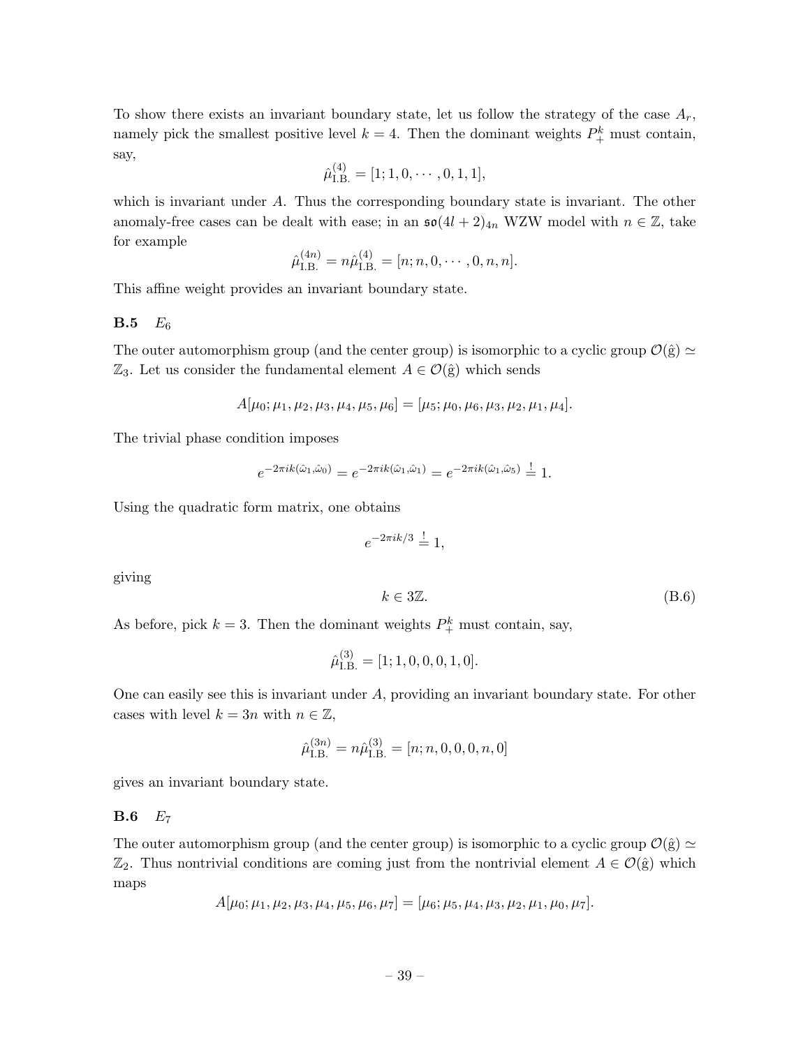To show there exists an invariant boundary state, let us follow the strategy of the case $A_r$, namely pick the smallest positive level $k = 4$. Then the dominant weights $P_+^k$ must contain, say,

$$\hat{\mu}^{(4)}_{\text{I.B.}} = [1; 1, 0, \cdots, 0, 1, 1],$$

which is invariant under $A$. Thus the corresponding boundary state is invariant. The other anomaly-free cases can be dealt with ease; in an $\mathfrak{so}(4l+2)_{4n}$ WZW model with $n \in \mathbb{Z}$, take for example

$$\hat{\mu}^{(4n)}_{\text{I.B.}} = n\hat{\mu}^{(4)}_{\text{I.B.}} = [n; n, 0, \cdots, 0, n, n].$$

This affine weight provides an invariant boundary state.

### B.5 $E_6$

The outer automorphism group (and the center group) is isomorphic to a cyclic group $\mathcal{O}(\hat{\mathrm{g}}) \simeq \mathbb{Z}_3$. Let us consider the fundamental element $A \in \mathcal{O}(\hat{\mathrm{g}})$ which sends

$$A[\mu_0; \mu_1, \mu_2, \mu_3, \mu_4, \mu_5, \mu_6] = [\mu_5; \mu_0, \mu_6, \mu_3, \mu_2, \mu_1, \mu_4].$$

The trivial phase condition imposes

$$e^{-2\pi i k(\hat{\omega}_1, \hat{\omega}_0)} = e^{-2\pi i k(\hat{\omega}_1, \hat{\omega}_1)} = e^{-2\pi i k(\hat{\omega}_1, \hat{\omega}_5)} \overset{!}{=} 1.$$

Using the quadratic form matrix, one obtains

$$e^{-2\pi i k/3} \overset{!}{=} 1,$$

giving

$$k \in 3\mathbb{Z}. \tag{B.6}$$

As before, pick $k = 3$. Then the dominant weights $P_+^k$ must contain, say,

$$\hat{\mu}^{(3)}_{\text{I.B.}} = [1; 1, 0, 0, 0, 1, 0].$$

One can easily see this is invariant under $A$, providing an invariant boundary state. For other cases with level $k = 3n$ with $n \in \mathbb{Z}$,

$$\hat{\mu}^{(3n)}_{\text{I.B.}} = n\hat{\mu}^{(3)}_{\text{I.B.}} = [n; n, 0, 0, 0, n, 0]$$

gives an invariant boundary state.

### B.6 $E_7$

The outer automorphism group (and the center group) is isomorphic to a cyclic group $\mathcal{O}(\hat{\mathrm{g}}) \simeq \mathbb{Z}_2$. Thus nontrivial conditions are coming just from the nontrivial element $A \in \mathcal{O}(\hat{\mathrm{g}})$ which maps

$$A[\mu_0; \mu_1, \mu_2, \mu_3, \mu_4, \mu_5, \mu_6, \mu_7] = [\mu_6; \mu_5, \mu_4, \mu_3, \mu_2, \mu_1, \mu_0, \mu_7].$$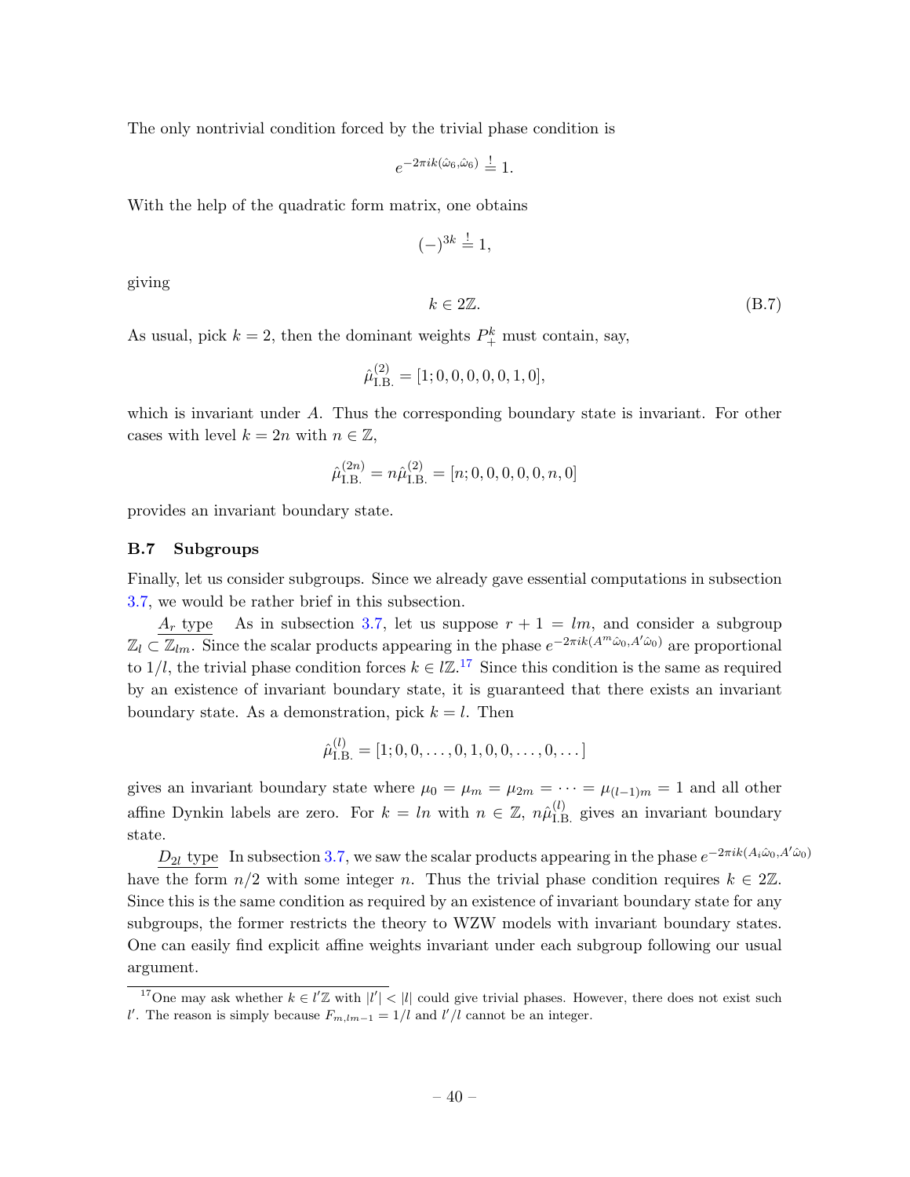The only nontrivial condition forced by the trivial phase condition is

$$e^{-2\pi ik(\hat{\omega}_6,\hat{\omega}_6)}\overset{!}{=}1.$$

With the help of the quadratic form matrix, one obtains

$$(-)^{3k}\overset{!}{=}1,$$

giving

$$k\in 2\mathbb{Z}. \tag{B.7}$$

As usual, pick $k=2$, then the dominant weights $P_+^k$ must contain, say,

$$\hat{\mu}_{\text{I.B.}}^{(2)}=[1;0,0,0,0,0,1,0],$$

which is invariant under $A$. Thus the corresponding boundary state is invariant. For other cases with level $k=2n$ with $n\in\mathbb{Z}$,

$$\hat{\mu}_{\text{I.B.}}^{(2n)}=n\hat{\mu}_{\text{I.B.}}^{(2)}=[n;0,0,0,0,0,n,0]$$

provides an invariant boundary state.

### B.7 Subgroups

Finally, let us consider subgroups. Since we already gave essential computations in subsection 3.7, we would be rather brief in this subsection.

$\underline{A_r \text{ type}}$ As in subsection 3.7, let us suppose $r+1=lm$, and consider a subgroup $\mathbb{Z}_l\subset\mathbb{Z}_{lm}$. Since the scalar products appearing in the phase $e^{-2\pi ik(A^m\hat{\omega}_0,A'\hat{\omega}_0)}$ are proportional to $1/l$, the trivial phase condition forces $k\in l\mathbb{Z}$.[17] Since this condition is the same as required by an existence of invariant boundary state, it is guaranteed that there exists an invariant boundary state. As a demonstration, pick $k=l$. Then

$$\hat{\mu}_{\text{I.B.}}^{(l)}=[1;0,0,\dots,0,1,0,0,\dots,0,\dots]$$

gives an invariant boundary state where $\mu_0=\mu_m=\mu_{2m}=\cdots=\mu_{(l-1)m}=1$ and all other affine Dynkin labels are zero. For $k=ln$ with $n\in\mathbb{Z}$, $n\hat{\mu}_{\text{I.B.}}^{(l)}$ gives an invariant boundary state.

$\underline{D_{2l} \text{ type}}$ In subsection 3.7, we saw the scalar products appearing in the phase $e^{-2\pi ik(A_i\hat{\omega}_0,A'\hat{\omega}_0)}$ have the form $n/2$ with some integer $n$. Thus the trivial phase condition requires $k\in 2\mathbb{Z}$. Since this is the same condition as required by an existence of invariant boundary state for any subgroups, the former restricts the theory to WZW models with invariant boundary states. One can easily find explicit affine weights invariant under each subgroup following our usual argument.

---

[17] One may ask whether $k\in l'\mathbb{Z}$ with $|l'|<|l|$ could give trivial phases. However, there does not exist such $l'$. The reason is simply because $F_{m,lm-1}=1/l$ and $l'/l$ cannot be an integer.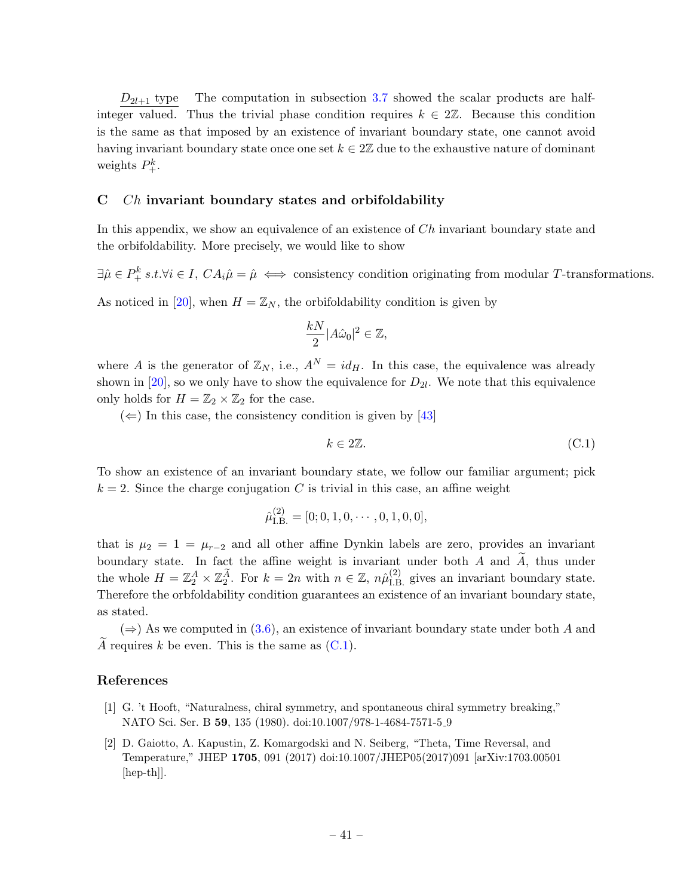$\underline{D_{2l+1}\text{ type}}$ The computation in subsection 3.7 showed the scalar products are half-integer valued. Thus the trivial phase condition requires $k \in 2\mathbb{Z}$. Because this condition is the same as that imposed by an existence of invariant boundary state, one cannot avoid having invariant boundary state once one set $k \in 2\mathbb{Z}$ due to the exhaustive nature of dominant weights $P^k_+$.

## C $Ch$ invariant boundary states and orbifoldability

In this appendix, we show an equivalence of an existence of $Ch$ invariant boundary state and the orbifoldability. More precisely, we would like to show

$\exists \hat{\mu} \in P^k_+ \, s.t. \forall i \in I,\, CA_i\hat{\mu} = \hat{\mu} \iff$ consistency condition originating from modular $T$-transformations.

As noticed in [20], when $H = \mathbb{Z}_N$, the orbifoldability condition is given by

$$\frac{kN}{2}|A\hat{\omega}_0|^2 \in \mathbb{Z},$$

where $A$ is the generator of $\mathbb{Z}_N$, i.e., $A^N = id_H$. In this case, the equivalence was already shown in [20], so we only have to show the equivalence for $D_{2l}$. We note that this equivalence only holds for $H = \mathbb{Z}_2 \times \mathbb{Z}_2$ for the case.

($\Leftarrow$) In this case, the consistency condition is given by [43]

$$k \in 2\mathbb{Z}. \tag{C.1}$$

To show an existence of an invariant boundary state, we follow our familiar argument; pick $k = 2$. Since the charge conjugation $C$ is trivial in this case, an affine weight

$$\hat{\mu}^{(2)}_{\text{I.B.}} = [0; 0, 1, 0, \cdots, 0, 1, 0, 0],$$

that is $\mu_2 = 1 = \mu_{r-2}$ and all other affine Dynkin labels are zero, provides an invariant boundary state. In fact the affine weight is invariant under both $A$ and $\widetilde{A}$, thus under the whole $H = \mathbb{Z}^A_2 \times \mathbb{Z}^{\widetilde{A}}_2$. For $k = 2n$ with $n \in \mathbb{Z}$, $n\hat{\mu}^{(2)}_{\text{I.B.}}$ gives an invariant boundary state. Therefore the orbfoldability condition guarantees an existence of an invariant boundary state, as stated.

($\Rightarrow$) As we computed in (3.6), an existence of invariant boundary state under both $A$ and $\widetilde{A}$ requires $k$ be even. This is the same as (C.1).

## References

[1] G. 't Hooft, "Naturalness, chiral symmetry, and spontaneous chiral symmetry breaking," NATO Sci. Ser. B **59**, 135 (1980). doi:10.1007/978-1-4684-7571-5_9

[2] D. Gaiotto, A. Kapustin, Z. Komargodski and N. Seiberg, "Theta, Time Reversal, and Temperature," JHEP **1705**, 091 (2017) doi:10.1007/JHEP05(2017)091 [arXiv:1703.00501 [hep-th]].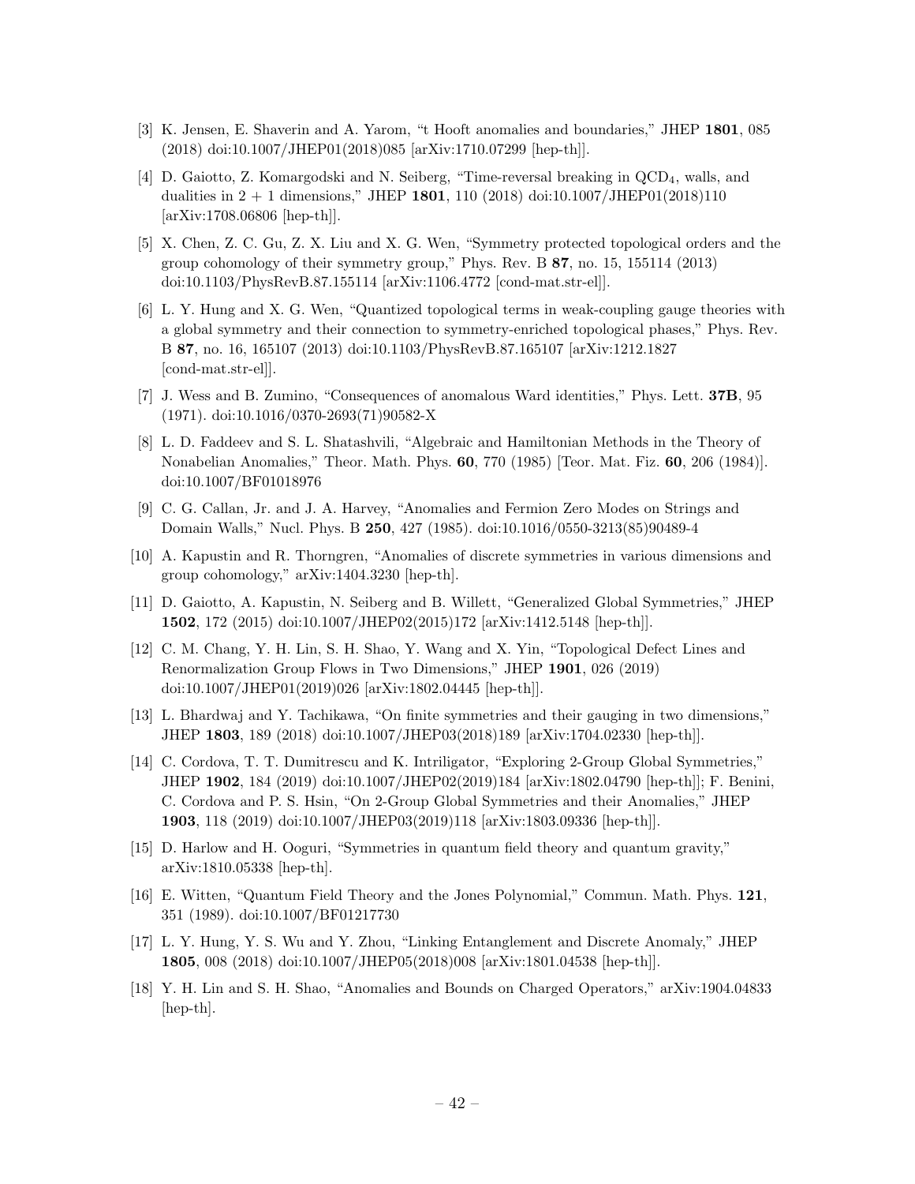[3] K. Jensen, E. Shaverin and A. Yarom, "'t Hooft anomalies and boundaries," JHEP **1801**, 085 (2018) doi:10.1007/JHEP01(2018)085 [arXiv:1710.07299 [hep-th]].

[4] D. Gaiotto, Z. Komargodski and N. Seiberg, "Time-reversal breaking in $\mathrm{QCD}_4$, walls, and dualities in $2+1$ dimensions," JHEP **1801**, 110 (2018) doi:10.1007/JHEP01(2018)110 [arXiv:1708.06806 [hep-th]].

[5] X. Chen, Z. C. Gu, Z. X. Liu and X. G. Wen, "Symmetry protected topological orders and the group cohomology of their symmetry group," Phys. Rev. B **87**, no. 15, 155114 (2013) doi:10.1103/PhysRevB.87.155114 [arXiv:1106.4772 [cond-mat.str-el]].

[6] L. Y. Hung and X. G. Wen, "Quantized topological terms in weak-coupling gauge theories with a global symmetry and their connection to symmetry-enriched topological phases," Phys. Rev. B **87**, no. 16, 165107 (2013) doi:10.1103/PhysRevB.87.165107 [arXiv:1212.1827 [cond-mat.str-el]].

[7] J. Wess and B. Zumino, "Consequences of anomalous Ward identities," Phys. Lett. **37B**, 95 (1971). doi:10.1016/0370-2693(71)90582-X

[8] L. D. Faddeev and S. L. Shatashvili, "Algebraic and Hamiltonian Methods in the Theory of Nonabelian Anomalies," Theor. Math. Phys. **60**, 770 (1985) [Teor. Mat. Fiz. **60**, 206 (1984)]. doi:10.1007/BF01018976

[9] C. G. Callan, Jr. and J. A. Harvey, "Anomalies and Fermion Zero Modes on Strings and Domain Walls," Nucl. Phys. B **250**, 427 (1985). doi:10.1016/0550-3213(85)90489-4

[10] A. Kapustin and R. Thorngren, "Anomalies of discrete symmetries in various dimensions and group cohomology," arXiv:1404.3230 [hep-th].

[11] D. Gaiotto, A. Kapustin, N. Seiberg and B. Willett, "Generalized Global Symmetries," JHEP **1502**, 172 (2015) doi:10.1007/JHEP02(2015)172 [arXiv:1412.5148 [hep-th]].

[12] C. M. Chang, Y. H. Lin, S. H. Shao, Y. Wang and X. Yin, "Topological Defect Lines and Renormalization Group Flows in Two Dimensions," JHEP **1901**, 026 (2019) doi:10.1007/JHEP01(2019)026 [arXiv:1802.04445 [hep-th]].

[13] L. Bhardwaj and Y. Tachikawa, "On finite symmetries and their gauging in two dimensions," JHEP **1803**, 189 (2018) doi:10.1007/JHEP03(2018)189 [arXiv:1704.02330 [hep-th]].

[14] C. Cordova, T. T. Dumitrescu and K. Intriligator, "Exploring 2-Group Global Symmetries," JHEP **1902**, 184 (2019) doi:10.1007/JHEP02(2019)184 [arXiv:1802.04790 [hep-th]]; F. Benini, C. Cordova and P. S. Hsin, "On 2-Group Global Symmetries and their Anomalies," JHEP **1903**, 118 (2019) doi:10.1007/JHEP03(2019)118 [arXiv:1803.09336 [hep-th]].

[15] D. Harlow and H. Ooguri, "Symmetries in quantum field theory and quantum gravity," arXiv:1810.05338 [hep-th].

[16] E. Witten, "Quantum Field Theory and the Jones Polynomial," Commun. Math. Phys. **121**, 351 (1989). doi:10.1007/BF01217730

[17] L. Y. Hung, Y. S. Wu and Y. Zhou, "Linking Entanglement and Discrete Anomaly," JHEP **1805**, 008 (2018) doi:10.1007/JHEP05(2018)008 [arXiv:1801.04538 [hep-th]].

[18] Y. H. Lin and S. H. Shao, "Anomalies and Bounds on Charged Operators," arXiv:1904.04833 [hep-th].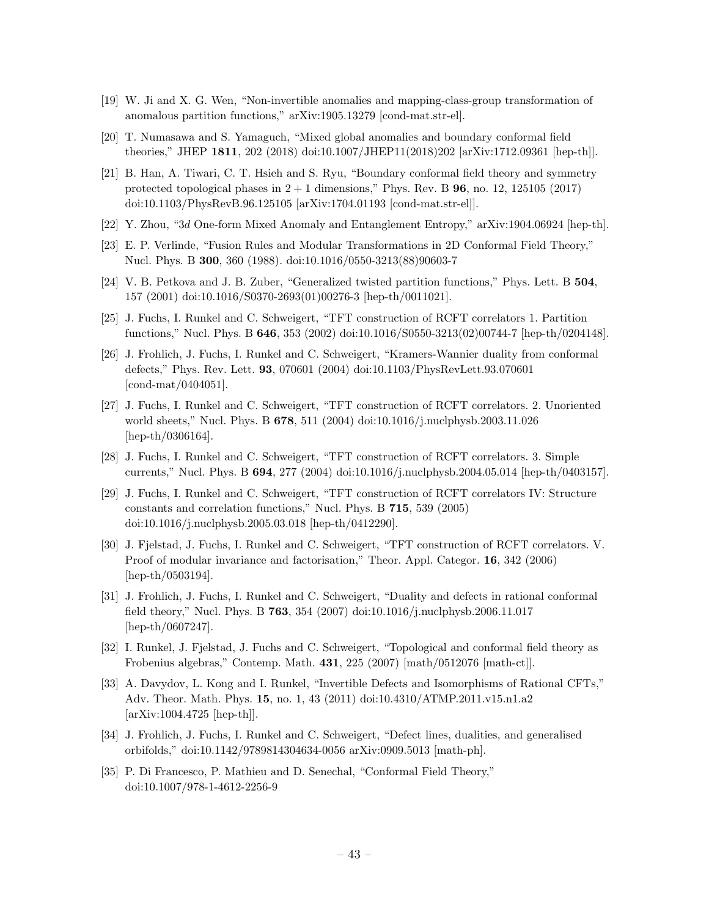[19] W. Ji and X. G. Wen, “Non-invertible anomalies and mapping-class-group transformation of anomalous partition functions,” arXiv:1905.13279 [cond-mat.str-el].

[20] T. Numasawa and S. Yamaguch, “Mixed global anomalies and boundary conformal field theories,” JHEP **1811**, 202 (2018) doi:10.1007/JHEP11(2018)202 [arXiv:1712.09361 [hep-th]].

[21] B. Han, A. Tiwari, C. T. Hsieh and S. Ryu, “Boundary conformal field theory and symmetry protected topological phases in $2+1$ dimensions,” Phys. Rev. B **96**, no. 12, 125105 (2017) doi:10.1103/PhysRevB.96.125105 [arXiv:1704.01193 [cond-mat.str-el]].

[22] Y. Zhou, “3*d* One-form Mixed Anomaly and Entanglement Entropy,” arXiv:1904.06924 [hep-th].

[23] E. P. Verlinde, “Fusion Rules and Modular Transformations in 2D Conformal Field Theory,” Nucl. Phys. B **300**, 360 (1988). doi:10.1016/0550-3213(88)90603-7

[24] V. B. Petkova and J. B. Zuber, “Generalized twisted partition functions,” Phys. Lett. B **504**, 157 (2001) doi:10.1016/S0370-2693(01)00276-3 [hep-th/0011021].

[25] J. Fuchs, I. Runkel and C. Schweigert, “TFT construction of RCFT correlators 1. Partition functions,” Nucl. Phys. B **646**, 353 (2002) doi:10.1016/S0550-3213(02)00744-7 [hep-th/0204148].

[26] J. Frohlich, J. Fuchs, I. Runkel and C. Schweigert, “Kramers-Wannier duality from conformal defects,” Phys. Rev. Lett. **93**, 070601 (2004) doi:10.1103/PhysRevLett.93.070601 [cond-mat/0404051].

[27] J. Fuchs, I. Runkel and C. Schweigert, “TFT construction of RCFT correlators. 2. Unoriented world sheets,” Nucl. Phys. B **678**, 511 (2004) doi:10.1016/j.nuclphysb.2003.11.026 [hep-th/0306164].

[28] J. Fuchs, I. Runkel and C. Schweigert, “TFT construction of RCFT correlators. 3. Simple currents,” Nucl. Phys. B **694**, 277 (2004) doi:10.1016/j.nuclphysb.2004.05.014 [hep-th/0403157].

[29] J. Fuchs, I. Runkel and C. Schweigert, “TFT construction of RCFT correlators IV: Structure constants and correlation functions,” Nucl. Phys. B **715**, 539 (2005) doi:10.1016/j.nuclphysb.2005.03.018 [hep-th/0412290].

[30] J. Fjelstad, J. Fuchs, I. Runkel and C. Schweigert, “TFT construction of RCFT correlators. V. Proof of modular invariance and factorisation,” Theor. Appl. Categor. **16**, 342 (2006) [hep-th/0503194].

[31] J. Frohlich, J. Fuchs, I. Runkel and C. Schweigert, “Duality and defects in rational conformal field theory,” Nucl. Phys. B **763**, 354 (2007) doi:10.1016/j.nuclphysb.2006.11.017 [hep-th/0607247].

[32] I. Runkel, J. Fjelstad, J. Fuchs and C. Schweigert, “Topological and conformal field theory as Frobenius algebras,” Contemp. Math. **431**, 225 (2007) [math/0512076 [math-ct]].

[33] A. Davydov, L. Kong and I. Runkel, “Invertible Defects and Isomorphisms of Rational CFTs,” Adv. Theor. Math. Phys. **15**, no. 1, 43 (2011) doi:10.4310/ATMP.2011.v15.n1.a2 [arXiv:1004.4725 [hep-th]].

[34] J. Frohlich, J. Fuchs, I. Runkel and C. Schweigert, “Defect lines, dualities, and generalised orbifolds,” doi:10.1142/9789814304634-0056 arXiv:0909.5013 [math-ph].

[35] P. Di Francesco, P. Mathieu and D. Senechal, “Conformal Field Theory,” doi:10.1007/978-1-4612-2256-9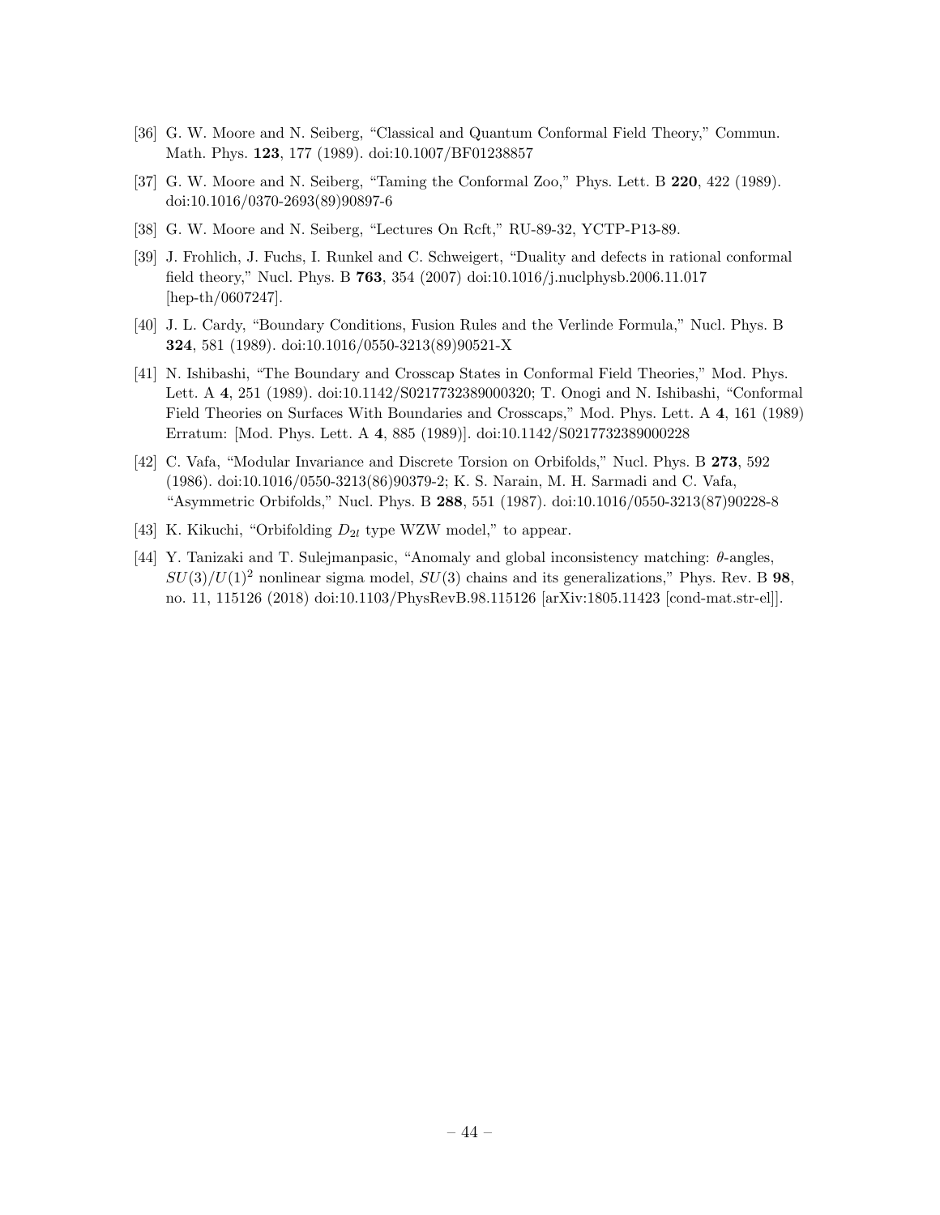[36] G. W. Moore and N. Seiberg, "Classical and Quantum Conformal Field Theory," Commun. Math. Phys. **123**, 177 (1989). doi:10.1007/BF01238857

[37] G. W. Moore and N. Seiberg, "Taming the Conformal Zoo," Phys. Lett. B **220**, 422 (1989). doi:10.1016/0370-2693(89)90897-6

[38] G. W. Moore and N. Seiberg, "Lectures On Rcft," RU-89-32, YCTP-P13-89.

[39] J. Frohlich, J. Fuchs, I. Runkel and C. Schweigert, "Duality and defects in rational conformal field theory," Nucl. Phys. B **763**, 354 (2007) doi:10.1016/j.nuclphysb.2006.11.017 [hep-th/0607247].

[40] J. L. Cardy, "Boundary Conditions, Fusion Rules and the Verlinde Formula," Nucl. Phys. B **324**, 581 (1989). doi:10.1016/0550-3213(89)90521-X

[41] N. Ishibashi, "The Boundary and Crosscap States in Conformal Field Theories," Mod. Phys. Lett. A **4**, 251 (1989). doi:10.1142/S0217732389000320; T. Onogi and N. Ishibashi, "Conformal Field Theories on Surfaces With Boundaries and Crosscaps," Mod. Phys. Lett. A **4**, 161 (1989) Erratum: [Mod. Phys. Lett. A **4**, 885 (1989)]. doi:10.1142/S0217732389000228

[42] C. Vafa, "Modular Invariance and Discrete Torsion on Orbifolds," Nucl. Phys. B **273**, 592 (1986). doi:10.1016/0550-3213(86)90379-2; K. S. Narain, M. H. Sarmadi and C. Vafa, "Asymmetric Orbifolds," Nucl. Phys. B **288**, 551 (1987). doi:10.1016/0550-3213(87)90228-8

[43] K. Kikuchi, "Orbifolding $D_{2l}$ type WZW model," to appear.

[44] Y. Tanizaki and T. Sulejmanpasic, "Anomaly and global inconsistency matching: $\theta$-angles, $SU(3)/U(1)^2$ nonlinear sigma model, $SU(3)$ chains and its generalizations," Phys. Rev. B **98**, no. 11, 115126 (2018) doi:10.1103/PhysRevB.98.115126 [arXiv:1805.11423 [cond-mat.str-el]].